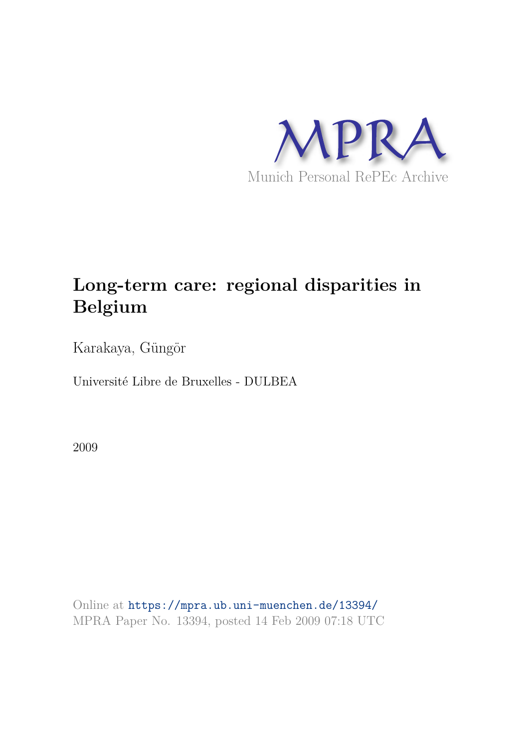MPRA

Munich Personal RePEc Archive

# Long-term care: regional disparities in Belgium

Karakaya, Güngör

Université Libre de Bruxelles - DULBEA

2009

Online at https://mpra.ub.uni-muenchen.de/13394/
MPRA Paper No. 13394, posted 14 Feb 2009 07:18 UTC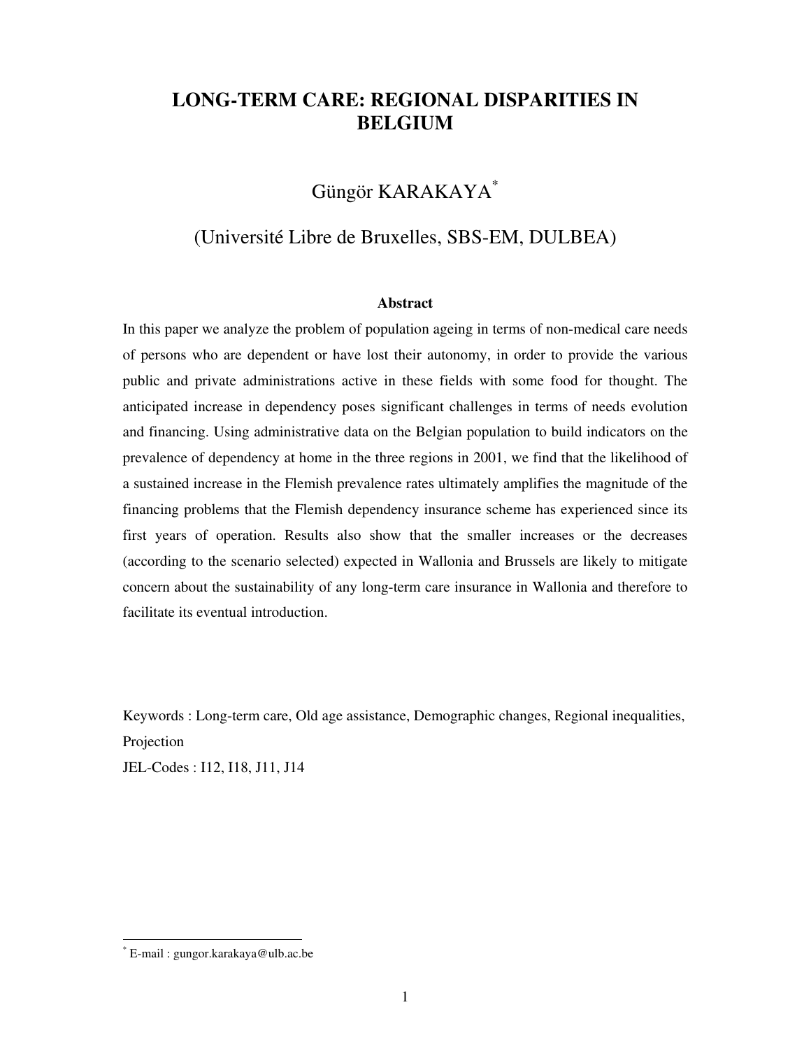# LONG-TERM CARE: REGIONAL DISPARITIES IN BELGIUM

Güngör KARAKAYA[*]

(Université Libre de Bruxelles, SBS-EM, DULBEA)

**Abstract**

In this paper we analyze the problem of population ageing in terms of non-medical care needs of persons who are dependent or have lost their autonomy, in order to provide the various public and private administrations active in these fields with some food for thought. The anticipated increase in dependency poses significant challenges in terms of needs evolution and financing. Using administrative data on the Belgian population to build indicators on the prevalence of dependency at home in the three regions in 2001, we find that the likelihood of a sustained increase in the Flemish prevalence rates ultimately amplifies the magnitude of the financing problems that the Flemish dependency insurance scheme has experienced since its first years of operation. Results also show that the smaller increases or the decreases (according to the scenario selected) expected in Wallonia and Brussels are likely to mitigate concern about the sustainability of any long-term care insurance in Wallonia and therefore to facilitate its eventual introduction.

Keywords : Long-term care, Old age assistance, Demographic changes, Regional inequalities, Projection

JEL-Codes : I12, I18, J11, J14

[*] E-mail : gungor.karakaya@ulb.ac.be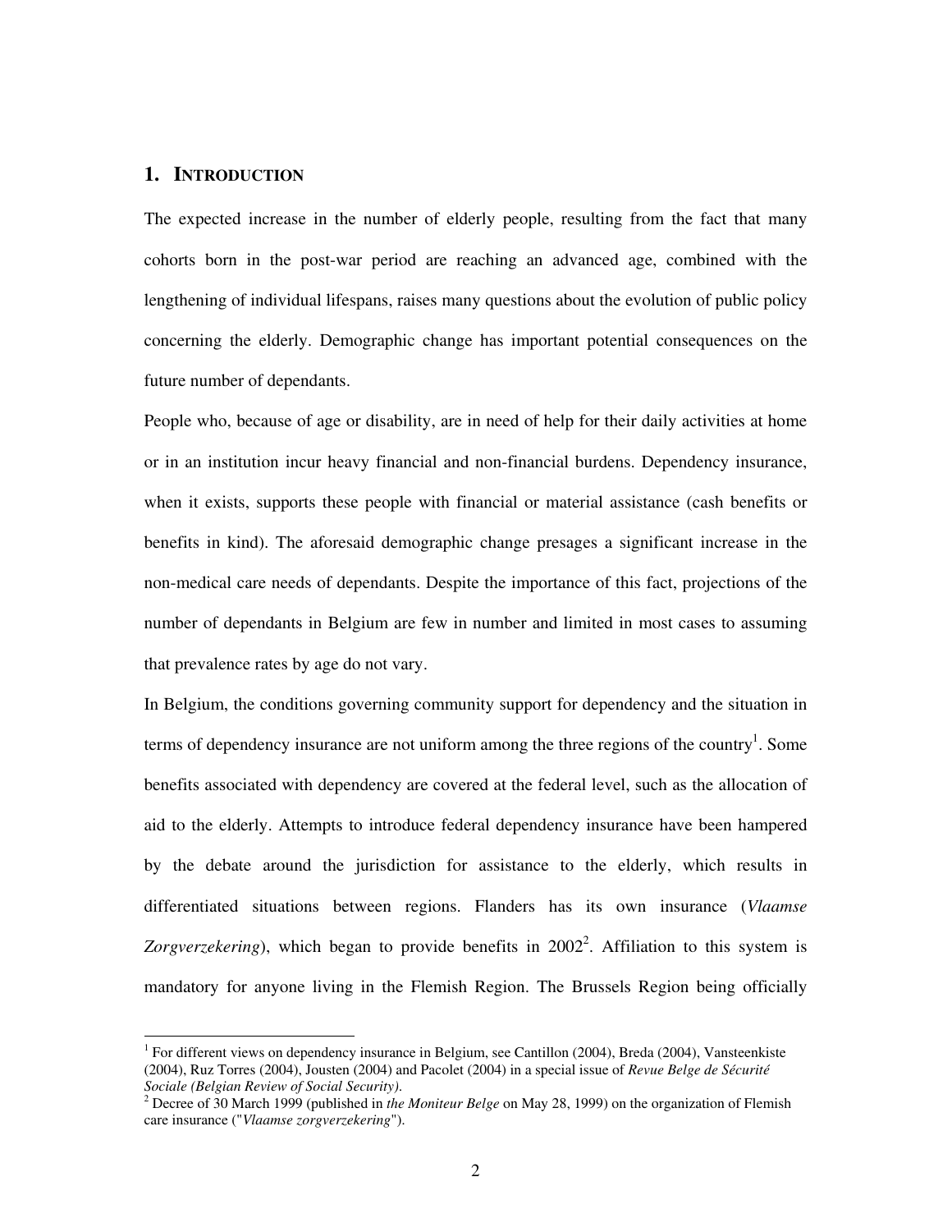## 1. INTRODUCTION

The expected increase in the number of elderly people, resulting from the fact that many cohorts born in the post-war period are reaching an advanced age, combined with the lengthening of individual lifespans, raises many questions about the evolution of public policy concerning the elderly. Demographic change has important potential consequences on the future number of dependants.

People who, because of age or disability, are in need of help for their daily activities at home or in an institution incur heavy financial and non-financial burdens. Dependency insurance, when it exists, supports these people with financial or material assistance (cash benefits or benefits in kind). The aforesaid demographic change presages a significant increase in the non-medical care needs of dependants. Despite the importance of this fact, projections of the number of dependants in Belgium are few in number and limited in most cases to assuming that prevalence rates by age do not vary.

In Belgium, the conditions governing community support for dependency and the situation in terms of dependency insurance are not uniform among the three regions of the country[1]. Some benefits associated with dependency are covered at the federal level, such as the allocation of aid to the elderly. Attempts to introduce federal dependency insurance have been hampered by the debate around the jurisdiction for assistance to the elderly, which results in differentiated situations between regions. Flanders has its own insurance (*Vlaamse Zorgverzekering*), which began to provide benefits in 2002[2]. Affiliation to this system is mandatory for anyone living in the Flemish Region. The Brussels Region being officially

[1] For different views on dependency insurance in Belgium, see Cantillon (2004), Breda (2004), Vansteenkiste (2004), Ruz Torres (2004), Jousten (2004) and Pacolet (2004) in a special issue of *Revue Belge de Sécurité Sociale (Belgian Review of Social Security).*

[2] Decree of 30 March 1999 (published in *the Moniteur Belge* on May 28, 1999) on the organization of Flemish care insurance ("*Vlaamse zorgverzekering*").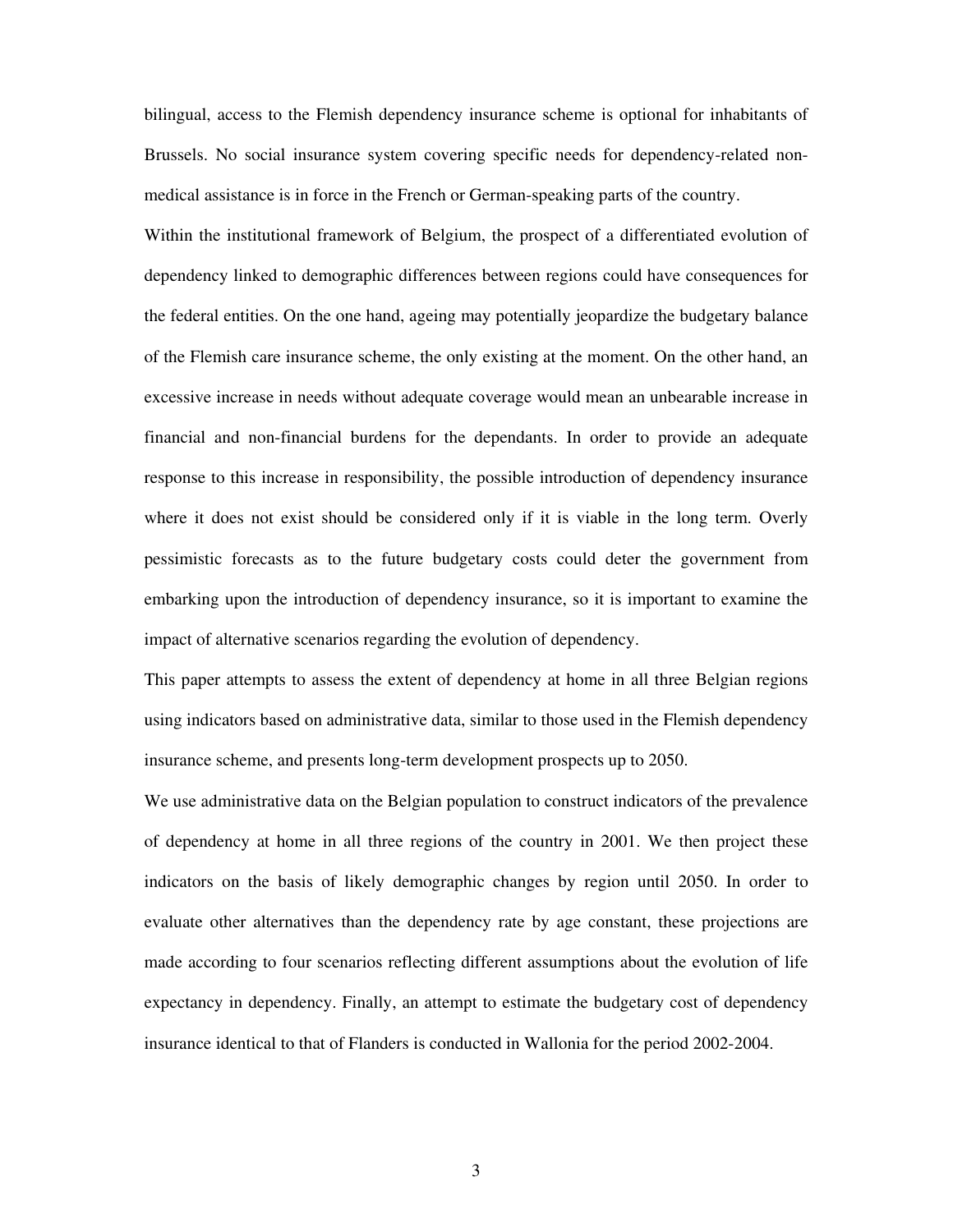bilingual, access to the Flemish dependency insurance scheme is optional for inhabitants of Brussels. No social insurance system covering specific needs for dependency-related non-medical assistance is in force in the French or German-speaking parts of the country.

Within the institutional framework of Belgium, the prospect of a differentiated evolution of dependency linked to demographic differences between regions could have consequences for the federal entities. On the one hand, ageing may potentially jeopardize the budgetary balance of the Flemish care insurance scheme, the only existing at the moment. On the other hand, an excessive increase in needs without adequate coverage would mean an unbearable increase in financial and non-financial burdens for the dependants. In order to provide an adequate response to this increase in responsibility, the possible introduction of dependency insurance where it does not exist should be considered only if it is viable in the long term. Overly pessimistic forecasts as to the future budgetary costs could deter the government from embarking upon the introduction of dependency insurance, so it is important to examine the impact of alternative scenarios regarding the evolution of dependency.

This paper attempts to assess the extent of dependency at home in all three Belgian regions using indicators based on administrative data, similar to those used in the Flemish dependency insurance scheme, and presents long-term development prospects up to 2050.

We use administrative data on the Belgian population to construct indicators of the prevalence of dependency at home in all three regions of the country in 2001. We then project these indicators on the basis of likely demographic changes by region until 2050. In order to evaluate other alternatives than the dependency rate by age constant, these projections are made according to four scenarios reflecting different assumptions about the evolution of life expectancy in dependency. Finally, an attempt to estimate the budgetary cost of dependency insurance identical to that of Flanders is conducted in Wallonia for the period 2002-2004.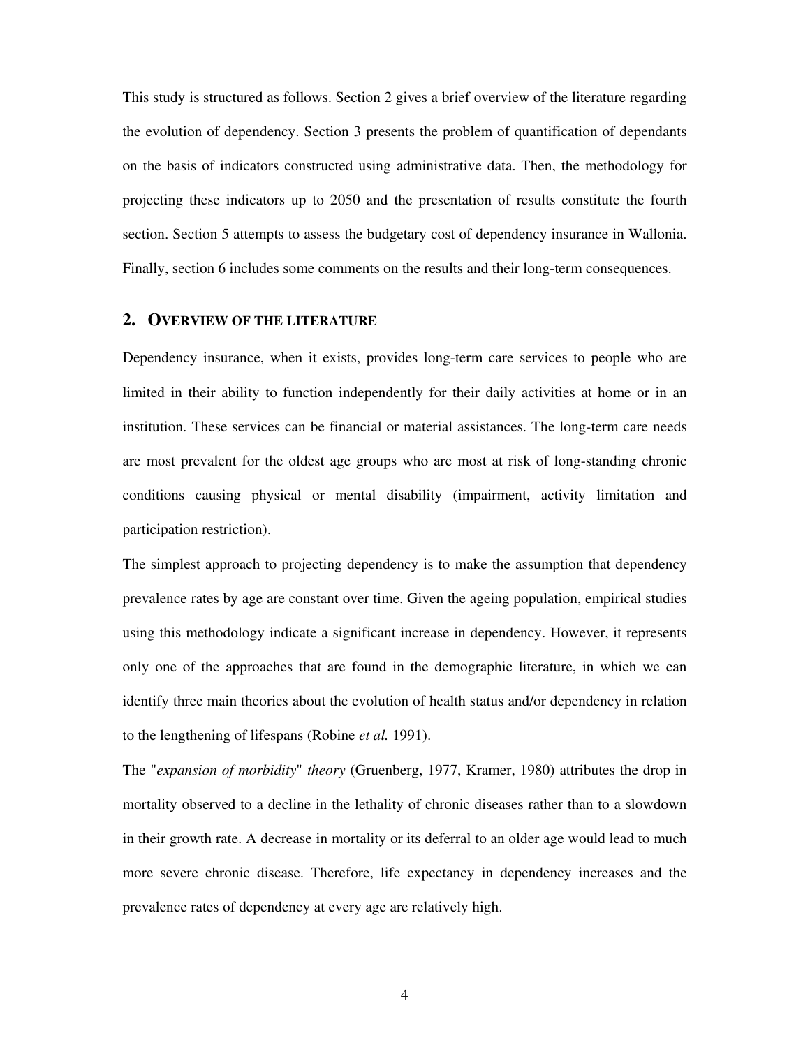This study is structured as follows. Section 2 gives a brief overview of the literature regarding the evolution of dependency. Section 3 presents the problem of quantification of dependants on the basis of indicators constructed using administrative data. Then, the methodology for projecting these indicators up to 2050 and the presentation of results constitute the fourth section. Section 5 attempts to assess the budgetary cost of dependency insurance in Wallonia. Finally, section 6 includes some comments on the results and their long-term consequences.

## 2. OVERVIEW OF THE LITERATURE

Dependency insurance, when it exists, provides long-term care services to people who are limited in their ability to function independently for their daily activities at home or in an institution. These services can be financial or material assistances. The long-term care needs are most prevalent for the oldest age groups who are most at risk of long-standing chronic conditions causing physical or mental disability (impairment, activity limitation and participation restriction).

The simplest approach to projecting dependency is to make the assumption that dependency prevalence rates by age are constant over time. Given the ageing population, empirical studies using this methodology indicate a significant increase in dependency. However, it represents only one of the approaches that are found in the demographic literature, in which we can identify three main theories about the evolution of health status and/or dependency in relation to the lengthening of lifespans (Robine *et al.* 1991).

The "*expansion of morbidity*" *theory* (Gruenberg, 1977, Kramer, 1980) attributes the drop in mortality observed to a decline in the lethality of chronic diseases rather than to a slowdown in their growth rate. A decrease in mortality or its deferral to an older age would lead to much more severe chronic disease. Therefore, life expectancy in dependency increases and the prevalence rates of dependency at every age are relatively high.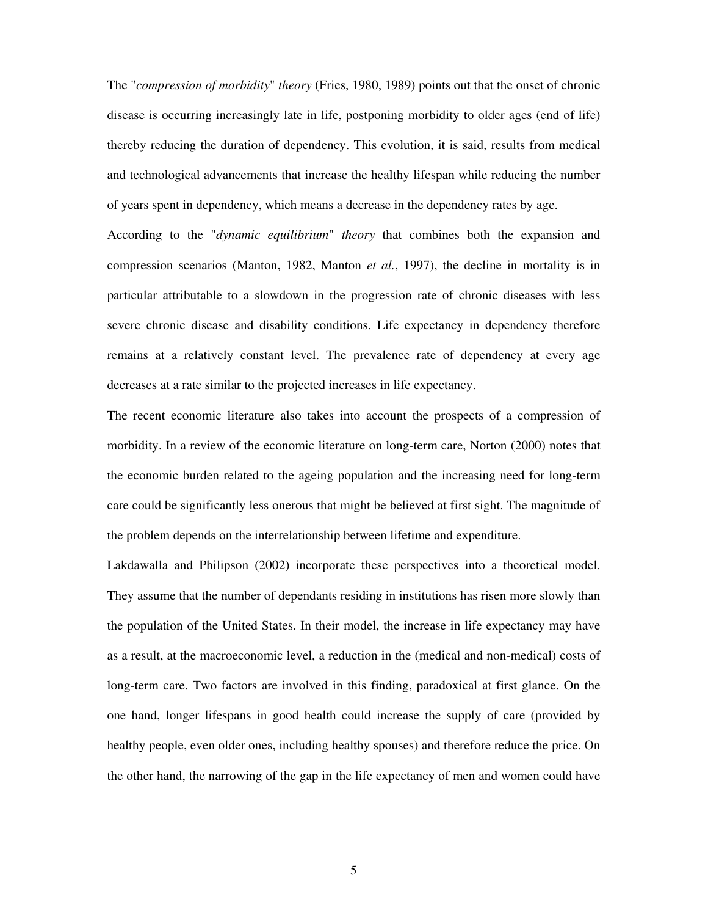The "*compression of morbidity*" *theory* (Fries, 1980, 1989) points out that the onset of chronic disease is occurring increasingly late in life, postponing morbidity to older ages (end of life) thereby reducing the duration of dependency. This evolution, it is said, results from medical and technological advancements that increase the healthy lifespan while reducing the number of years spent in dependency, which means a decrease in the dependency rates by age.

According to the "*dynamic equilibrium*" *theory* that combines both the expansion and compression scenarios (Manton, 1982, Manton *et al.*, 1997), the decline in mortality is in particular attributable to a slowdown in the progression rate of chronic diseases with less severe chronic disease and disability conditions. Life expectancy in dependency therefore remains at a relatively constant level. The prevalence rate of dependency at every age decreases at a rate similar to the projected increases in life expectancy.

The recent economic literature also takes into account the prospects of a compression of morbidity. In a review of the economic literature on long-term care, Norton (2000) notes that the economic burden related to the ageing population and the increasing need for long-term care could be significantly less onerous that might be believed at first sight. The magnitude of the problem depends on the interrelationship between lifetime and expenditure.

Lakdawalla and Philipson (2002) incorporate these perspectives into a theoretical model. They assume that the number of dependants residing in institutions has risen more slowly than the population of the United States. In their model, the increase in life expectancy may have as a result, at the macroeconomic level, a reduction in the (medical and non-medical) costs of long-term care. Two factors are involved in this finding, paradoxical at first glance. On the one hand, longer lifespans in good health could increase the supply of care (provided by healthy people, even older ones, including healthy spouses) and therefore reduce the price. On the other hand, the narrowing of the gap in the life expectancy of men and women could have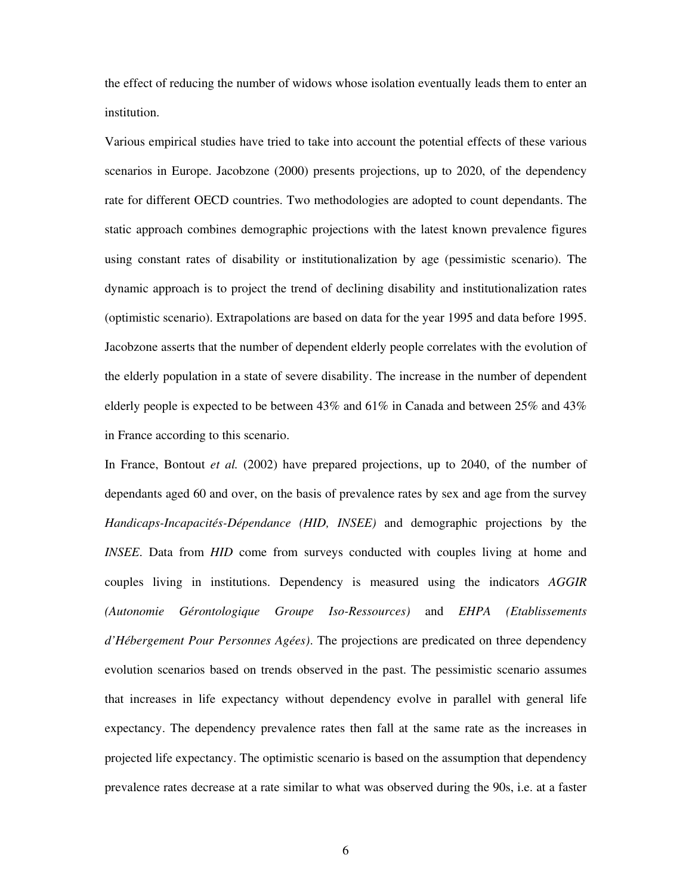the effect of reducing the number of widows whose isolation eventually leads them to enter an institution.

Various empirical studies have tried to take into account the potential effects of these various scenarios in Europe. Jacobzone (2000) presents projections, up to 2020, of the dependency rate for different OECD countries. Two methodologies are adopted to count dependants. The static approach combines demographic projections with the latest known prevalence figures using constant rates of disability or institutionalization by age (pessimistic scenario). The dynamic approach is to project the trend of declining disability and institutionalization rates (optimistic scenario). Extrapolations are based on data for the year 1995 and data before 1995. Jacobzone asserts that the number of dependent elderly people correlates with the evolution of the elderly population in a state of severe disability. The increase in the number of dependent elderly people is expected to be between 43% and 61% in Canada and between 25% and 43% in France according to this scenario.

In France, Bontout *et al.* (2002) have prepared projections, up to 2040, of the number of dependants aged 60 and over, on the basis of prevalence rates by sex and age from the survey *Handicaps-Incapacités-Dépendance (HID, INSEE)* and demographic projections by the *INSEE*. Data from *HID* come from surveys conducted with couples living at home and couples living in institutions. Dependency is measured using the indicators *AGGIR (Autonomie Gérontologique Groupe Iso-Ressources)* and *EHPA (Etablissements d'Hébergement Pour Personnes Agées)*. The projections are predicated on three dependency evolution scenarios based on trends observed in the past. The pessimistic scenario assumes that increases in life expectancy without dependency evolve in parallel with general life expectancy. The dependency prevalence rates then fall at the same rate as the increases in projected life expectancy. The optimistic scenario is based on the assumption that dependency prevalence rates decrease at a rate similar to what was observed during the 90s, i.e. at a faster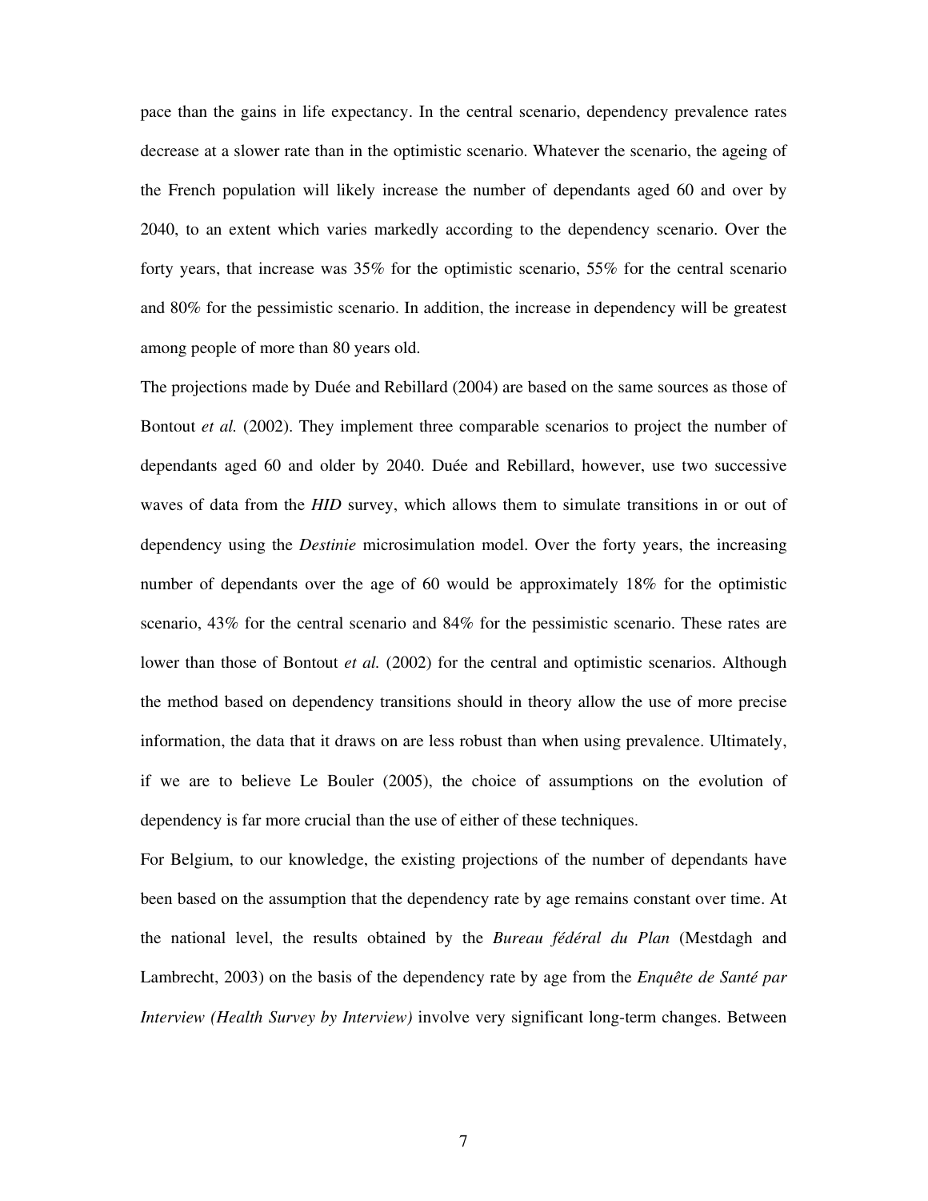pace than the gains in life expectancy. In the central scenario, dependency prevalence rates decrease at a slower rate than in the optimistic scenario. Whatever the scenario, the ageing of the French population will likely increase the number of dependants aged 60 and over by 2040, to an extent which varies markedly according to the dependency scenario. Over the forty years, that increase was 35% for the optimistic scenario, 55% for the central scenario and 80% for the pessimistic scenario. In addition, the increase in dependency will be greatest among people of more than 80 years old.

The projections made by Duée and Rebillard (2004) are based on the same sources as those of Bontout *et al.* (2002). They implement three comparable scenarios to project the number of dependants aged 60 and older by 2040. Duée and Rebillard, however, use two successive waves of data from the ***HID*** survey, which allows them to simulate transitions in or out of dependency using the *Destinie* microsimulation model. Over the forty years, the increasing number of dependants over the age of 60 would be approximately 18% for the optimistic scenario, 43% for the central scenario and 84% for the pessimistic scenario. These rates are lower than those of Bontout *et al.* (2002) for the central and optimistic scenarios. Although the method based on dependency transitions should in theory allow the use of more precise information, the data that it draws on are less robust than when using prevalence. Ultimately, if we are to believe Le Bouler (2005), the choice of assumptions on the evolution of dependency is far more crucial than the use of either of these techniques.

For Belgium, to our knowledge, the existing projections of the number of dependants have been based on the assumption that the dependency rate by age remains constant over time. At the national level, the results obtained by the *Bureau fédéral du Plan* (Mestdagh and Lambrecht, 2003) on the basis of the dependency rate by age from the *Enquête de Santé par Interview (Health Survey by Interview)* involve very significant long-term changes. Between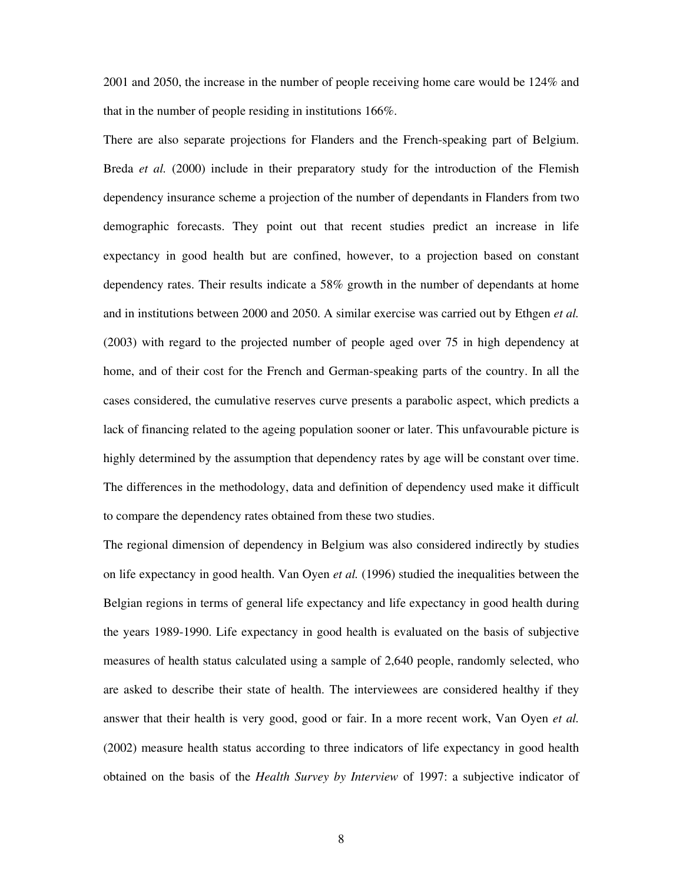2001 and 2050, the increase in the number of people receiving home care would be 124% and that in the number of people residing in institutions 166%.

There are also separate projections for Flanders and the French-speaking part of Belgium. Breda *et al.* (2000) include in their preparatory study for the introduction of the Flemish dependency insurance scheme a projection of the number of dependants in Flanders from two demographic forecasts. They point out that recent studies predict an increase in life expectancy in good health but are confined, however, to a projection based on constant dependency rates. Their results indicate a 58% growth in the number of dependants at home and in institutions between 2000 and 2050. A similar exercise was carried out by Ethgen *et al.* (2003) with regard to the projected number of people aged over 75 in high dependency at home, and of their cost for the French and German-speaking parts of the country. In all the cases considered, the cumulative reserves curve presents a parabolic aspect, which predicts a lack of financing related to the ageing population sooner or later. This unfavourable picture is highly determined by the assumption that dependency rates by age will be constant over time. The differences in the methodology, data and definition of dependency used make it difficult to compare the dependency rates obtained from these two studies.

The regional dimension of dependency in Belgium was also considered indirectly by studies on life expectancy in good health. Van Oyen *et al.* (1996) studied the inequalities between the Belgian regions in terms of general life expectancy and life expectancy in good health during the years 1989-1990. Life expectancy in good health is evaluated on the basis of subjective measures of health status calculated using a sample of 2,640 people, randomly selected, who are asked to describe their state of health. The interviewees are considered healthy if they answer that their health is very good, good or fair. In a more recent work, Van Oyen *et al.* (2002) measure health status according to three indicators of life expectancy in good health obtained on the basis of the *Health Survey by Interview* of 1997: a subjective indicator of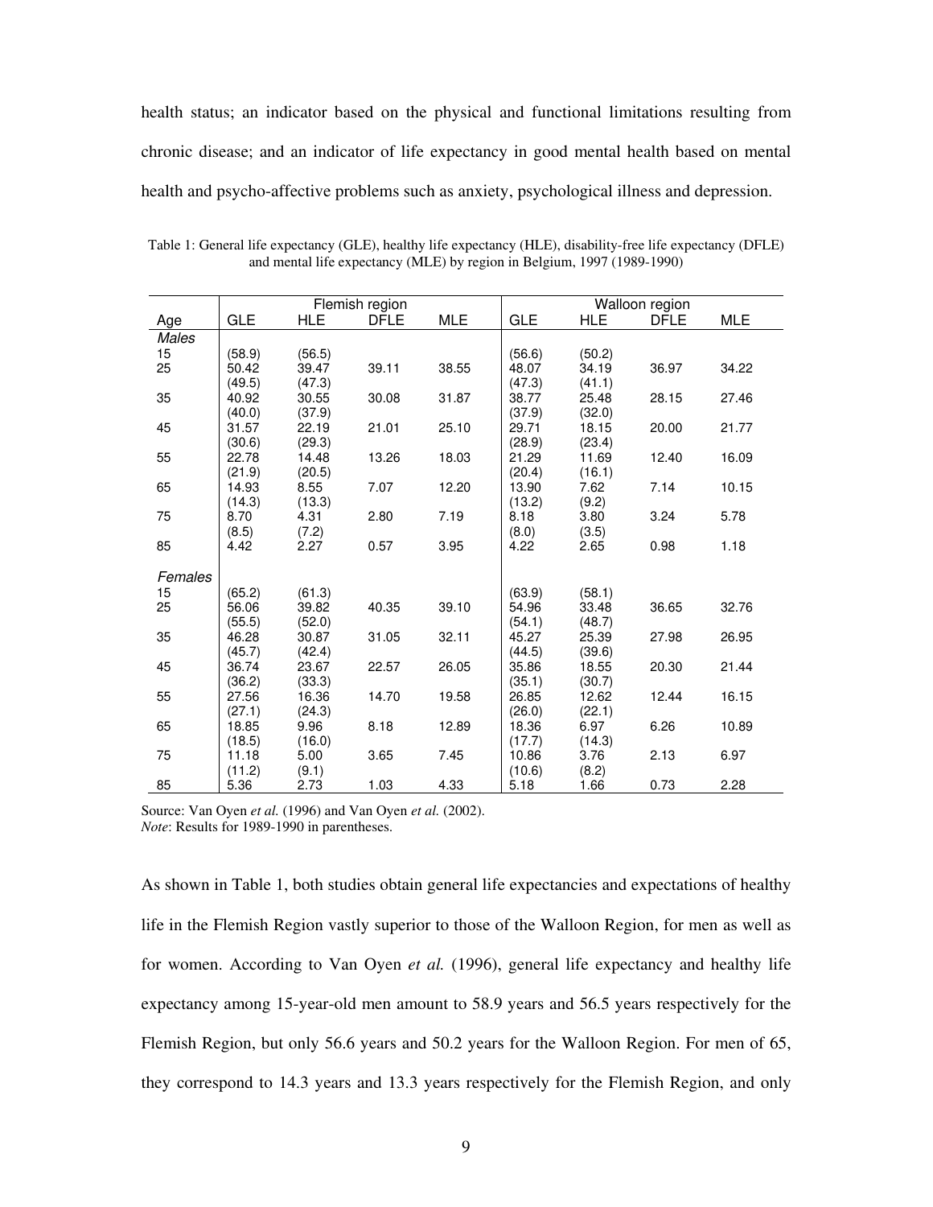health status; an indicator based on the physical and functional limitations resulting from chronic disease; and an indicator of life expectancy in good mental health based on mental health and psycho-affective problems such as anxiety, psychological illness and depression.

Table 1: General life expectancy (GLE), healthy life expectancy (HLE), disability-free life expectancy (DFLE) and mental life expectancy (MLE) by region in Belgium, 1997 (1989-1990)

| | Flemish region | | | | Walloon region | | | |
|---|---|---|---|---|---|---|---|---|
| Age | GLE | HLE | DFLE | MLE | GLE | HLE | DFLE | MLE |
| *Males* | | | | | | | | |
| 15 | (58.9) | (56.5) | | | (56.6) | (50.2) | | |
| 25 | 50.42 | 39.47 | 39.11 | 38.55 | 48.07 | 34.19 | 36.97 | 34.22 |
| | (49.5) | (47.3) | | | (47.3) | (41.1) | | |
| 35 | 40.92 | 30.55 | 30.08 | 31.87 | 38.77 | 25.48 | 28.15 | 27.46 |
| | (40.0) | (37.9) | | | (37.9) | (32.0) | | |
| 45 | 31.57 | 22.19 | 21.01 | 25.10 | 29.71 | 18.15 | 20.00 | 21.77 |
| | (30.6) | (29.3) | | | (28.9) | (23.4) | | |
| 55 | 22.78 | 14.48 | 13.26 | 18.03 | 21.29 | 11.69 | 12.40 | 16.09 |
| | (21.9) | (20.5) | | | (20.4) | (16.1) | | |
| 65 | 14.93 | 8.55 | 7.07 | 12.20 | 13.90 | 7.62 | 7.14 | 10.15 |
| | (14.3) | (13.3) | | | (13.2) | (9.2) | | |
| 75 | 8.70 | 4.31 | 2.80 | 7.19 | 8.18 | 3.80 | 3.24 | 5.78 |
| | (8.5) | (7.2) | | | (8.0) | (3.5) | | |
| 85 | 4.42 | 2.27 | 0.57 | 3.95 | 4.22 | 2.65 | 0.98 | 1.18 |
| *Females* | | | | | | | | |
| 15 | (65.2) | (61.3) | | | (63.9) | (58.1) | | |
| 25 | 56.06 | 39.82 | 40.35 | 39.10 | 54.96 | 33.48 | 36.65 | 32.76 |
| | (55.5) | (52.0) | | | (54.1) | (48.7) | | |
| 35 | 46.28 | 30.87 | 31.05 | 32.11 | 45.27 | 25.39 | 27.98 | 26.95 |
| | (45.7) | (42.4) | | | (44.5) | (39.6) | | |
| 45 | 36.74 | 23.67 | 22.57 | 26.05 | 35.86 | 18.55 | 20.30 | 21.44 |
| | (36.2) | (33.3) | | | (35.1) | (30.7) | | |
| 55 | 27.56 | 16.36 | 14.70 | 19.58 | 26.85 | 12.62 | 12.44 | 16.15 |
| | (27.1) | (24.3) | | | (26.0) | (22.1) | | |
| 65 | 18.85 | 9.96 | 8.18 | 12.89 | 18.36 | 6.97 | 6.26 | 10.89 |
| | (18.5) | (16.0) | | | (17.7) | (14.3) | | |
| 75 | 11.18 | 5.00 | 3.65 | 7.45 | 10.86 | 3.76 | 2.13 | 6.97 |
| | (11.2) | (9.1) | | | (10.6) | (8.2) | | |
| 85 | 5.36 | 2.73 | 1.03 | 4.33 | 5.18 | 1.66 | 0.73 | 2.28 |

Source: Van Oyen *et al.* (1996) and Van Oyen *et al.* (2002).
*Note*: Results for 1989-1990 in parentheses.

As shown in Table 1, both studies obtain general life expectancies and expectations of healthy life in the Flemish Region vastly superior to those of the Walloon Region, for men as well as for women. According to Van Oyen *et al.* (1996), general life expectancy and healthy life expectancy among 15-year-old men amount to 58.9 years and 56.5 years respectively for the Flemish Region, but only 56.6 years and 50.2 years for the Walloon Region. For men of 65, they correspond to 14.3 years and 13.3 years respectively for the Flemish Region, and only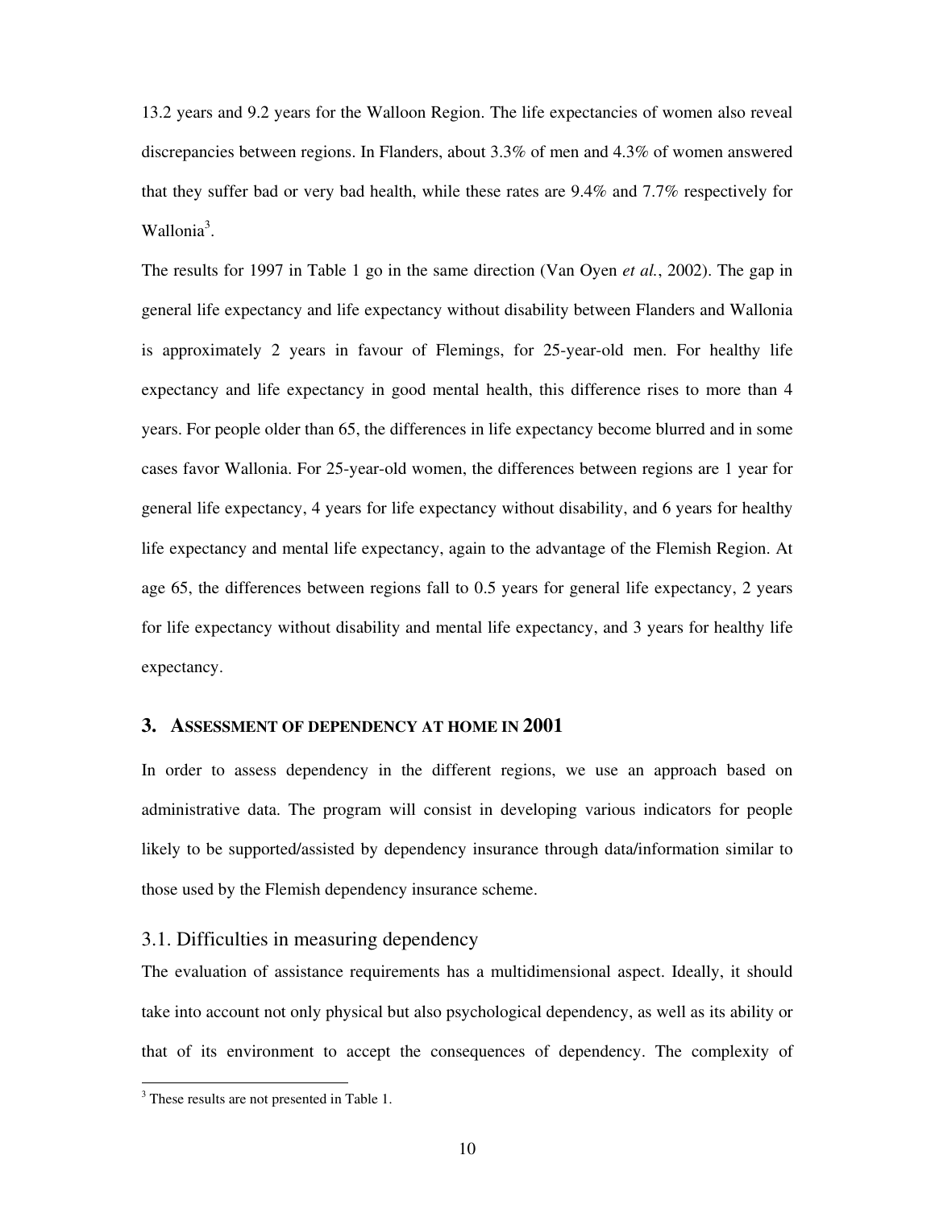13.2 years and 9.2 years for the Walloon Region. The life expectancies of women also reveal discrepancies between regions. In Flanders, about 3.3% of men and 4.3% of women answered that they suffer bad or very bad health, while these rates are 9.4% and 7.7% respectively for Wallonia[3].

The results for 1997 in Table 1 go in the same direction (Van Oyen *et al.*, 2002). The gap in general life expectancy and life expectancy without disability between Flanders and Wallonia is approximately 2 years in favour of Flemings, for 25-year-old men. For healthy life expectancy and life expectancy in good mental health, this difference rises to more than 4 years. For people older than 65, the differences in life expectancy become blurred and in some cases favor Wallonia. For 25-year-old women, the differences between regions are 1 year for general life expectancy, 4 years for life expectancy without disability, and 6 years for healthy life expectancy and mental life expectancy, again to the advantage of the Flemish Region. At age 65, the differences between regions fall to 0.5 years for general life expectancy, 2 years for life expectancy without disability and mental life expectancy, and 3 years for healthy life expectancy.

## 3. ASSESSMENT OF DEPENDENCY AT HOME IN 2001

In order to assess dependency in the different regions, we use an approach based on administrative data. The program will consist in developing various indicators for people likely to be supported/assisted by dependency insurance through data/information similar to those used by the Flemish dependency insurance scheme.

### 3.1. Difficulties in measuring dependency

The evaluation of assistance requirements has a multidimensional aspect. Ideally, it should take into account not only physical but also psychological dependency, as well as its ability or that of its environment to accept the consequences of dependency. The complexity of

[3] These results are not presented in Table 1.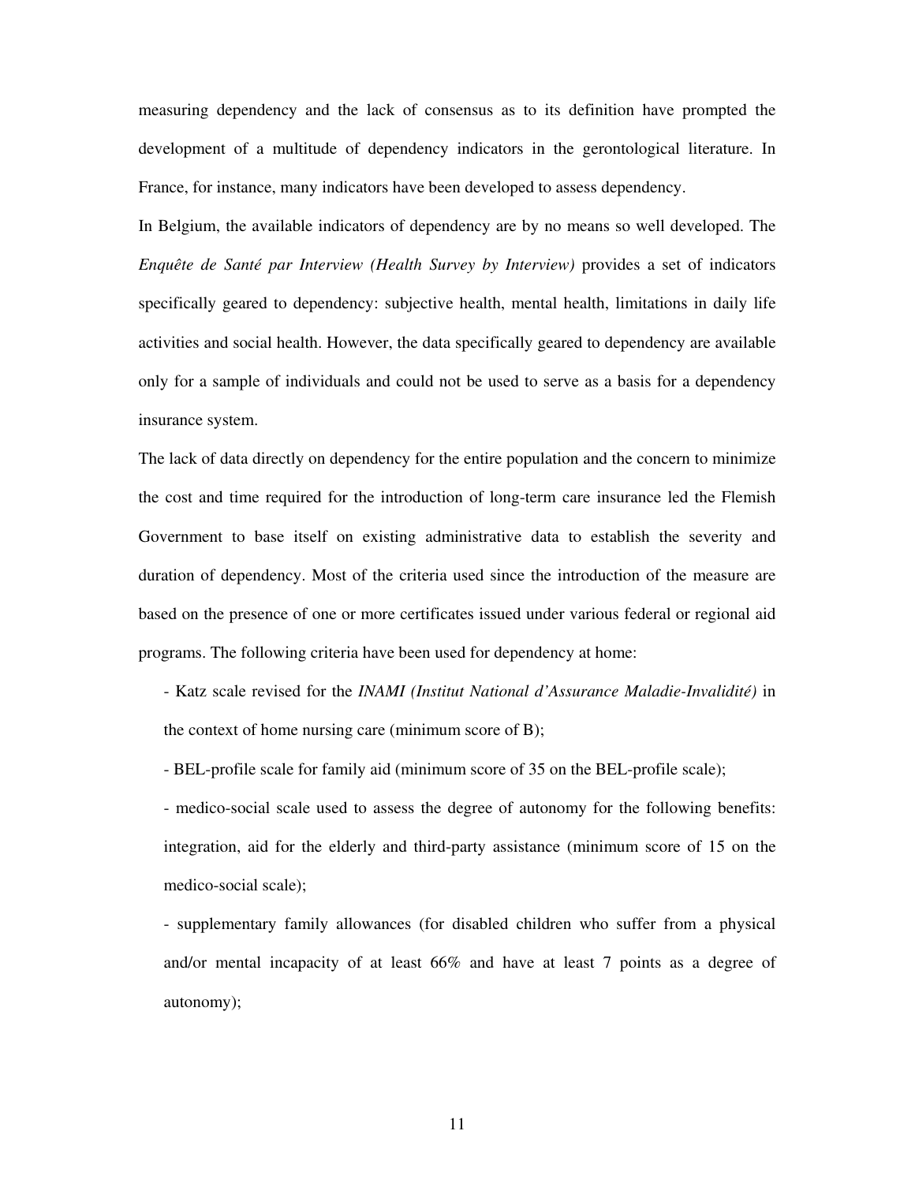measuring dependency and the lack of consensus as to its definition have prompted the development of a multitude of dependency indicators in the gerontological literature. In France, for instance, many indicators have been developed to assess dependency.

In Belgium, the available indicators of dependency are by no means so well developed. The *Enquête de Santé par Interview (Health Survey by Interview)* provides a set of indicators specifically geared to dependency: subjective health, mental health, limitations in daily life activities and social health. However, the data specifically geared to dependency are available only for a sample of individuals and could not be used to serve as a basis for a dependency insurance system.

The lack of data directly on dependency for the entire population and the concern to minimize the cost and time required for the introduction of long-term care insurance led the Flemish Government to base itself on existing administrative data to establish the severity and duration of dependency. Most of the criteria used since the introduction of the measure are based on the presence of one or more certificates issued under various federal or regional aid programs. The following criteria have been used for dependency at home:

- Katz scale revised for the *INAMI (Institut National d'Assurance Maladie-Invalidité)* in the context of home nursing care (minimum score of B);
- BEL-profile scale for family aid (minimum score of 35 on the BEL-profile scale);
- medico-social scale used to assess the degree of autonomy for the following benefits: integration, aid for the elderly and third-party assistance (minimum score of 15 on the medico-social scale);
- supplementary family allowances (for disabled children who suffer from a physical and/or mental incapacity of at least 66% and have at least 7 points as a degree of autonomy);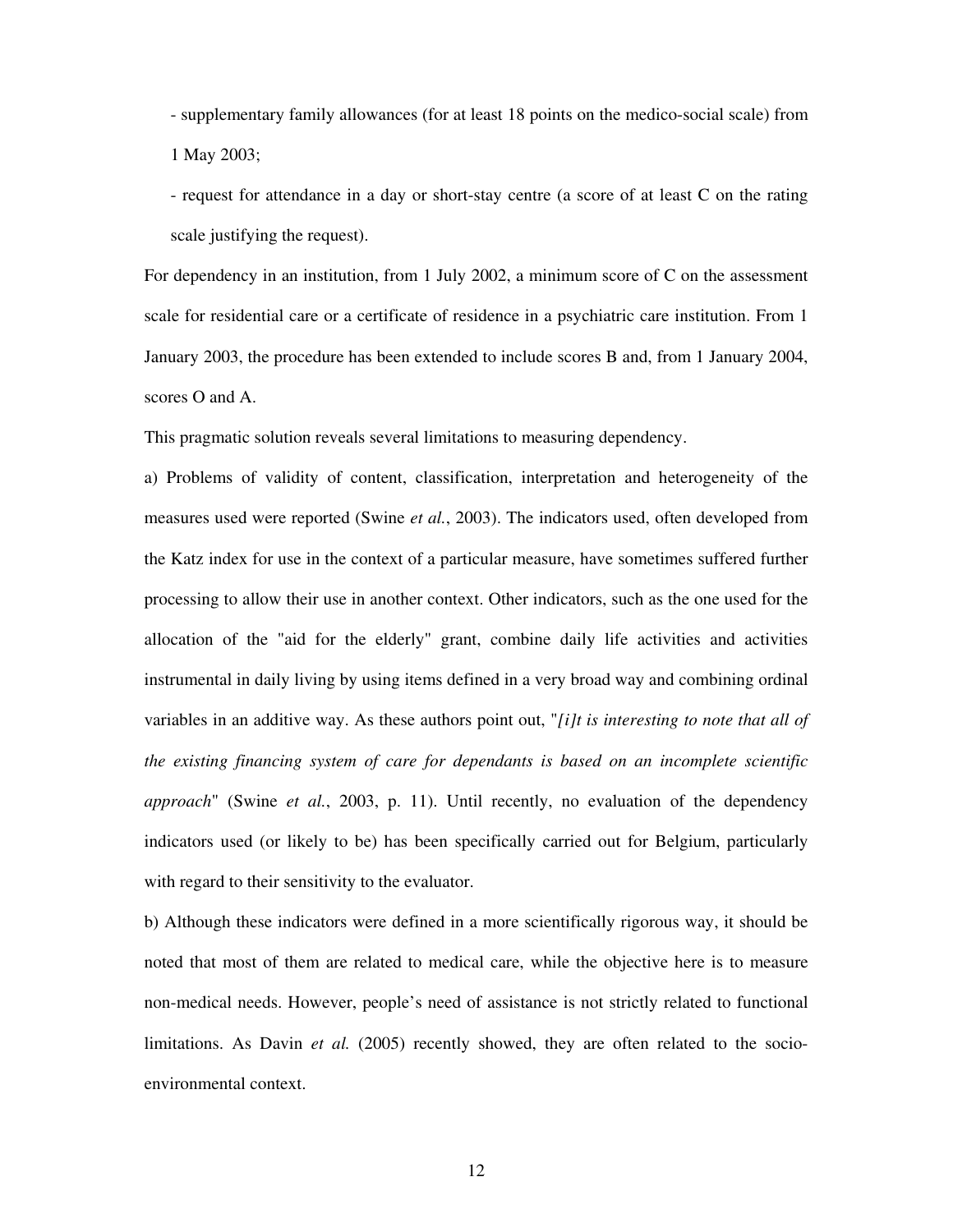- supplementary family allowances (for at least 18 points on the medico-social scale) from 1 May 2003;

- request for attendance in a day or short-stay centre (a score of at least C on the rating scale justifying the request).

For dependency in an institution, from 1 July 2002, a minimum score of C on the assessment scale for residential care or a certificate of residence in a psychiatric care institution. From 1 January 2003, the procedure has been extended to include scores B and, from 1 January 2004, scores O and A.

This pragmatic solution reveals several limitations to measuring dependency.

a) Problems of validity of content, classification, interpretation and heterogeneity of the measures used were reported (Swine *et al.*, 2003). The indicators used, often developed from the Katz index for use in the context of a particular measure, have sometimes suffered further processing to allow their use in another context. Other indicators, such as the one used for the allocation of the "aid for the elderly" grant, combine daily life activities and activities instrumental in daily living by using items defined in a very broad way and combining ordinal variables in an additive way. As these authors point out, "*[i]t is interesting to note that all of the existing financing system of care for dependants is based on an incomplete scientific approach*" (Swine *et al.*, 2003, p. 11). Until recently, no evaluation of the dependency indicators used (or likely to be) has been specifically carried out for Belgium, particularly with regard to their sensitivity to the evaluator.

b) Although these indicators were defined in a more scientifically rigorous way, it should be noted that most of them are related to medical care, while the objective here is to measure non-medical needs. However, people's need of assistance is not strictly related to functional limitations. As Davin *et al.* (2005) recently showed, they are often related to the socio-environmental context.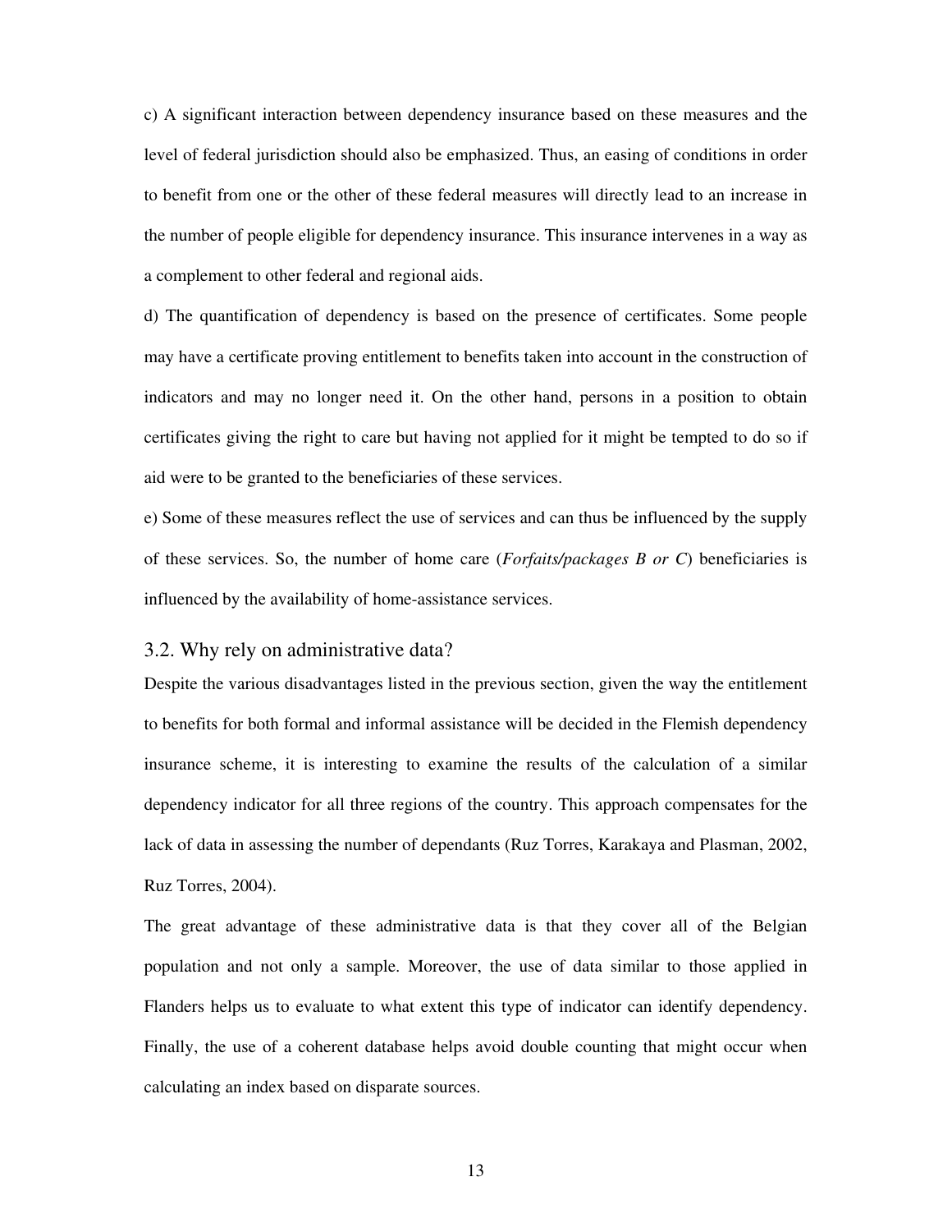c) A significant interaction between dependency insurance based on these measures and the level of federal jurisdiction should also be emphasized. Thus, an easing of conditions in order to benefit from one or the other of these federal measures will directly lead to an increase in the number of people eligible for dependency insurance. This insurance intervenes in a way as a complement to other federal and regional aids.

d) The quantification of dependency is based on the presence of certificates. Some people may have a certificate proving entitlement to benefits taken into account in the construction of indicators and may no longer need it. On the other hand, persons in a position to obtain certificates giving the right to care but having not applied for it might be tempted to do so if aid were to be granted to the beneficiaries of these services.

e) Some of these measures reflect the use of services and can thus be influenced by the supply of these services. So, the number of home care (*Forfaits/packages B or C*) beneficiaries is influenced by the availability of home-assistance services.

### 3.2. Why rely on administrative data?

Despite the various disadvantages listed in the previous section, given the way the entitlement to benefits for both formal and informal assistance will be decided in the Flemish dependency insurance scheme, it is interesting to examine the results of the calculation of a similar dependency indicator for all three regions of the country. This approach compensates for the lack of data in assessing the number of dependants (Ruz Torres, Karakaya and Plasman, 2002, Ruz Torres, 2004).

The great advantage of these administrative data is that they cover all of the Belgian population and not only a sample. Moreover, the use of data similar to those applied in Flanders helps us to evaluate to what extent this type of indicator can identify dependency. Finally, the use of a coherent database helps avoid double counting that might occur when calculating an index based on disparate sources.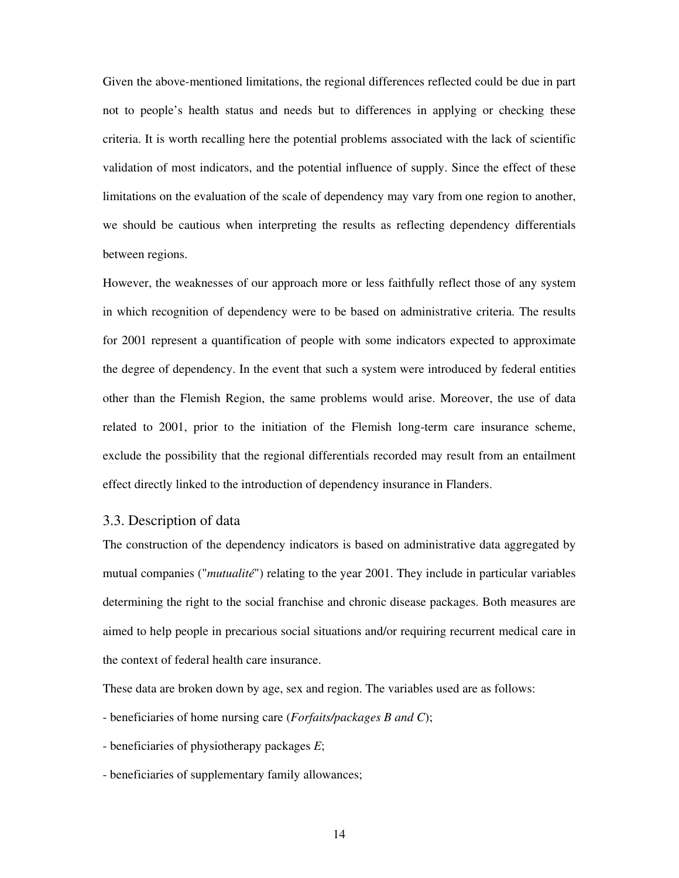Given the above-mentioned limitations, the regional differences reflected could be due in part not to people's health status and needs but to differences in applying or checking these criteria. It is worth recalling here the potential problems associated with the lack of scientific validation of most indicators, and the potential influence of supply. Since the effect of these limitations on the evaluation of the scale of dependency may vary from one region to another, we should be cautious when interpreting the results as reflecting dependency differentials between regions.

However, the weaknesses of our approach more or less faithfully reflect those of any system in which recognition of dependency were to be based on administrative criteria. The results for 2001 represent a quantification of people with some indicators expected to approximate the degree of dependency. In the event that such a system were introduced by federal entities other than the Flemish Region, the same problems would arise. Moreover, the use of data related to 2001, prior to the initiation of the Flemish long-term care insurance scheme, exclude the possibility that the regional differentials recorded may result from an entailment effect directly linked to the introduction of dependency insurance in Flanders.

### 3.3. Description of data

The construction of the dependency indicators is based on administrative data aggregated by mutual companies ("*mutualité*") relating to the year 2001. They include in particular variables determining the right to the social franchise and chronic disease packages. Both measures are aimed to help people in precarious social situations and/or requiring recurrent medical care in the context of federal health care insurance.

These data are broken down by age, sex and region. The variables used are as follows:

- beneficiaries of home nursing care (*Forfaits/packages B and C*);
- beneficiaries of physiotherapy packages *E*;
- beneficiaries of supplementary family allowances;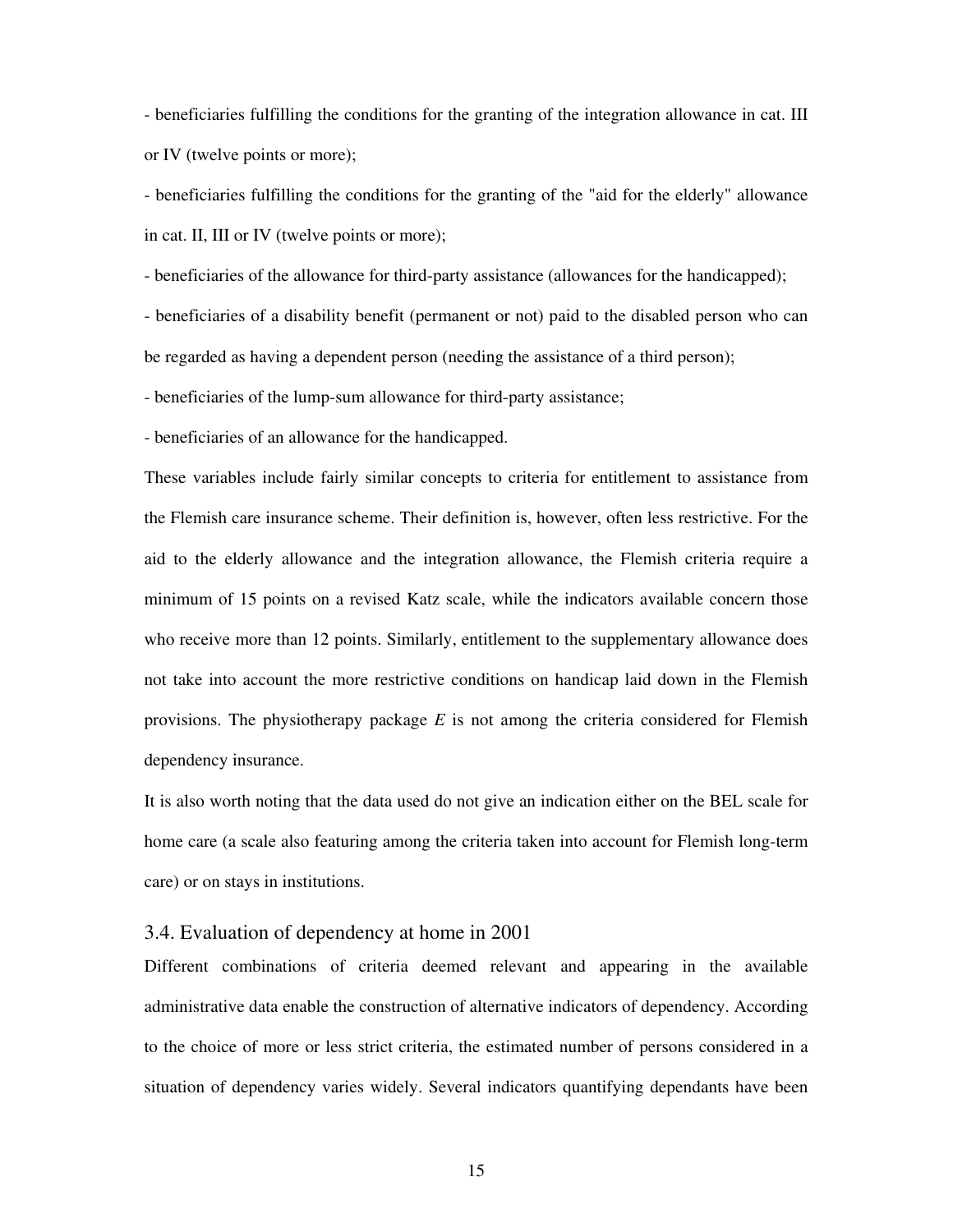- beneficiaries fulfilling the conditions for the granting of the integration allowance in cat. III or IV (twelve points or more);

- beneficiaries fulfilling the conditions for the granting of the "aid for the elderly" allowance in cat. II, III or IV (twelve points or more);

- beneficiaries of the allowance for third-party assistance (allowances for the handicapped);

- beneficiaries of a disability benefit (permanent or not) paid to the disabled person who can be regarded as having a dependent person (needing the assistance of a third person);

- beneficiaries of the lump-sum allowance for third-party assistance;

- beneficiaries of an allowance for the handicapped.

These variables include fairly similar concepts to criteria for entitlement to assistance from the Flemish care insurance scheme. Their definition is, however, often less restrictive. For the aid to the elderly allowance and the integration allowance, the Flemish criteria require a minimum of 15 points on a revised Katz scale, while the indicators available concern those who receive more than 12 points. Similarly, entitlement to the supplementary allowance does not take into account the more restrictive conditions on handicap laid down in the Flemish provisions. The physiotherapy package *E* is not among the criteria considered for Flemish dependency insurance.

It is also worth noting that the data used do not give an indication either on the BEL scale for home care (a scale also featuring among the criteria taken into account for Flemish long-term care) or on stays in institutions.

### 3.4. Evaluation of dependency at home in 2001

Different combinations of criteria deemed relevant and appearing in the available administrative data enable the construction of alternative indicators of dependency. According to the choice of more or less strict criteria, the estimated number of persons considered in a situation of dependency varies widely. Several indicators quantifying dependants have been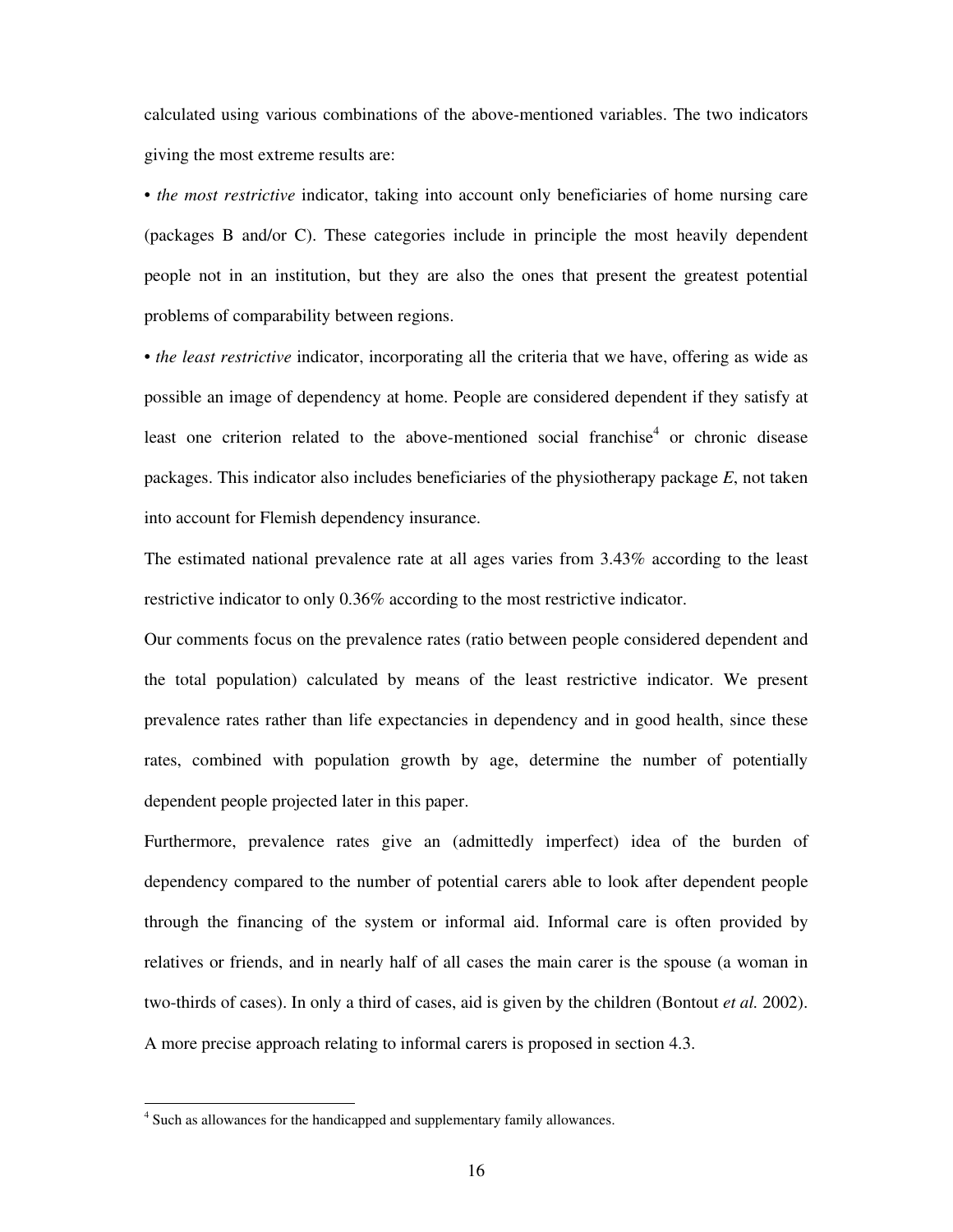calculated using various combinations of the above-mentioned variables. The two indicators giving the most extreme results are:

• *the most restrictive* indicator, taking into account only beneficiaries of home nursing care (packages B and/or C). These categories include in principle the most heavily dependent people not in an institution, but they are also the ones that present the greatest potential problems of comparability between regions.

• *the least restrictive* indicator, incorporating all the criteria that we have, offering as wide as possible an image of dependency at home. People are considered dependent if they satisfy at least one criterion related to the above-mentioned social franchise[4] or chronic disease packages. This indicator also includes beneficiaries of the physiotherapy package *E*, not taken into account for Flemish dependency insurance.

The estimated national prevalence rate at all ages varies from 3.43% according to the least restrictive indicator to only 0.36% according to the most restrictive indicator.

Our comments focus on the prevalence rates (ratio between people considered dependent and the total population) calculated by means of the least restrictive indicator. We present prevalence rates rather than life expectancies in dependency and in good health, since these rates, combined with population growth by age, determine the number of potentially dependent people projected later in this paper.

Furthermore, prevalence rates give an (admittedly imperfect) idea of the burden of dependency compared to the number of potential carers able to look after dependent people through the financing of the system or informal aid. Informal care is often provided by relatives or friends, and in nearly half of all cases the main carer is the spouse (a woman in two-thirds of cases). In only a third of cases, aid is given by the children (Bontout *et al.* 2002). A more precise approach relating to informal carers is proposed in section 4.3.

[4] Such as allowances for the handicapped and supplementary family allowances.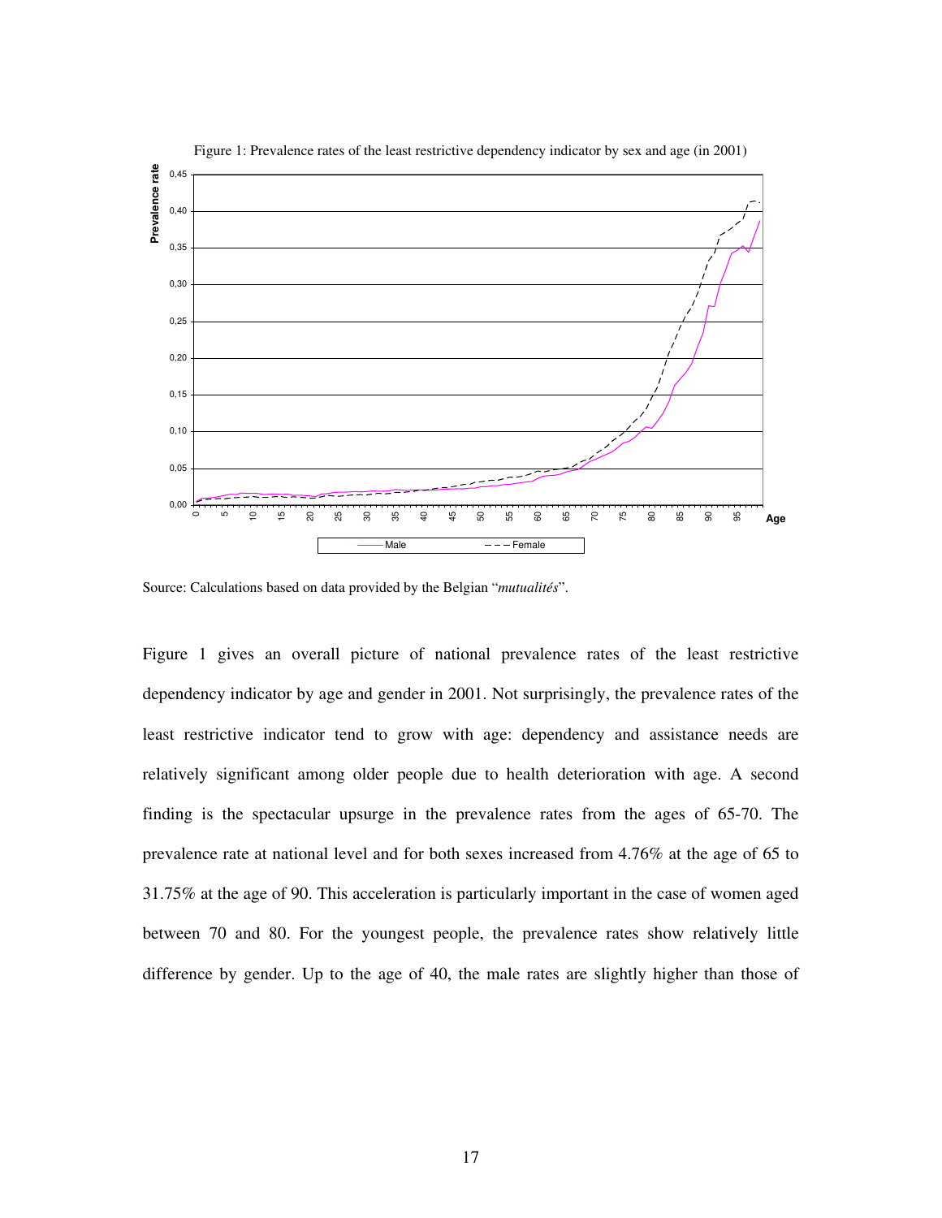Figure 1: Prevalence rates of the least restrictive dependency indicator by sex and age (in 2001)

Source: Calculations based on data provided by the Belgian "*mutualités*".

Figure 1 gives an overall picture of national prevalence rates of the least restrictive dependency indicator by age and gender in 2001. Not surprisingly, the prevalence rates of the least restrictive indicator tend to grow with age: dependency and assistance needs are relatively significant among older people due to health deterioration with age. A second finding is the spectacular upsurge in the prevalence rates from the ages of 65-70. The prevalence rate at national level and for both sexes increased from 4.76% at the age of 65 to 31.75% at the age of 90. This acceleration is particularly important in the case of women aged between 70 and 80. For the youngest people, the prevalence rates show relatively little difference by gender. Up to the age of 40, the male rates are slightly higher than those of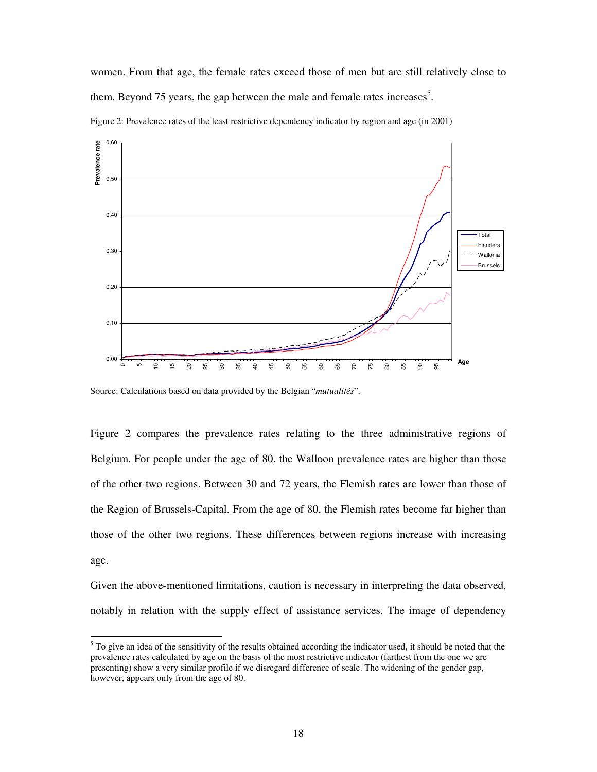women. From that age, the female rates exceed those of men but are still relatively close to them. Beyond 75 years, the gap between the male and female rates increases[5].

Figure 2: Prevalence rates of the least restrictive dependency indicator by region and age (in 2001)

Source: Calculations based on data provided by the Belgian "*mutualités*".

Figure 2 compares the prevalence rates relating to the three administrative regions of Belgium. For people under the age of 80, the Walloon prevalence rates are higher than those of the other two regions. Between 30 and 72 years, the Flemish rates are lower than those of the Region of Brussels-Capital. From the age of 80, the Flemish rates become far higher than those of the other two regions. These differences between regions increase with increasing age.

Given the above-mentioned limitations, caution is necessary in interpreting the data observed, notably in relation with the supply effect of assistance services. The image of dependency

[5] To give an idea of the sensitivity of the results obtained according the indicator used, it should be noted that the prevalence rates calculated by age on the basis of the most restrictive indicator (farthest from the one we are presenting) show a very similar profile if we disregard difference of scale. The widening of the gender gap, however, appears only from the age of 80.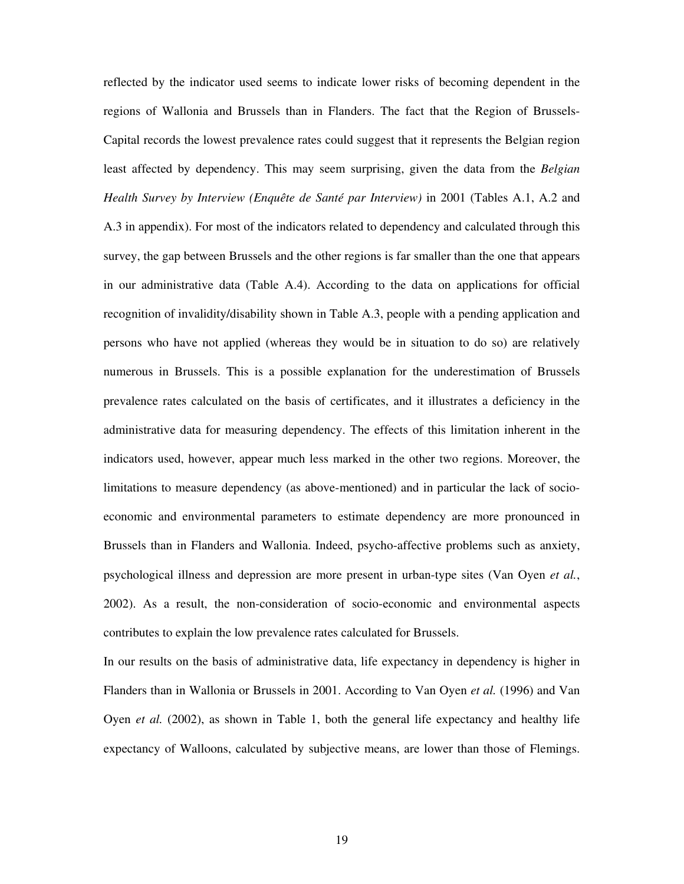reflected by the indicator used seems to indicate lower risks of becoming dependent in the regions of Wallonia and Brussels than in Flanders. The fact that the Region of Brussels-Capital records the lowest prevalence rates could suggest that it represents the Belgian region least affected by dependency. This may seem surprising, given the data from the *Belgian Health Survey by Interview (Enquête de Santé par Interview)* in 2001 (Tables A.1, A.2 and A.3 in appendix). For most of the indicators related to dependency and calculated through this survey, the gap between Brussels and the other regions is far smaller than the one that appears in our administrative data (Table A.4). According to the data on applications for official recognition of invalidity/disability shown in Table A.3, people with a pending application and persons who have not applied (whereas they would be in situation to do so) are relatively numerous in Brussels. This is a possible explanation for the underestimation of Brussels prevalence rates calculated on the basis of certificates, and it illustrates a deficiency in the administrative data for measuring dependency. The effects of this limitation inherent in the indicators used, however, appear much less marked in the other two regions. Moreover, the limitations to measure dependency (as above-mentioned) and in particular the lack of socio-economic and environmental parameters to estimate dependency are more pronounced in Brussels than in Flanders and Wallonia. Indeed, psycho-affective problems such as anxiety, psychological illness and depression are more present in urban-type sites (Van Oyen *et al.*, 2002). As a result, the non-consideration of socio-economic and environmental aspects contributes to explain the low prevalence rates calculated for Brussels.

In our results on the basis of administrative data, life expectancy in dependency is higher in Flanders than in Wallonia or Brussels in 2001. According to Van Oyen *et al.* (1996) and Van Oyen *et al.* (2002), as shown in Table 1, both the general life expectancy and healthy life expectancy of Walloons, calculated by subjective means, are lower than those of Flemings.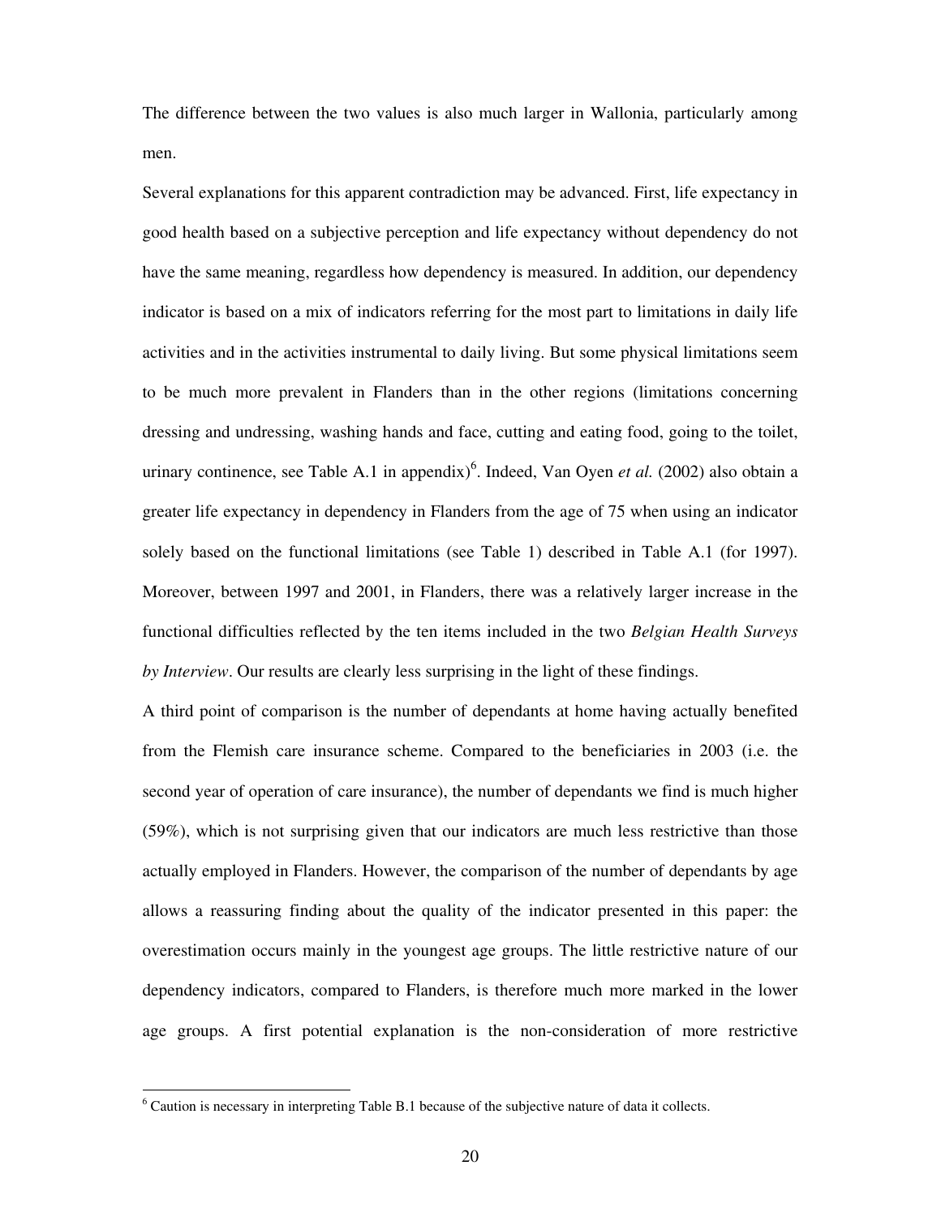The difference between the two values is also much larger in Wallonia, particularly among men.

Several explanations for this apparent contradiction may be advanced. First, life expectancy in good health based on a subjective perception and life expectancy without dependency do not have the same meaning, regardless how dependency is measured. In addition, our dependency indicator is based on a mix of indicators referring for the most part to limitations in daily life activities and in the activities instrumental to daily living. But some physical limitations seem to be much more prevalent in Flanders than in the other regions (limitations concerning dressing and undressing, washing hands and face, cutting and eating food, going to the toilet, urinary continence, see Table A.1 in appendix)[6]. Indeed, Van Oyen *et al.* (2002) also obtain a greater life expectancy in dependency in Flanders from the age of 75 when using an indicator solely based on the functional limitations (see Table 1) described in Table A.1 (for 1997). Moreover, between 1997 and 2001, in Flanders, there was a relatively larger increase in the functional difficulties reflected by the ten items included in the two *Belgian Health Surveys by Interview*. Our results are clearly less surprising in the light of these findings.

A third point of comparison is the number of dependants at home having actually benefited from the Flemish care insurance scheme. Compared to the beneficiaries in 2003 (i.e. the second year of operation of care insurance), the number of dependants we find is much higher (59%), which is not surprising given that our indicators are much less restrictive than those actually employed in Flanders. However, the comparison of the number of dependants by age allows a reassuring finding about the quality of the indicator presented in this paper: the overestimation occurs mainly in the youngest age groups. The little restrictive nature of our dependency indicators, compared to Flanders, is therefore much more marked in the lower age groups. A first potential explanation is the non-consideration of more restrictive

[6] Caution is necessary in interpreting Table B.1 because of the subjective nature of data it collects.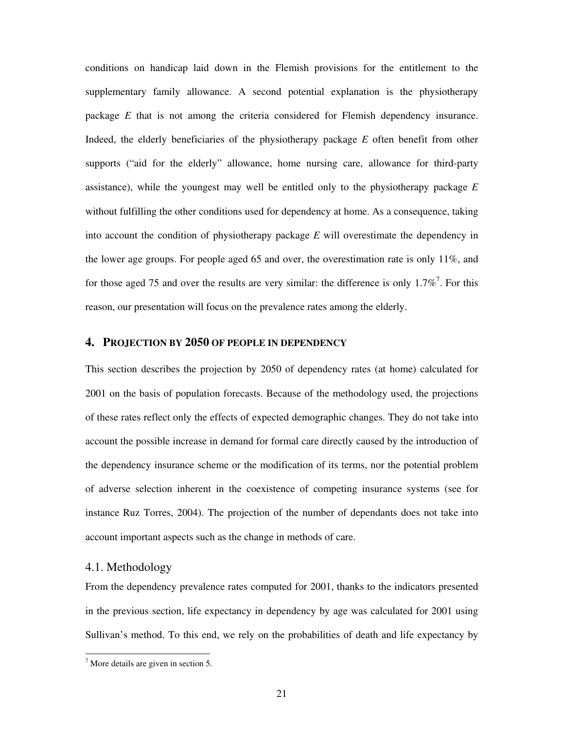conditions on handicap laid down in the Flemish provisions for the entitlement to the supplementary family allowance. A second potential explanation is the physiotherapy package *E* that is not among the criteria considered for Flemish dependency insurance. Indeed, the elderly beneficiaries of the physiotherapy package *E* often benefit from other supports ("aid for the elderly" allowance, home nursing care, allowance for third-party assistance), while the youngest may well be entitled only to the physiotherapy package *E* without fulfilling the other conditions used for dependency at home. As a consequence, taking into account the condition of physiotherapy package *E* will overestimate the dependency in the lower age groups. For people aged 65 and over, the overestimation rate is only 11%, and for those aged 75 and over the results are very similar: the difference is only 1.7%[7]. For this reason, our presentation will focus on the prevalence rates among the elderly.

## 4. PROJECTION BY 2050 OF PEOPLE IN DEPENDENCY

This section describes the projection by 2050 of dependency rates (at home) calculated for 2001 on the basis of population forecasts. Because of the methodology used, the projections of these rates reflect only the effects of expected demographic changes. They do not take into account the possible increase in demand for formal care directly caused by the introduction of the dependency insurance scheme or the modification of its terms, nor the potential problem of adverse selection inherent in the coexistence of competing insurance systems (see for instance Ruz Torres, 2004). The projection of the number of dependants does not take into account important aspects such as the change in methods of care.

### 4.1. Methodology

From the dependency prevalence rates computed for 2001, thanks to the indicators presented in the previous section, life expectancy in dependency by age was calculated for 2001 using Sullivan's method. To this end, we rely on the probabilities of death and life expectancy by

[7] More details are given in section 5.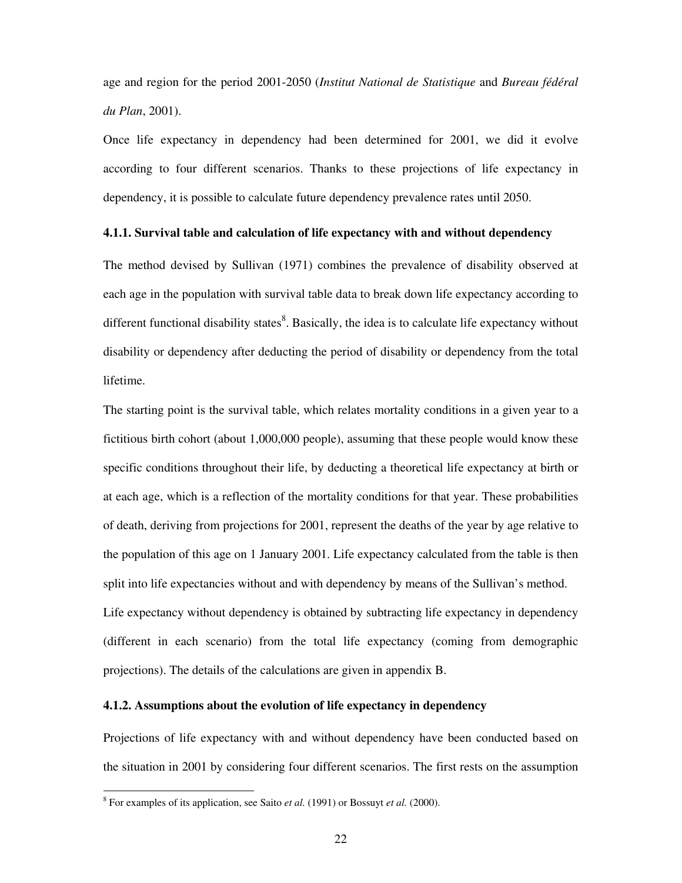age and region for the period 2001-2050 (*Institut National de Statistique* and *Bureau fédéral du Plan*, 2001).

Once life expectancy in dependency had been determined for 2001, we did it evolve according to four different scenarios. Thanks to these projections of life expectancy in dependency, it is possible to calculate future dependency prevalence rates until 2050.

#### 4.1.1. Survival table and calculation of life expectancy with and without dependency

The method devised by Sullivan (1971) combines the prevalence of disability observed at each age in the population with survival table data to break down life expectancy according to different functional disability states[8]. Basically, the idea is to calculate life expectancy without disability or dependency after deducting the period of disability or dependency from the total lifetime.

The starting point is the survival table, which relates mortality conditions in a given year to a fictitious birth cohort (about 1,000,000 people), assuming that these people would know these specific conditions throughout their life, by deducting a theoretical life expectancy at birth or at each age, which is a reflection of the mortality conditions for that year. These probabilities of death, deriving from projections for 2001, represent the deaths of the year by age relative to the population of this age on 1 January 2001. Life expectancy calculated from the table is then split into life expectancies without and with dependency by means of the Sullivan's method.

Life expectancy without dependency is obtained by subtracting life expectancy in dependency (different in each scenario) from the total life expectancy (coming from demographic projections). The details of the calculations are given in appendix B.

#### 4.1.2. Assumptions about the evolution of life expectancy in dependency

Projections of life expectancy with and without dependency have been conducted based on the situation in 2001 by considering four different scenarios. The first rests on the assumption

---

[8] For examples of its application, see Saito *et al.* (1991) or Bossuyt *et al.* (2000).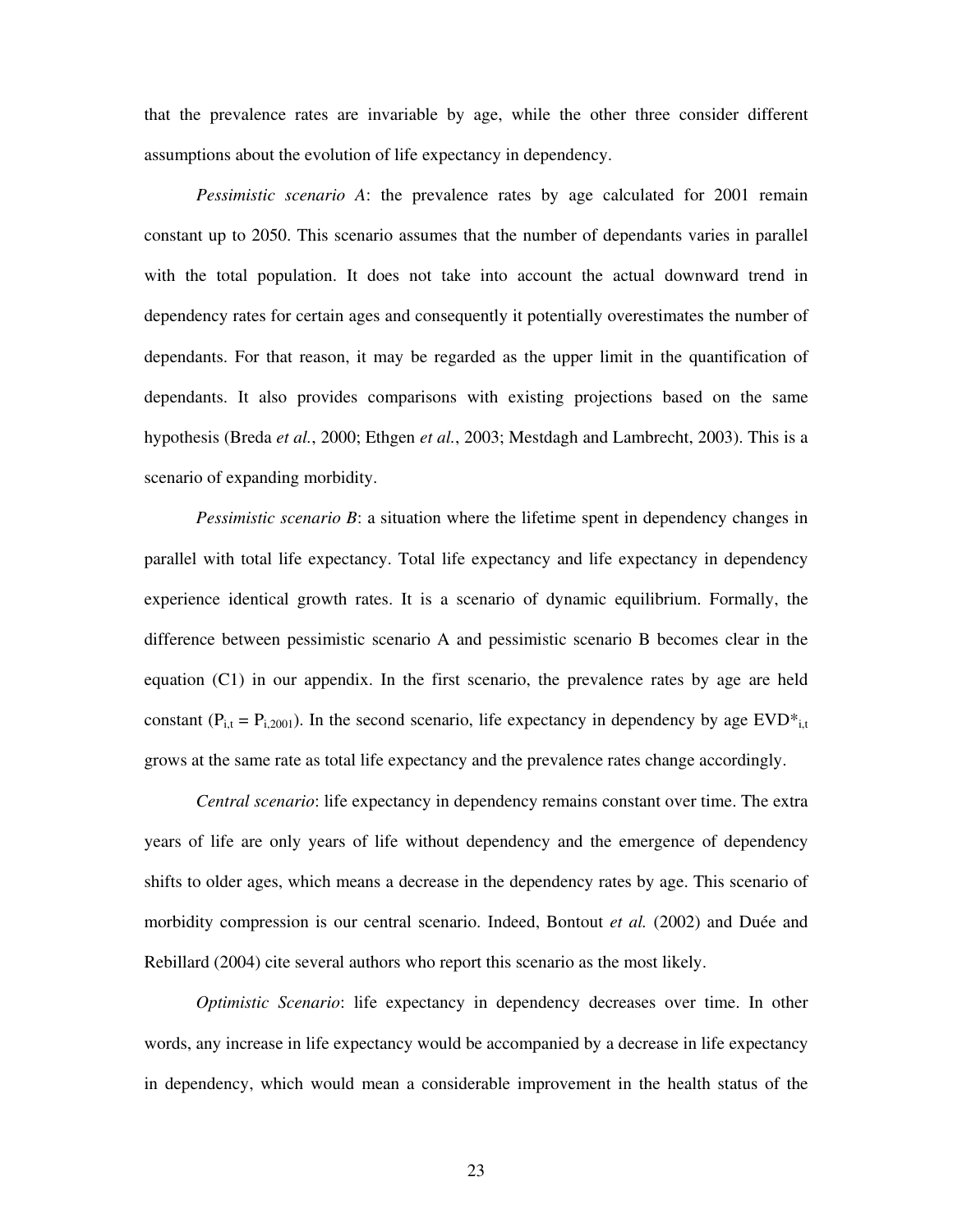that the prevalence rates are invariable by age, while the other three consider different assumptions about the evolution of life expectancy in dependency.

*Pessimistic scenario A*: the prevalence rates by age calculated for 2001 remain constant up to 2050. This scenario assumes that the number of dependants varies in parallel with the total population. It does not take into account the actual downward trend in dependency rates for certain ages and consequently it potentially overestimates the number of dependants. For that reason, it may be regarded as the upper limit in the quantification of dependants. It also provides comparisons with existing projections based on the same hypothesis (Breda *et al.*, 2000; Ethgen *et al.*, 2003; Mestdagh and Lambrecht, 2003). This is a scenario of expanding morbidity.

*Pessimistic scenario B*: a situation where the lifetime spent in dependency changes in parallel with total life expectancy. Total life expectancy and life expectancy in dependency experience identical growth rates. It is a scenario of dynamic equilibrium. Formally, the difference between pessimistic scenario A and pessimistic scenario B becomes clear in the equation (C1) in our appendix. In the first scenario, the prevalence rates by age are held constant ($P_{i,t} = P_{i,2001}$). In the second scenario, life expectancy in dependency by age $EVD^*_{i,t}$ grows at the same rate as total life expectancy and the prevalence rates change accordingly.

*Central scenario*: life expectancy in dependency remains constant over time. The extra years of life are only years of life without dependency and the emergence of dependency shifts to older ages, which means a decrease in the dependency rates by age. This scenario of morbidity compression is our central scenario. Indeed, Bontout *et al.* (2002) and Duée and Rebillard (2004) cite several authors who report this scenario as the most likely.

*Optimistic Scenario*: life expectancy in dependency decreases over time. In other words, any increase in life expectancy would be accompanied by a decrease in life expectancy in dependency, which would mean a considerable improvement in the health status of the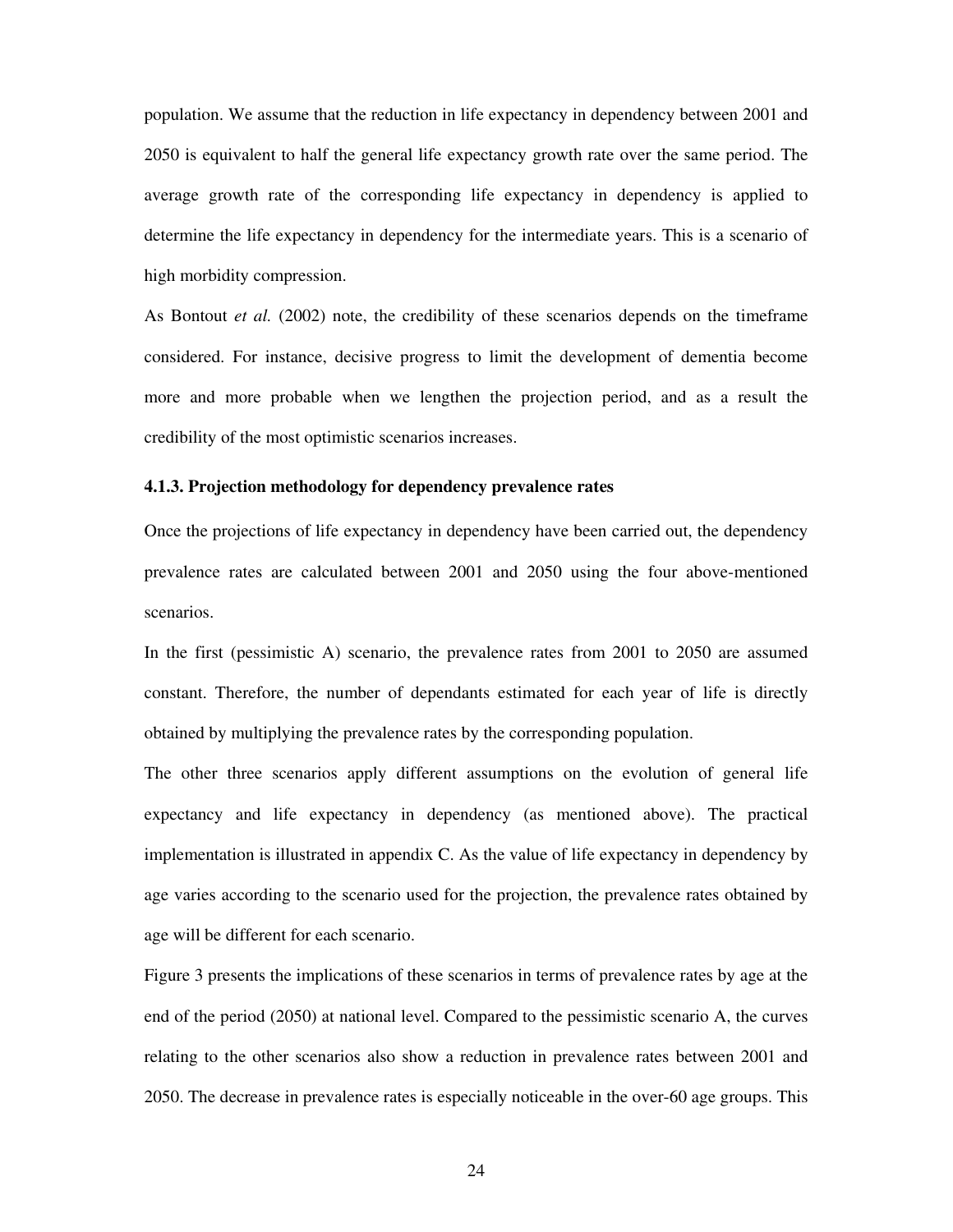population. We assume that the reduction in life expectancy in dependency between 2001 and 2050 is equivalent to half the general life expectancy growth rate over the same period. The average growth rate of the corresponding life expectancy in dependency is applied to determine the life expectancy in dependency for the intermediate years. This is a scenario of high morbidity compression.

As Bontout *et al.* (2002) note, the credibility of these scenarios depends on the timeframe considered. For instance, decisive progress to limit the development of dementia become more and more probable when we lengthen the projection period, and as a result the credibility of the most optimistic scenarios increases.

### 4.1.3. Projection methodology for dependency prevalence rates

Once the projections of life expectancy in dependency have been carried out, the dependency prevalence rates are calculated between 2001 and 2050 using the four above-mentioned scenarios.

In the first (pessimistic A) scenario, the prevalence rates from 2001 to 2050 are assumed constant. Therefore, the number of dependants estimated for each year of life is directly obtained by multiplying the prevalence rates by the corresponding population.

The other three scenarios apply different assumptions on the evolution of general life expectancy and life expectancy in dependency (as mentioned above). The practical implementation is illustrated in appendix C. As the value of life expectancy in dependency by age varies according to the scenario used for the projection, the prevalence rates obtained by age will be different for each scenario.

Figure 3 presents the implications of these scenarios in terms of prevalence rates by age at the end of the period (2050) at national level. Compared to the pessimistic scenario A, the curves relating to the other scenarios also show a reduction in prevalence rates between 2001 and 2050. The decrease in prevalence rates is especially noticeable in the over-60 age groups. This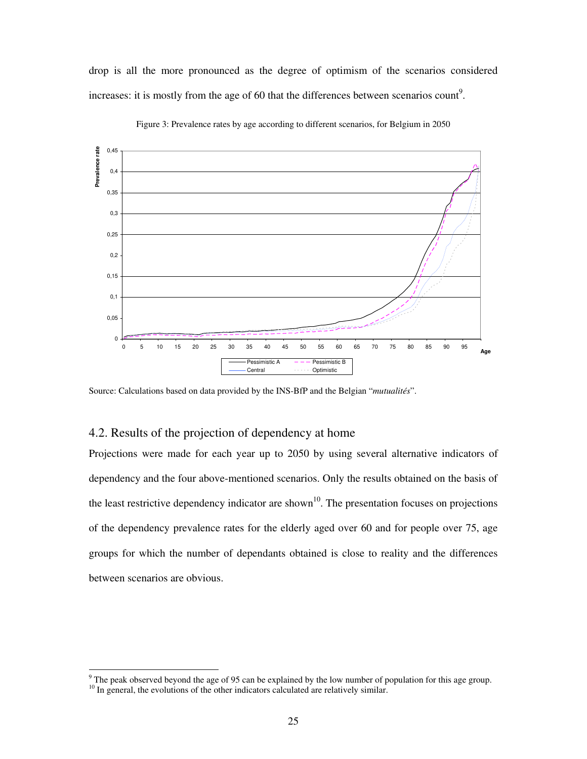drop is all the more pronounced as the degree of optimism of the scenarios considered increases: it is mostly from the age of 60 that the differences between scenarios count[9].

Figure 3: Prevalence rates by age according to different scenarios, for Belgium in 2050

Source: Calculations based on data provided by the INS-BfP and the Belgian "*mutualités*".

## 4.2. Results of the projection of dependency at home

Projections were made for each year up to 2050 by using several alternative indicators of dependency and the four above-mentioned scenarios. Only the results obtained on the basis of the least restrictive dependency indicator are shown[10]. The presentation focuses on projections of the dependency prevalence rates for the elderly aged over 60 and for people over 75, age groups for which the number of dependants obtained is close to reality and the differences between scenarios are obvious.

[9] The peak observed beyond the age of 95 can be explained by the low number of population for this age group.

[10] In general, the evolutions of the other indicators calculated are relatively similar.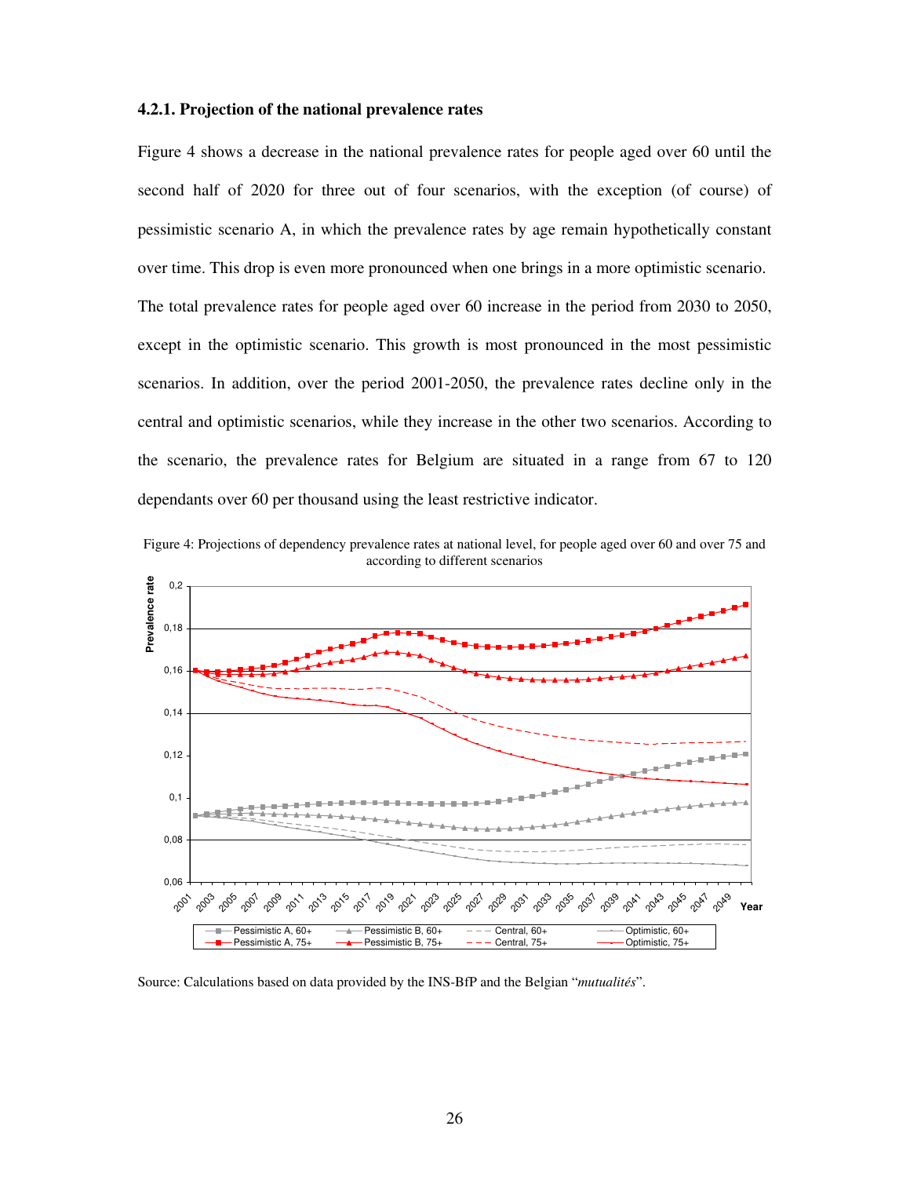#### 4.2.1. Projection of the national prevalence rates

Figure 4 shows a decrease in the national prevalence rates for people aged over 60 until the second half of 2020 for three out of four scenarios, with the exception (of course) of pessimistic scenario A, in which the prevalence rates by age remain hypothetically constant over time. This drop is even more pronounced when one brings in a more optimistic scenario. The total prevalence rates for people aged over 60 increase in the period from 2030 to 2050, except in the optimistic scenario. This growth is most pronounced in the most pessimistic scenarios. In addition, over the period 2001-2050, the prevalence rates decline only in the central and optimistic scenarios, while they increase in the other two scenarios. According to the scenario, the prevalence rates for Belgium are situated in a range from 67 to 120 dependants over 60 per thousand using the least restrictive indicator.

Figure 4: Projections of dependency prevalence rates at national level, for people aged over 60 and over 75 and according to different scenarios

Source: Calculations based on data provided by the INS-BfP and the Belgian "*mutualités*".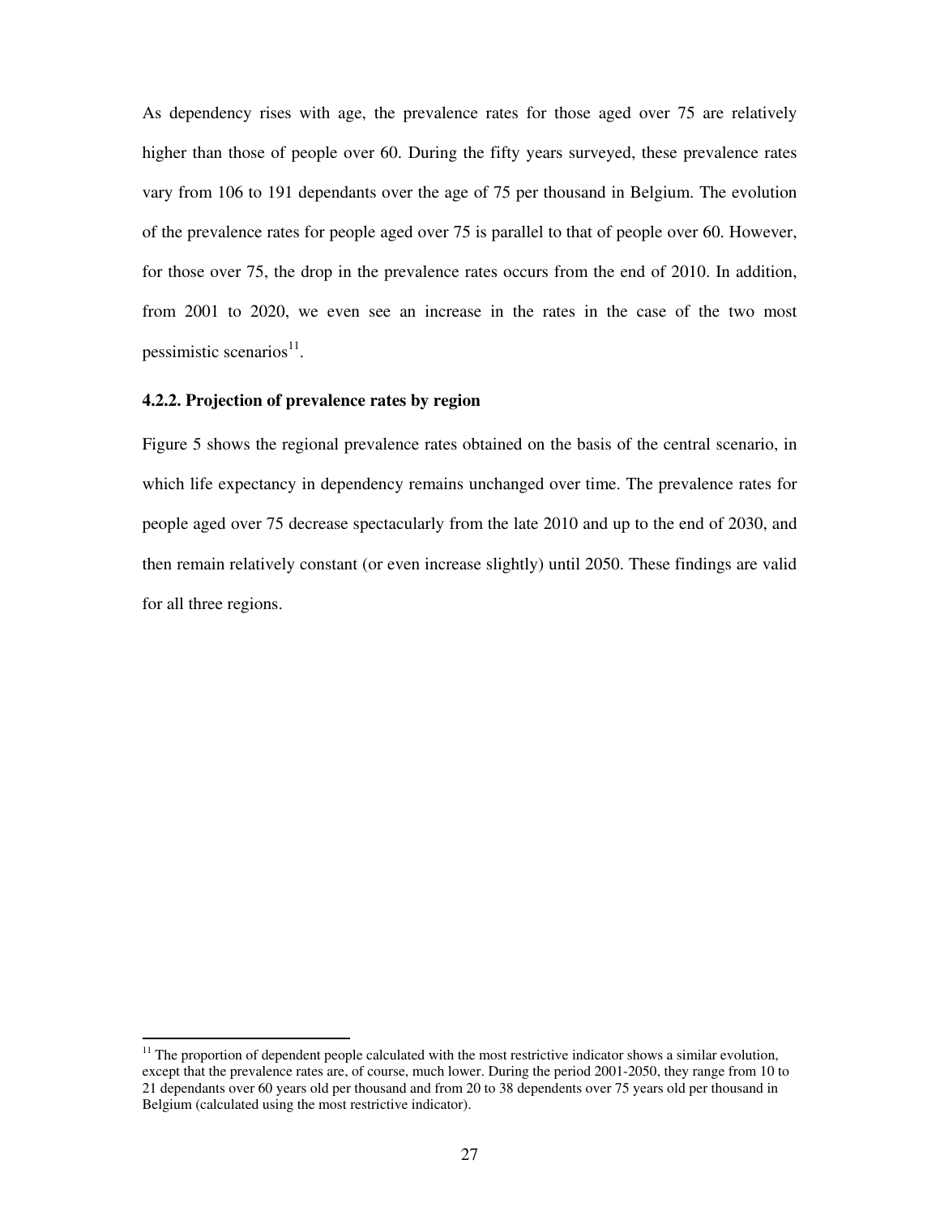As dependency rises with age, the prevalence rates for those aged over 75 are relatively higher than those of people over 60. During the fifty years surveyed, these prevalence rates vary from 106 to 191 dependants over the age of 75 per thousand in Belgium. The evolution of the prevalence rates for people aged over 75 is parallel to that of people over 60. However, for those over 75, the drop in the prevalence rates occurs from the end of 2010. In addition, from 2001 to 2020, we even see an increase in the rates in the case of the two most pessimistic scenarios[11].

#### 4.2.2. Projection of prevalence rates by region

Figure 5 shows the regional prevalence rates obtained on the basis of the central scenario, in which life expectancy in dependency remains unchanged over time. The prevalence rates for people aged over 75 decrease spectacularly from the late 2010 and up to the end of 2030, and then remain relatively constant (or even increase slightly) until 2050. These findings are valid for all three regions.

---

[11] The proportion of dependent people calculated with the most restrictive indicator shows a similar evolution, except that the prevalence rates are, of course, much lower. During the period 2001-2050, they range from 10 to 21 dependants over 60 years old per thousand and from 20 to 38 dependents over 75 years old per thousand in Belgium (calculated using the most restrictive indicator).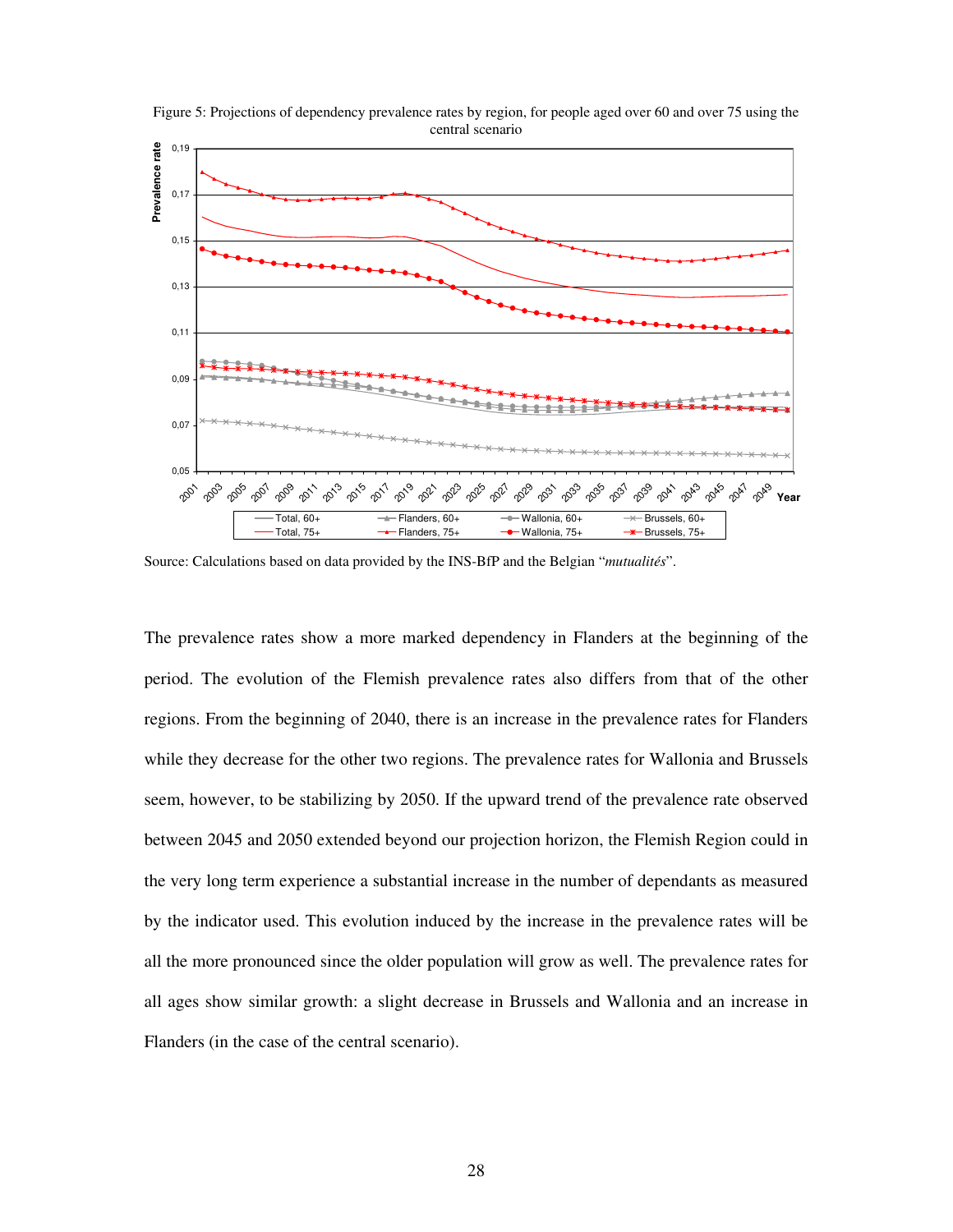Figure 5: Projections of dependency prevalence rates by region, for people aged over 60 and over 75 using the central scenario

Source: Calculations based on data provided by the INS-BfP and the Belgian "*mutualités*".

The prevalence rates show a more marked dependency in Flanders at the beginning of the period. The evolution of the Flemish prevalence rates also differs from that of the other regions. From the beginning of 2040, there is an increase in the prevalence rates for Flanders while they decrease for the other two regions. The prevalence rates for Wallonia and Brussels seem, however, to be stabilizing by 2050. If the upward trend of the prevalence rate observed between 2045 and 2050 extended beyond our projection horizon, the Flemish Region could in the very long term experience a substantial increase in the number of dependants as measured by the indicator used. This evolution induced by the increase in the prevalence rates will be all the more pronounced since the older population will grow as well. The prevalence rates for all ages show similar growth: a slight decrease in Brussels and Wallonia and an increase in Flanders (in the case of the central scenario).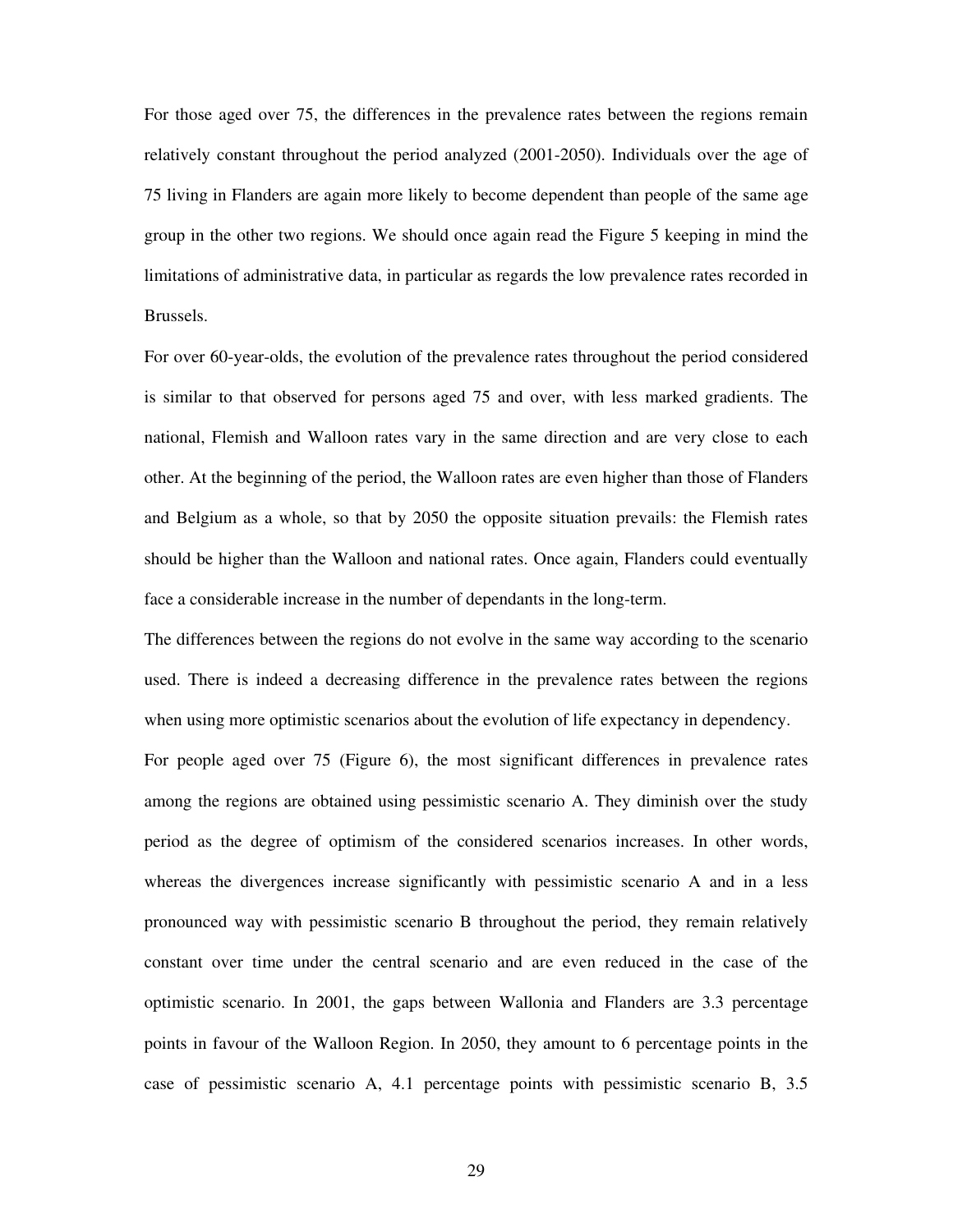For those aged over 75, the differences in the prevalence rates between the regions remain relatively constant throughout the period analyzed (2001-2050). Individuals over the age of 75 living in Flanders are again more likely to become dependent than people of the same age group in the other two regions. We should once again read the Figure 5 keeping in mind the limitations of administrative data, in particular as regards the low prevalence rates recorded in Brussels.

For over 60-year-olds, the evolution of the prevalence rates throughout the period considered is similar to that observed for persons aged 75 and over, with less marked gradients. The national, Flemish and Walloon rates vary in the same direction and are very close to each other. At the beginning of the period, the Walloon rates are even higher than those of Flanders and Belgium as a whole, so that by 2050 the opposite situation prevails: the Flemish rates should be higher than the Walloon and national rates. Once again, Flanders could eventually face a considerable increase in the number of dependants in the long-term.

The differences between the regions do not evolve in the same way according to the scenario used. There is indeed a decreasing difference in the prevalence rates between the regions when using more optimistic scenarios about the evolution of life expectancy in dependency.

For people aged over 75 (Figure 6), the most significant differences in prevalence rates among the regions are obtained using pessimistic scenario A. They diminish over the study period as the degree of optimism of the considered scenarios increases. In other words, whereas the divergences increase significantly with pessimistic scenario A and in a less pronounced way with pessimistic scenario B throughout the period, they remain relatively constant over time under the central scenario and are even reduced in the case of the optimistic scenario. In 2001, the gaps between Wallonia and Flanders are 3.3 percentage points in favour of the Walloon Region. In 2050, they amount to 6 percentage points in the case of pessimistic scenario A, 4.1 percentage points with pessimistic scenario B, 3.5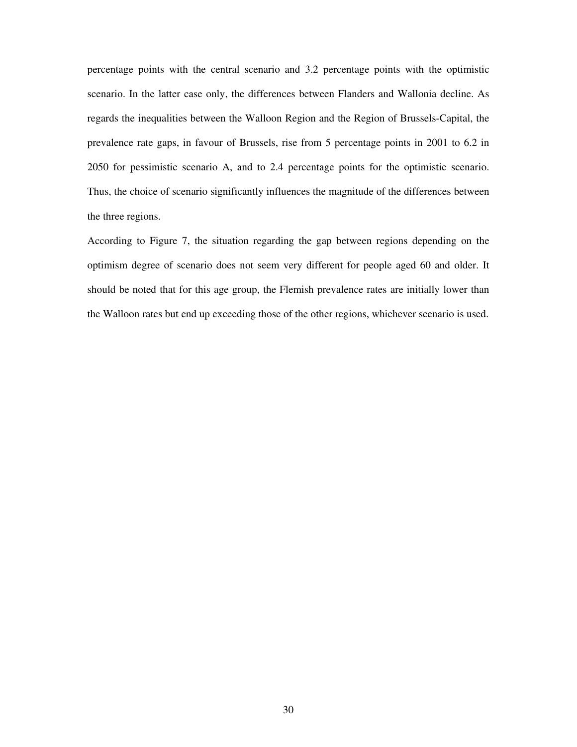percentage points with the central scenario and 3.2 percentage points with the optimistic scenario. In the latter case only, the differences between Flanders and Wallonia decline. As regards the inequalities between the Walloon Region and the Region of Brussels-Capital, the prevalence rate gaps, in favour of Brussels, rise from 5 percentage points in 2001 to 6.2 in 2050 for pessimistic scenario A, and to 2.4 percentage points for the optimistic scenario. Thus, the choice of scenario significantly influences the magnitude of the differences between the three regions.

According to Figure 7, the situation regarding the gap between regions depending on the optimism degree of scenario does not seem very different for people aged 60 and older. It should be noted that for this age group, the Flemish prevalence rates are initially lower than the Walloon rates but end up exceeding those of the other regions, whichever scenario is used.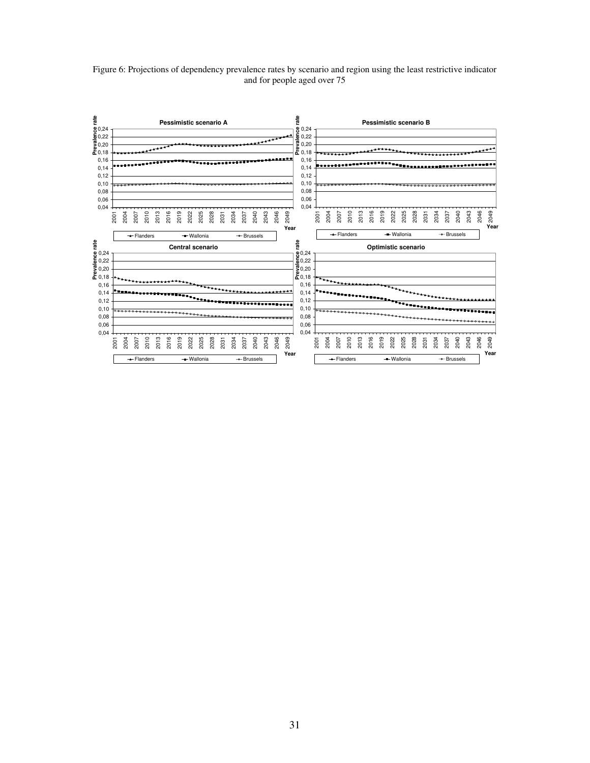Figure 6: Projections of dependency prevalence rates by scenario and region using the least restrictive indicator and for people aged over 75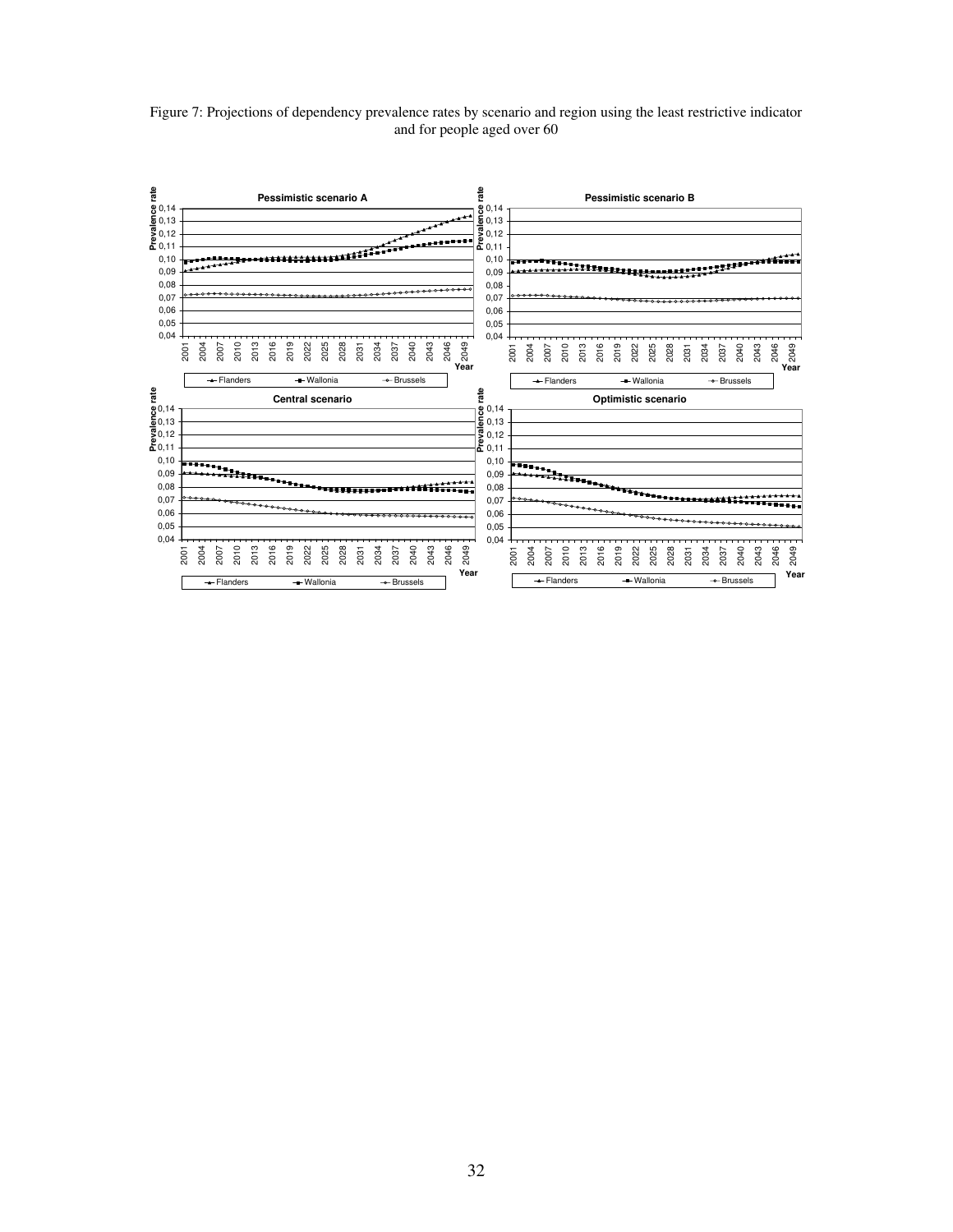Figure 7: Projections of dependency prevalence rates by scenario and region using the least restrictive indicator and for people aged over 60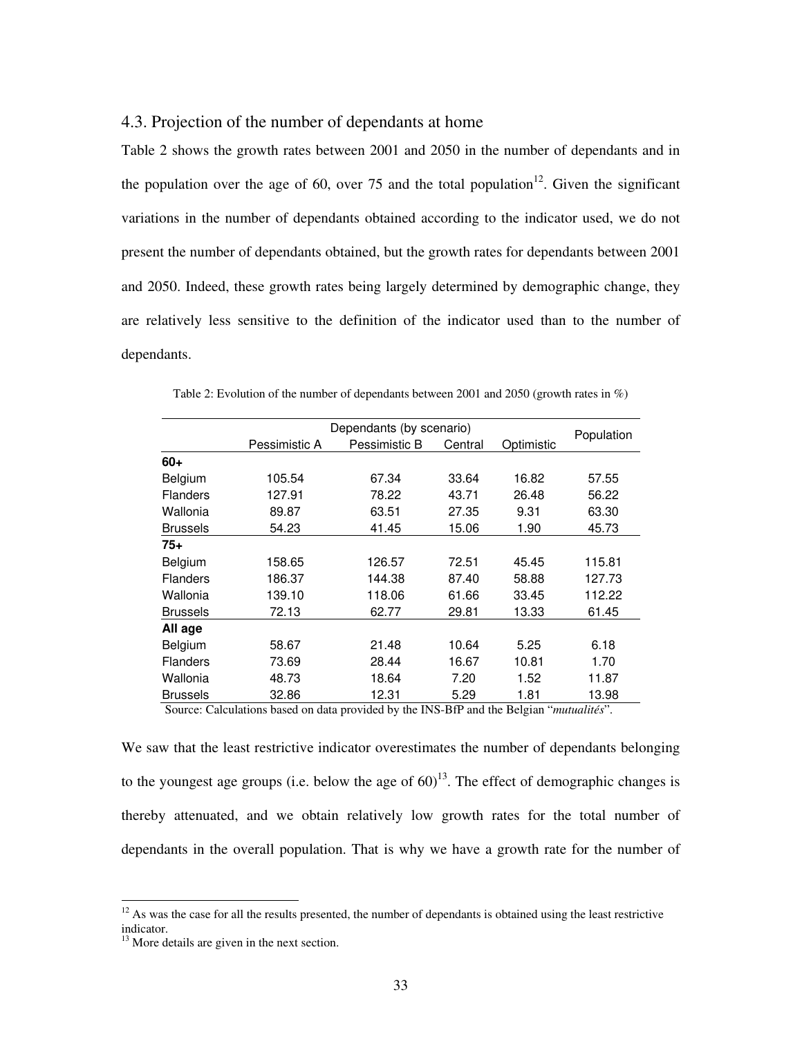### 4.3. Projection of the number of dependants at home

Table 2 shows the growth rates between 2001 and 2050 in the number of dependants and in the population over the age of 60, over 75 and the total population[12]. Given the significant variations in the number of dependants obtained according to the indicator used, we do not present the number of dependants obtained, but the growth rates for dependants between 2001 and 2050. Indeed, these growth rates being largely determined by demographic change, they are relatively less sensitive to the definition of the indicator used than to the number of dependants.

Table 2: Evolution of the number of dependants between 2001 and 2050 (growth rates in %)

| | Dependants (by scenario) | | | | Population |
|---|---|---|---|---|---|
| | Pessimistic A | Pessimistic B | Central | Optimistic | |
| **60+** | | | | | |
| Belgium | 105.54 | 67.34 | 33.64 | 16.82 | 57.55 |
| Flanders | 127.91 | 78.22 | 43.71 | 26.48 | 56.22 |
| Wallonia | 89.87 | 63.51 | 27.35 | 9.31 | 63.30 |
| Brussels | 54.23 | 41.45 | 15.06 | 1.90 | 45.73 |
| **75+** | | | | | |
| Belgium | 158.65 | 126.57 | 72.51 | 45.45 | 115.81 |
| Flanders | 186.37 | 144.38 | 87.40 | 58.88 | 127.73 |
| Wallonia | 139.10 | 118.06 | 61.66 | 33.45 | 112.22 |
| Brussels | 72.13 | 62.77 | 29.81 | 13.33 | 61.45 |
| **All age** | | | | | |
| Belgium | 58.67 | 21.48 | 10.64 | 5.25 | 6.18 |
| Flanders | 73.69 | 28.44 | 16.67 | 10.81 | 1.70 |
| Wallonia | 48.73 | 18.64 | 7.20 | 1.52 | 11.87 |
| Brussels | 32.86 | 12.31 | 5.29 | 1.81 | 13.98 |

Source: Calculations based on data provided by the INS-BfP and the Belgian "*mutualités*".

We saw that the least restrictive indicator overestimates the number of dependants belonging to the youngest age groups (i.e. below the age of 60)[13]. The effect of demographic changes is thereby attenuated, and we obtain relatively low growth rates for the total number of dependants in the overall population. That is why we have a growth rate for the number of

[12] As was the case for all the results presented, the number of dependants is obtained using the least restrictive indicator.

[13] More details are given in the next section.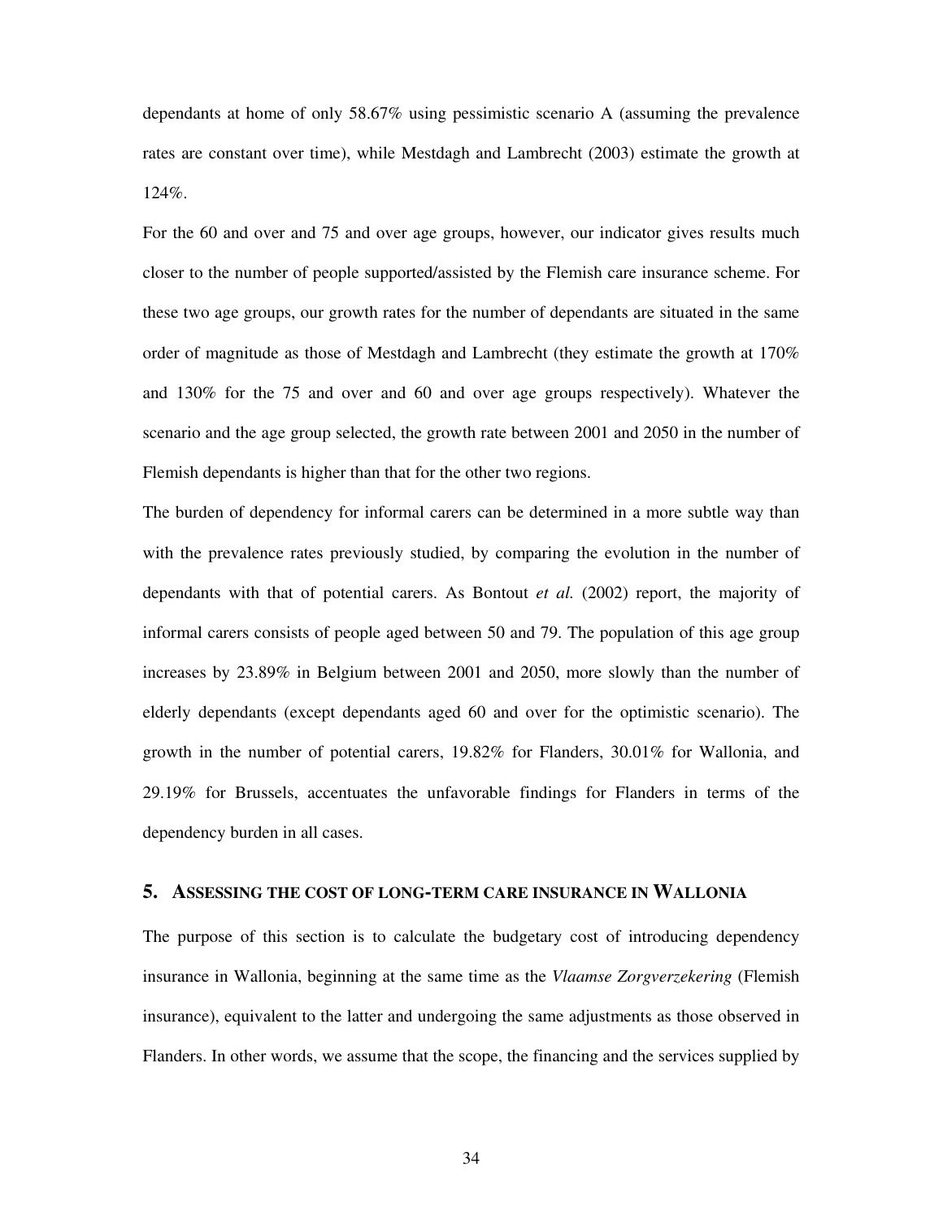dependants at home of only 58.67% using pessimistic scenario A (assuming the prevalence rates are constant over time), while Mestdagh and Lambrecht (2003) estimate the growth at 124%.

For the 60 and over and 75 and over age groups, however, our indicator gives results much closer to the number of people supported/assisted by the Flemish care insurance scheme. For these two age groups, our growth rates for the number of dependants are situated in the same order of magnitude as those of Mestdagh and Lambrecht (they estimate the growth at 170% and 130% for the 75 and over and 60 and over age groups respectively). Whatever the scenario and the age group selected, the growth rate between 2001 and 2050 in the number of Flemish dependants is higher than that for the other two regions.

The burden of dependency for informal carers can be determined in a more subtle way than with the prevalence rates previously studied, by comparing the evolution in the number of dependants with that of potential carers. As Bontout *et al.* (2002) report, the majority of informal carers consists of people aged between 50 and 79. The population of this age group increases by 23.89% in Belgium between 2001 and 2050, more slowly than the number of elderly dependants (except dependants aged 60 and over for the optimistic scenario). The growth in the number of potential carers, 19.82% for Flanders, 30.01% for Wallonia, and 29.19% for Brussels, accentuates the unfavorable findings for Flanders in terms of the dependency burden in all cases.

## 5. Assessing the cost of long-term care insurance in Wallonia

The purpose of this section is to calculate the budgetary cost of introducing dependency insurance in Wallonia, beginning at the same time as the *Vlaamse Zorgverzekering* (Flemish insurance), equivalent to the latter and undergoing the same adjustments as those observed in Flanders. In other words, we assume that the scope, the financing and the services supplied by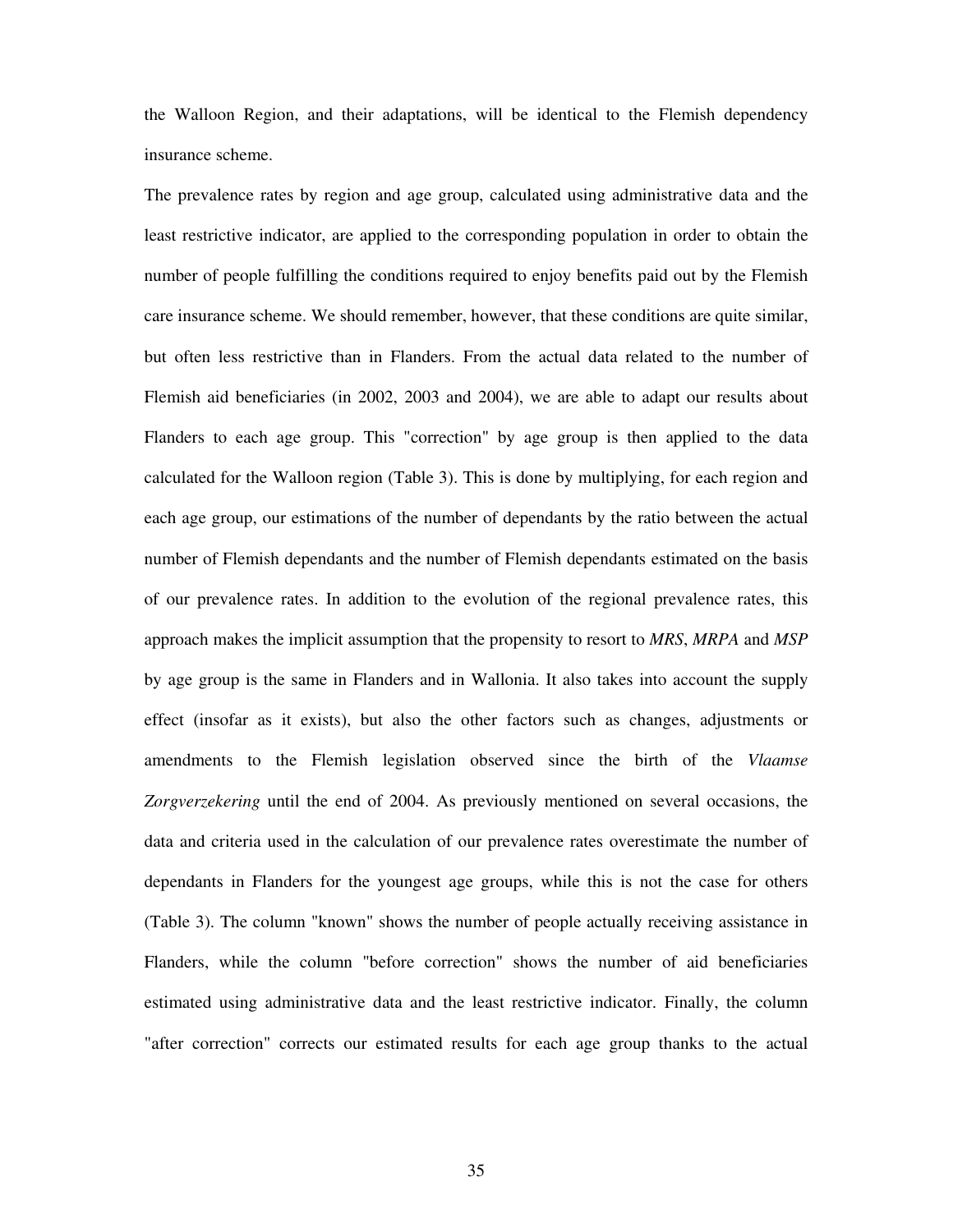the Walloon Region, and their adaptations, will be identical to the Flemish dependency insurance scheme.

The prevalence rates by region and age group, calculated using administrative data and the least restrictive indicator, are applied to the corresponding population in order to obtain the number of people fulfilling the conditions required to enjoy benefits paid out by the Flemish care insurance scheme. We should remember, however, that these conditions are quite similar, but often less restrictive than in Flanders. From the actual data related to the number of Flemish aid beneficiaries (in 2002, 2003 and 2004), we are able to adapt our results about Flanders to each age group. This "correction" by age group is then applied to the data calculated for the Walloon region (Table 3). This is done by multiplying, for each region and each age group, our estimations of the number of dependants by the ratio between the actual number of Flemish dependants and the number of Flemish dependants estimated on the basis of our prevalence rates. In addition to the evolution of the regional prevalence rates, this approach makes the implicit assumption that the propensity to resort to *MRS*, *MRPA* and *MSP* by age group is the same in Flanders and in Wallonia. It also takes into account the supply effect (insofar as it exists), but also the other factors such as changes, adjustments or amendments to the Flemish legislation observed since the birth of the *Vlaamse Zorgverzekering* until the end of 2004. As previously mentioned on several occasions, the data and criteria used in the calculation of our prevalence rates overestimate the number of dependants in Flanders for the youngest age groups, while this is not the case for others (Table 3). The column "known" shows the number of people actually receiving assistance in Flanders, while the column "before correction" shows the number of aid beneficiaries estimated using administrative data and the least restrictive indicator. Finally, the column "after correction" corrects our estimated results for each age group thanks to the actual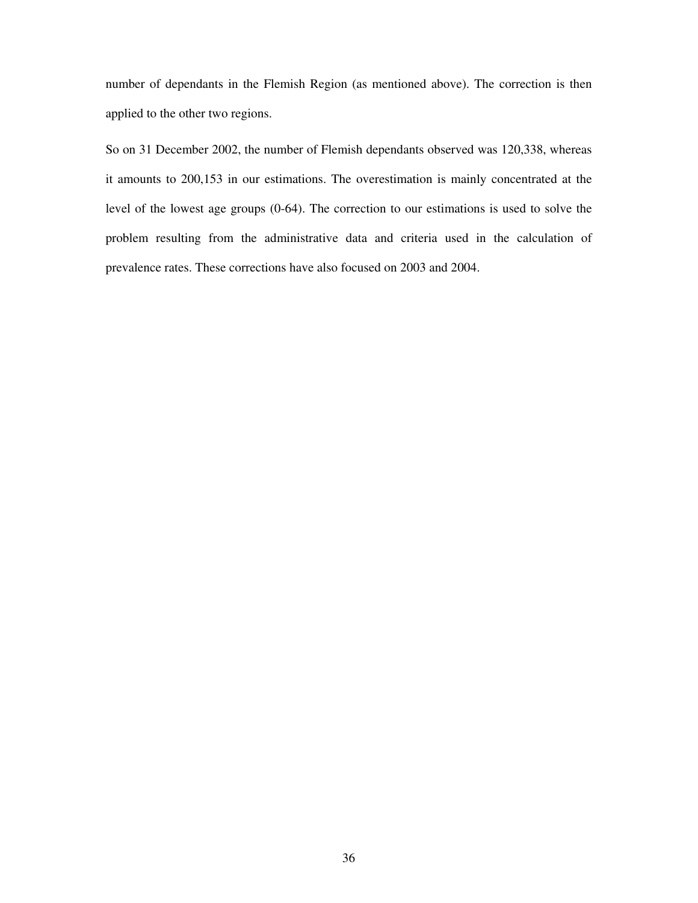number of dependants in the Flemish Region (as mentioned above). The correction is then applied to the other two regions.

So on 31 December 2002, the number of Flemish dependants observed was 120,338, whereas it amounts to 200,153 in our estimations. The overestimation is mainly concentrated at the level of the lowest age groups (0-64). The correction to our estimations is used to solve the problem resulting from the administrative data and criteria used in the calculation of prevalence rates. These corrections have also focused on 2003 and 2004.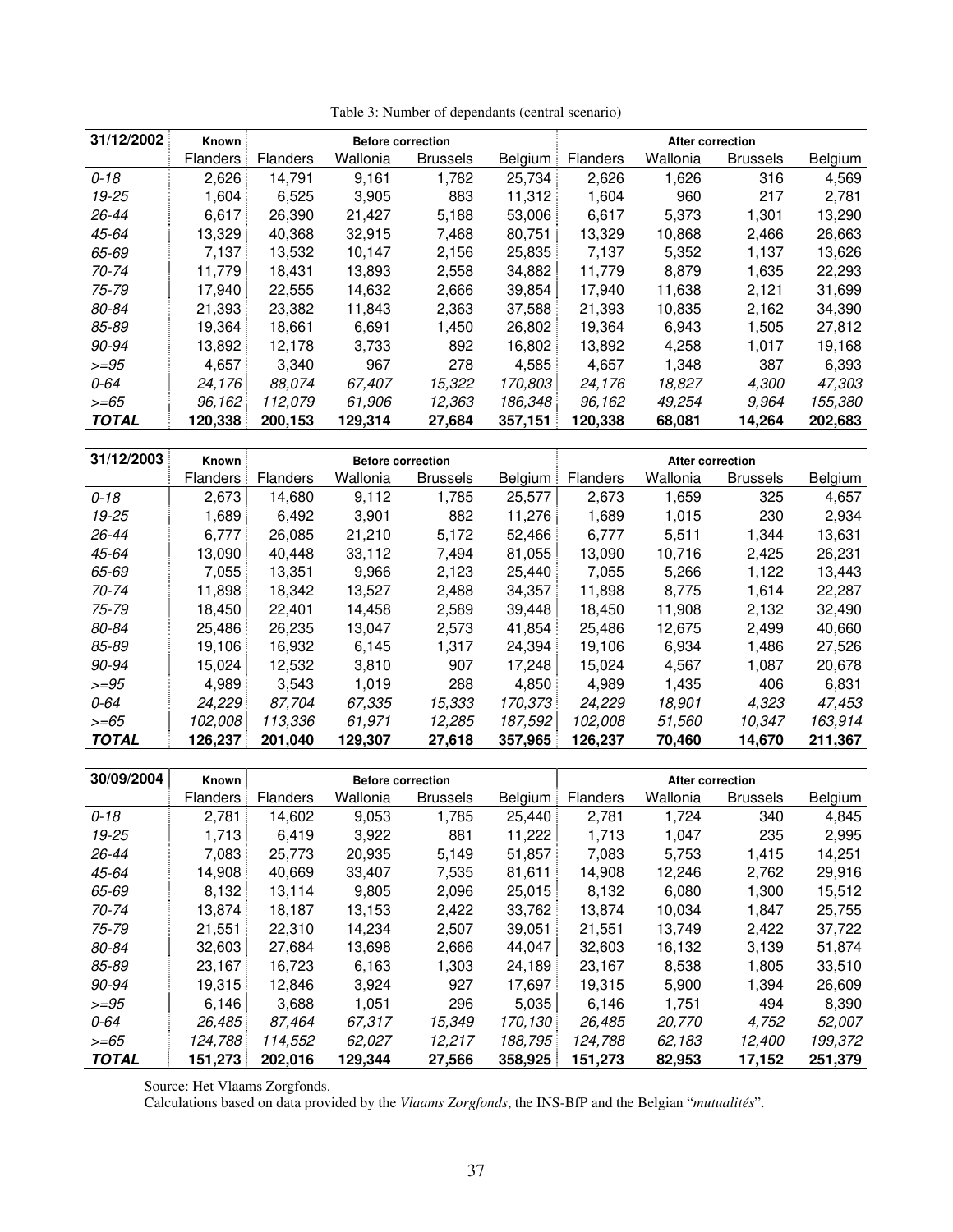Table 3: Number of dependants (central scenario)

| 31/12/2002 | Known | Before correction | | | | After correction | | | |
|---|---|---|---|---|---|---|---|---|---|
| | Flanders | Flanders | Wallonia | Brussels | Belgium | Flanders | Wallonia | Brussels | Belgium |
| *0-18* | 2,626 | 14,791 | 9,161 | 1,782 | 25,734 | 2,626 | 1,626 | 316 | 4,569 |
| *19-25* | 1,604 | 6,525 | 3,905 | 883 | 11,312 | 1,604 | 960 | 217 | 2,781 |
| *26-44* | 6,617 | 26,390 | 21,427 | 5,188 | 53,006 | 6,617 | 5,373 | 1,301 | 13,290 |
| *45-64* | 13,329 | 40,368 | 32,915 | 7,468 | 80,751 | 13,329 | 10,868 | 2,466 | 26,663 |
| *65-69* | 7,137 | 13,532 | 10,147 | 2,156 | 25,835 | 7,137 | 5,352 | 1,137 | 13,626 |
| *70-74* | 11,779 | 18,431 | 13,893 | 2,558 | 34,882 | 11,779 | 8,879 | 1,635 | 22,293 |
| *75-79* | 17,940 | 22,555 | 14,632 | 2,666 | 39,854 | 17,940 | 11,638 | 2,121 | 31,699 |
| *80-84* | 21,393 | 23,382 | 11,843 | 2,363 | 37,588 | 21,393 | 10,835 | 2,162 | 34,390 |
| *85-89* | 19,364 | 18,661 | 6,691 | 1,450 | 26,802 | 19,364 | 6,943 | 1,505 | 27,812 |
| *90-94* | 13,892 | 12,178 | 3,733 | 892 | 16,802 | 13,892 | 4,258 | 1,017 | 19,168 |
| *>=95* | 4,657 | 3,340 | 967 | 278 | 4,585 | 4,657 | 1,348 | 387 | 6,393 |
| *0-64* | *24,176* | *88,074* | *67,407* | *15,322* | *170,803* | *24,176* | *18,827* | *4,300* | *47,303* |
| *>=65* | *96,162* | *112,079* | *61,906* | *12,363* | *186,348* | *96,162* | *49,254* | *9,964* | *155,380* |
| ***TOTAL*** | **120,338** | **200,153** | **129,314** | **27,684** | **357,151** | **120,338** | **68,081** | **14,264** | **202,683** |

| 31/12/2003 | Known | Before correction | | | | After correction | | | |
|---|---|---|---|---|---|---|---|---|---|
| | Flanders | Flanders | Wallonia | Brussels | Belgium | Flanders | Wallonia | Brussels | Belgium |
| *0-18* | 2,673 | 14,680 | 9,112 | 1,785 | 25,577 | 2,673 | 1,659 | 325 | 4,657 |
| *19-25* | 1,689 | 6,492 | 3,901 | 882 | 11,276 | 1,689 | 1,015 | 230 | 2,934 |
| *26-44* | 6,777 | 26,085 | 21,210 | 5,172 | 52,466 | 6,777 | 5,511 | 1,344 | 13,631 |
| *45-64* | 13,090 | 40,448 | 33,112 | 7,494 | 81,055 | 13,090 | 10,716 | 2,425 | 26,231 |
| *65-69* | 7,055 | 13,351 | 9,966 | 2,123 | 25,440 | 7,055 | 5,266 | 1,122 | 13,443 |
| *70-74* | 11,898 | 18,342 | 13,527 | 2,488 | 34,357 | 11,898 | 8,775 | 1,614 | 22,287 |
| *75-79* | 18,450 | 22,401 | 14,458 | 2,589 | 39,448 | 18,450 | 11,908 | 2,132 | 32,490 |
| *80-84* | 25,486 | 26,235 | 13,047 | 2,573 | 41,854 | 25,486 | 12,675 | 2,499 | 40,660 |
| *85-89* | 19,106 | 16,932 | 6,145 | 1,317 | 24,394 | 19,106 | 6,934 | 1,486 | 27,526 |
| *90-94* | 15,024 | 12,532 | 3,810 | 907 | 17,248 | 15,024 | 4,567 | 1,087 | 20,678 |
| *>=95* | 4,989 | 3,543 | 1,019 | 288 | 4,850 | 4,989 | 1,435 | 406 | 6,831 |
| *0-64* | *24,229* | *87,704* | *67,335* | *15,333* | *170,373* | *24,229* | *18,901* | *4,323* | *47,453* |
| *>=65* | *102,008* | *113,336* | *61,971* | *12,285* | *187,592* | *102,008* | *51,560* | *10,347* | *163,914* |
| ***TOTAL*** | **126,237** | **201,040** | **129,307** | **27,618** | **357,965** | **126,237** | **70,460** | **14,670** | **211,367** |

| 30/09/2004 | Known | Before correction | | | | After correction | | | |
|---|---|---|---|---|---|---|---|---|---|
| | Flanders | Flanders | Wallonia | Brussels | Belgium | Flanders | Wallonia | Brussels | Belgium |
| *0-18* | 2,781 | 14,602 | 9,053 | 1,785 | 25,440 | 2,781 | 1,724 | 340 | 4,845 |
| *19-25* | 1,713 | 6,419 | 3,922 | 881 | 11,222 | 1,713 | 1,047 | 235 | 2,995 |
| *26-44* | 7,083 | 25,773 | 20,935 | 5,149 | 51,857 | 7,083 | 5,753 | 1,415 | 14,251 |
| *45-64* | 14,908 | 40,669 | 33,407 | 7,535 | 81,611 | 14,908 | 12,246 | 2,762 | 29,916 |
| *65-69* | 8,132 | 13,114 | 9,805 | 2,096 | 25,015 | 8,132 | 6,080 | 1,300 | 15,512 |
| *70-74* | 13,874 | 18,187 | 13,153 | 2,422 | 33,762 | 13,874 | 10,034 | 1,847 | 25,755 |
| *75-79* | 21,551 | 22,310 | 14,234 | 2,507 | 39,051 | 21,551 | 13,749 | 2,422 | 37,722 |
| *80-84* | 32,603 | 27,684 | 13,698 | 2,666 | 44,047 | 32,603 | 16,132 | 3,139 | 51,874 |
| *85-89* | 23,167 | 16,723 | 6,163 | 1,303 | 24,189 | 23,167 | 8,538 | 1,805 | 33,510 |
| *90-94* | 19,315 | 12,846 | 3,924 | 927 | 17,697 | 19,315 | 5,900 | 1,394 | 26,609 |
| *>=95* | 6,146 | 3,688 | 1,051 | 296 | 5,035 | 6,146 | 1,751 | 494 | 8,390 |
| *0-64* | *26,485* | *87,464* | *67,317* | *15,349* | *170,130* | *26,485* | *20,770* | *4,752* | *52,007* |
| *>=65* | *124,788* | *114,552* | *62,027* | *12,217* | *188,795* | *124,788* | *62,183* | *12,400* | *199,372* |
| ***TOTAL*** | **151,273** | **202,016** | **129,344** | **27,566** | **358,925** | **151,273** | **82,953** | **17,152** | **251,379** |

Source: Het Vlaams Zorgfonds.
Calculations based on data provided by the *Vlaams Zorgfonds*, the INS-BfP and the Belgian "*mutualités*".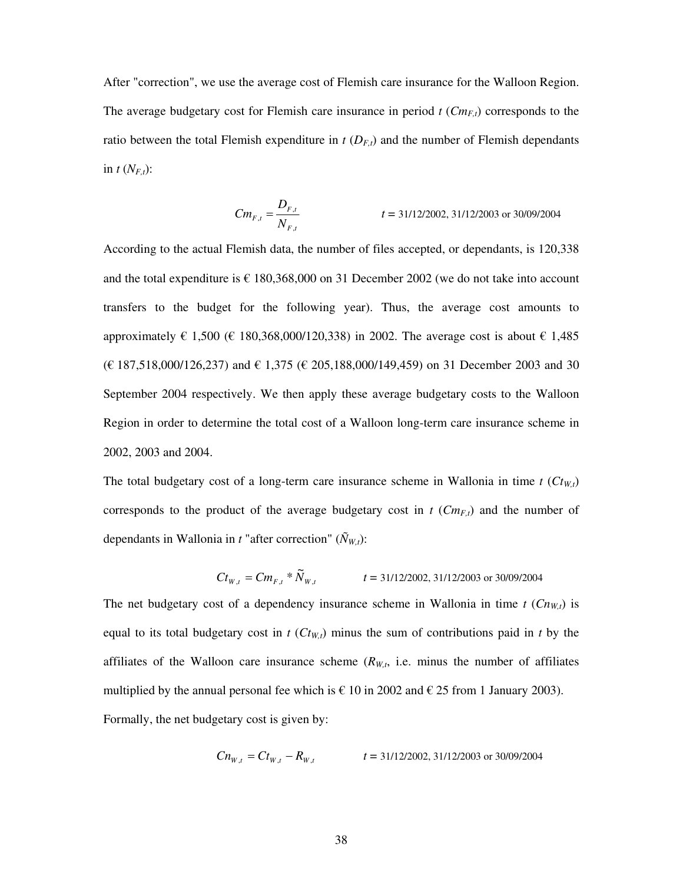After "correction", we use the average cost of Flemish care insurance for the Walloon Region. The average budgetary cost for Flemish care insurance in period $t$ ($Cm_{F,t}$) corresponds to the ratio between the total Flemish expenditure in $t$ ($D_{F,t}$) and the number of Flemish dependants in $t$ ($N_{F,t}$):

$$Cm_{F,t} = \frac{D_{F,t}}{N_{F,t}} \qquad t = 31/12/2002,\ 31/12/2003 \text{ or } 30/09/2004$$

According to the actual Flemish data, the number of files accepted, or dependants, is 120,338 and the total expenditure is € 180,368,000 on 31 December 2002 (we do not take into account transfers to the budget for the following year). Thus, the average cost amounts to approximately € 1,500 (€ 180,368,000/120,338) in 2002. The average cost is about € 1,485 (€ 187,518,000/126,237) and € 1,375 (€ 205,188,000/149,459) on 31 December 2003 and 30 September 2004 respectively. We then apply these average budgetary costs to the Walloon Region in order to determine the total cost of a Walloon long-term care insurance scheme in 2002, 2003 and 2004.

The total budgetary cost of a long-term care insurance scheme in Wallonia in time $t$ ($Ct_{W,t}$) corresponds to the product of the average budgetary cost in $t$ ($Cm_{F,t}$) and the number of dependants in Wallonia in $t$ "after correction" ($\tilde{N}_{W,t}$):

$$Ct_{W,t} = Cm_{F,t} * \tilde{N}_{W,t} \qquad t = 31/12/2002,\ 31/12/2003 \text{ or } 30/09/2004$$

The net budgetary cost of a dependency insurance scheme in Wallonia in time $t$ ($Cn_{W,t}$) is equal to its total budgetary cost in $t$ ($Ct_{W,t}$) minus the sum of contributions paid in $t$ by the affiliates of the Walloon care insurance scheme ($R_{W,t}$, i.e. minus the number of affiliates multiplied by the annual personal fee which is € 10 in 2002 and € 25 from 1 January 2003). Formally, the net budgetary cost is given by:

$$Cn_{W,t} = Ct_{W,t} - R_{W,t} \qquad t = 31/12/2002,\ 31/12/2003 \text{ or } 30/09/2004$$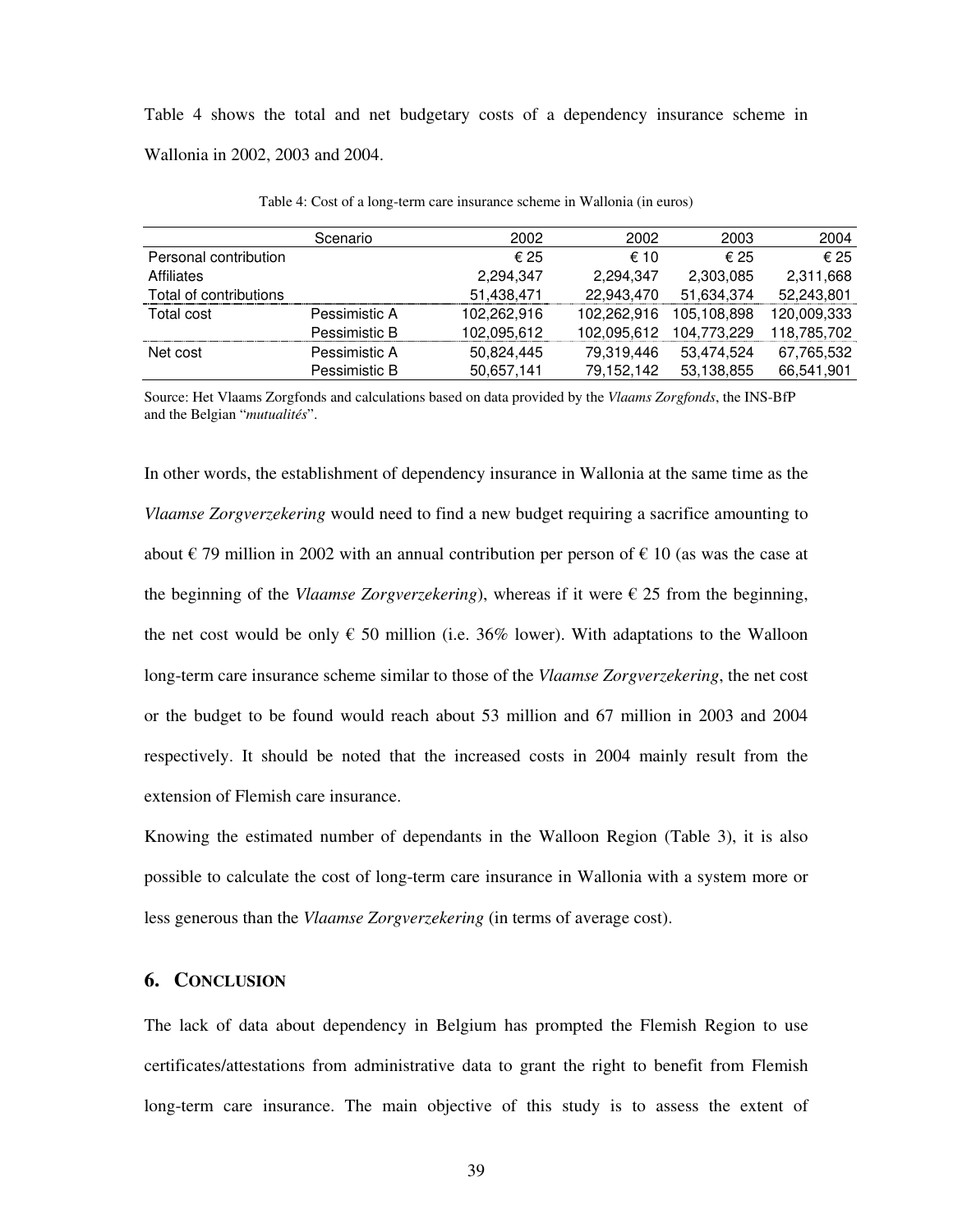Table 4 shows the total and net budgetary costs of a dependency insurance scheme in Wallonia in 2002, 2003 and 2004.

Table 4: Cost of a long-term care insurance scheme in Wallonia (in euros)

| | Scenario | 2002 | 2002 | 2003 | 2004 |
|---|---|---|---|---|---|
| Personal contribution | | € 25 | € 10 | € 25 | € 25 |
| Affiliates | | 2,294,347 | 2,294,347 | 2,303,085 | 2,311,668 |
| Total of contributions | | 51,438,471 | 22,943,470 | 51,634,374 | 52,243,801 |
| Total cost | Pessimistic A | 102,262,916 | 102,262,916 | 105,108,898 | 120,009,333 |
| | Pessimistic B | 102,095,612 | 102,095,612 | 104,773,229 | 118,785,702 |
| Net cost | Pessimistic A | 50,824,445 | 79,319,446 | 53,474,524 | 67,765,532 |
| | Pessimistic B | 50,657,141 | 79,152,142 | 53,138,855 | 66,541,901 |

Source: Het Vlaams Zorgfonds and calculations based on data provided by the *Vlaams Zorgfonds*, the INS-BfP and the Belgian "*mutualités*".

In other words, the establishment of dependency insurance in Wallonia at the same time as the *Vlaamse Zorgverzekering* would need to find a new budget requiring a sacrifice amounting to about € 79 million in 2002 with an annual contribution per person of € 10 (as was the case at the beginning of the *Vlaamse Zorgverzekering*), whereas if it were € 25 from the beginning, the net cost would be only € 50 million (i.e. 36% lower). With adaptations to the Walloon long-term care insurance scheme similar to those of the *Vlaamse Zorgverzekering*, the net cost or the budget to be found would reach about 53 million and 67 million in 2003 and 2004 respectively. It should be noted that the increased costs in 2004 mainly result from the extension of Flemish care insurance.

Knowing the estimated number of dependants in the Walloon Region (Table 3), it is also possible to calculate the cost of long-term care insurance in Wallonia with a system more or less generous than the *Vlaamse Zorgverzekering* (in terms of average cost).

## 6. CONCLUSION

The lack of data about dependency in Belgium has prompted the Flemish Region to use certificates/attestations from administrative data to grant the right to benefit from Flemish long-term care insurance. The main objective of this study is to assess the extent of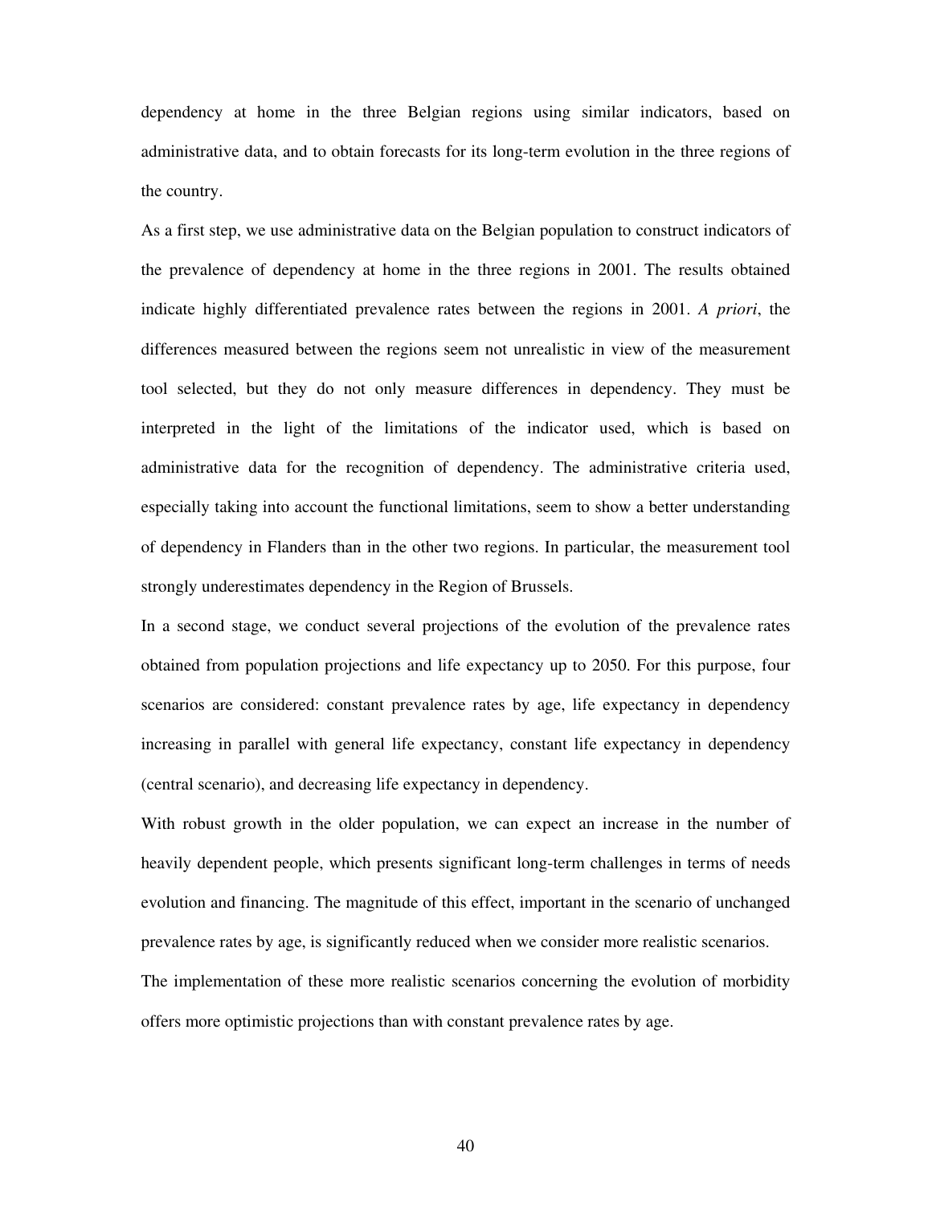dependency at home in the three Belgian regions using similar indicators, based on administrative data, and to obtain forecasts for its long-term evolution in the three regions of the country.

As a first step, we use administrative data on the Belgian population to construct indicators of the prevalence of dependency at home in the three regions in 2001. The results obtained indicate highly differentiated prevalence rates between the regions in 2001. *A priori*, the differences measured between the regions seem not unrealistic in view of the measurement tool selected, but they do not only measure differences in dependency. They must be interpreted in the light of the limitations of the indicator used, which is based on administrative data for the recognition of dependency. The administrative criteria used, especially taking into account the functional limitations, seem to show a better understanding of dependency in Flanders than in the other two regions. In particular, the measurement tool strongly underestimates dependency in the Region of Brussels.

In a second stage, we conduct several projections of the evolution of the prevalence rates obtained from population projections and life expectancy up to 2050. For this purpose, four scenarios are considered: constant prevalence rates by age, life expectancy in dependency increasing in parallel with general life expectancy, constant life expectancy in dependency (central scenario), and decreasing life expectancy in dependency.

With robust growth in the older population, we can expect an increase in the number of heavily dependent people, which presents significant long-term challenges in terms of needs evolution and financing. The magnitude of this effect, important in the scenario of unchanged prevalence rates by age, is significantly reduced when we consider more realistic scenarios.

The implementation of these more realistic scenarios concerning the evolution of morbidity offers more optimistic projections than with constant prevalence rates by age.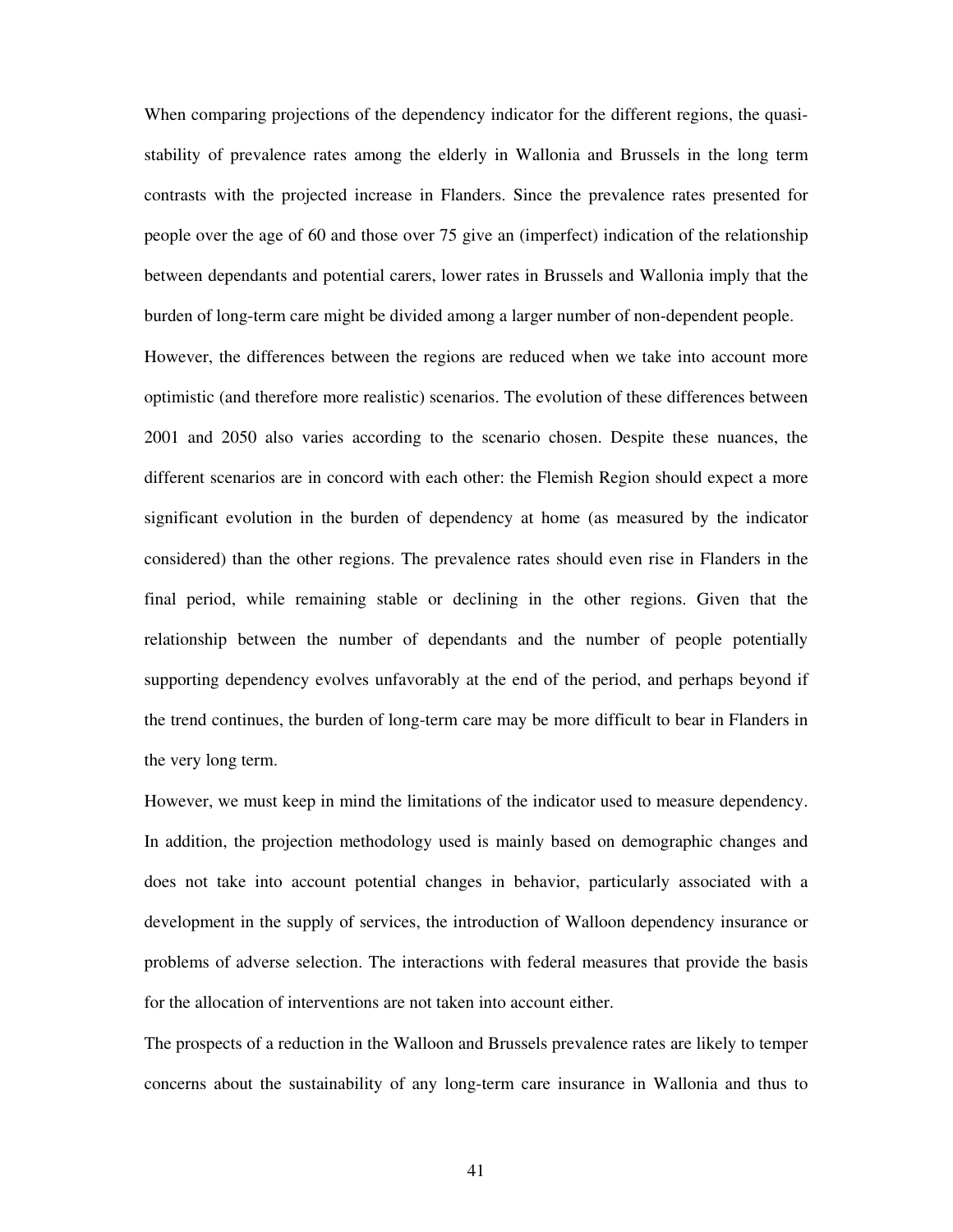When comparing projections of the dependency indicator for the different regions, the quasi-stability of prevalence rates among the elderly in Wallonia and Brussels in the long term contrasts with the projected increase in Flanders. Since the prevalence rates presented for people over the age of 60 and those over 75 give an (imperfect) indication of the relationship between dependants and potential carers, lower rates in Brussels and Wallonia imply that the burden of long-term care might be divided among a larger number of non-dependent people.

However, the differences between the regions are reduced when we take into account more optimistic (and therefore more realistic) scenarios. The evolution of these differences between 2001 and 2050 also varies according to the scenario chosen. Despite these nuances, the different scenarios are in concord with each other: the Flemish Region should expect a more significant evolution in the burden of dependency at home (as measured by the indicator considered) than the other regions. The prevalence rates should even rise in Flanders in the final period, while remaining stable or declining in the other regions. Given that the relationship between the number of dependants and the number of people potentially supporting dependency evolves unfavorably at the end of the period, and perhaps beyond if the trend continues, the burden of long-term care may be more difficult to bear in Flanders in the very long term.

However, we must keep in mind the limitations of the indicator used to measure dependency. In addition, the projection methodology used is mainly based on demographic changes and does not take into account potential changes in behavior, particularly associated with a development in the supply of services, the introduction of Walloon dependency insurance or problems of adverse selection. The interactions with federal measures that provide the basis for the allocation of interventions are not taken into account either.

The prospects of a reduction in the Walloon and Brussels prevalence rates are likely to temper concerns about the sustainability of any long-term care insurance in Wallonia and thus to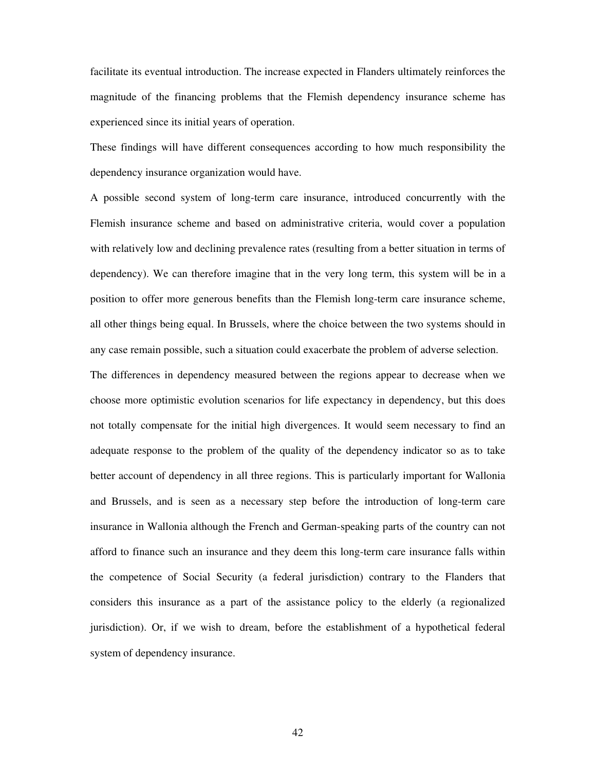facilitate its eventual introduction. The increase expected in Flanders ultimately reinforces the magnitude of the financing problems that the Flemish dependency insurance scheme has experienced since its initial years of operation.

These findings will have different consequences according to how much responsibility the dependency insurance organization would have.

A possible second system of long-term care insurance, introduced concurrently with the Flemish insurance scheme and based on administrative criteria, would cover a population with relatively low and declining prevalence rates (resulting from a better situation in terms of dependency). We can therefore imagine that in the very long term, this system will be in a position to offer more generous benefits than the Flemish long-term care insurance scheme, all other things being equal. In Brussels, where the choice between the two systems should in any case remain possible, such a situation could exacerbate the problem of adverse selection.

The differences in dependency measured between the regions appear to decrease when we choose more optimistic evolution scenarios for life expectancy in dependency, but this does not totally compensate for the initial high divergences. It would seem necessary to find an adequate response to the problem of the quality of the dependency indicator so as to take better account of dependency in all three regions. This is particularly important for Wallonia and Brussels, and is seen as a necessary step before the introduction of long-term care insurance in Wallonia although the French and German-speaking parts of the country can not afford to finance such an insurance and they deem this long-term care insurance falls within the competence of Social Security (a federal jurisdiction) contrary to the Flanders that considers this insurance as a part of the assistance policy to the elderly (a regionalized jurisdiction). Or, if we wish to dream, before the establishment of a hypothetical federal system of dependency insurance.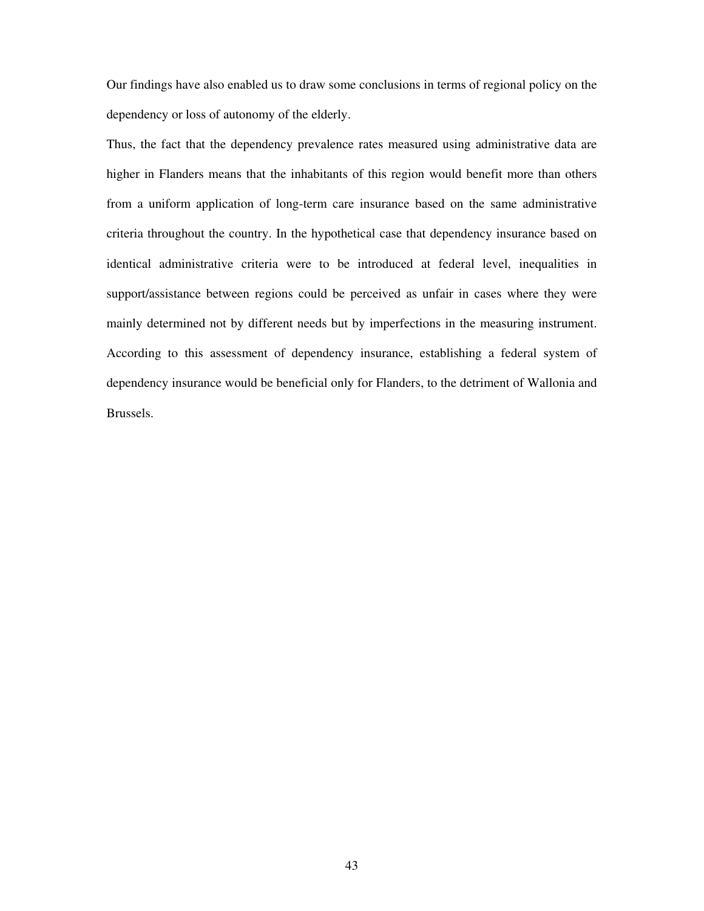Our findings have also enabled us to draw some conclusions in terms of regional policy on the dependency or loss of autonomy of the elderly.

Thus, the fact that the dependency prevalence rates measured using administrative data are higher in Flanders means that the inhabitants of this region would benefit more than others from a uniform application of long-term care insurance based on the same administrative criteria throughout the country. In the hypothetical case that dependency insurance based on identical administrative criteria were to be introduced at federal level, inequalities in support/assistance between regions could be perceived as unfair in cases where they were mainly determined not by different needs but by imperfections in the measuring instrument. According to this assessment of dependency insurance, establishing a federal system of dependency insurance would be beneficial only for Flanders, to the detriment of Wallonia and Brussels.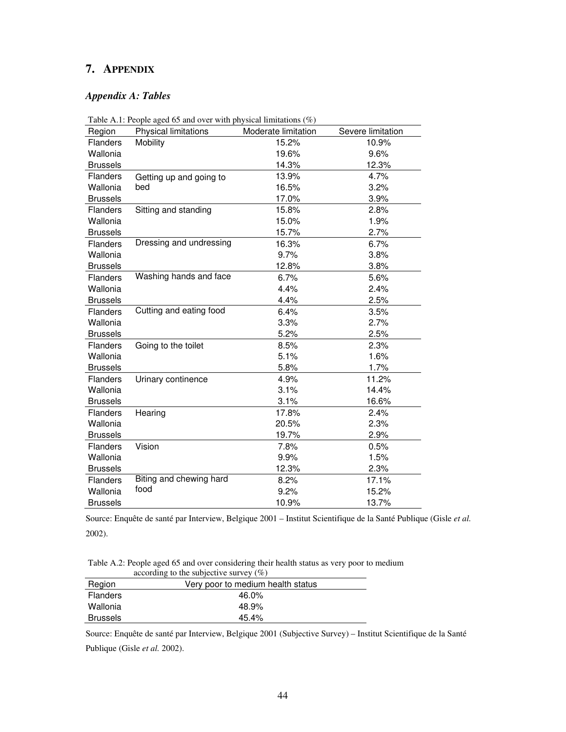## 7. APPENDIX

### *Appendix A: Tables*

Table A.1: People aged 65 and over with physical limitations (%)

| Region | Physical limitations | Moderate limitation | Severe limitation |
|---|---|---|---|
| Flanders | Mobility | 15.2% | 10.9% |
| Wallonia | | 19.6% | 9.6% |
| Brussels | | 14.3% | 12.3% |
| Flanders | Getting up and going to bed | 13.9% | 4.7% |
| Wallonia | | 16.5% | 3.2% |
| Brussels | | 17.0% | 3.9% |
| Flanders | Sitting and standing | 15.8% | 2.8% |
| Wallonia | | 15.0% | 1.9% |
| Brussels | | 15.7% | 2.7% |
| Flanders | Dressing and undressing | 16.3% | 6.7% |
| Wallonia | | 9.7% | 3.8% |
| Brussels | | 12.8% | 3.8% |
| Flanders | Washing hands and face | 6.7% | 5.6% |
| Wallonia | | 4.4% | 2.4% |
| Brussels | | 4.4% | 2.5% |
| Flanders | Cutting and eating food | 6.4% | 3.5% |
| Wallonia | | 3.3% | 2.7% |
| Brussels | | 5.2% | 2.5% |
| Flanders | Going to the toilet | 8.5% | 2.3% |
| Wallonia | | 5.1% | 1.6% |
| Brussels | | 5.8% | 1.7% |
| Flanders | Urinary continence | 4.9% | 11.2% |
| Wallonia | | 3.1% | 14.4% |
| Brussels | | 3.1% | 16.6% |
| Flanders | Hearing | 17.8% | 2.4% |
| Wallonia | | 20.5% | 2.3% |
| Brussels | | 19.7% | 2.9% |
| Flanders | Vision | 7.8% | 0.5% |
| Wallonia | | 9.9% | 1.5% |
| Brussels | | 12.3% | 2.3% |
| Flanders | Biting and chewing hard food | 8.2% | 17.1% |
| Wallonia | | 9.2% | 15.2% |
| Brussels | | 10.9% | 13.7% |

Source: Enquête de santé par Interview, Belgique 2001 – Institut Scientifique de la Santé Publique (Gisle *et al.* 2002).

Table A.2: People aged 65 and over considering their health status as very poor to medium according to the subjective survey (%)

| Region | Very poor to medium health status |
|---|---|
| Flanders | 46.0% |
| Wallonia | 48.9% |
| Brussels | 45.4% |

Source: Enquête de santé par Interview, Belgique 2001 (Subjective Survey) – Institut Scientifique de la Santé Publique (Gisle *et al.* 2002).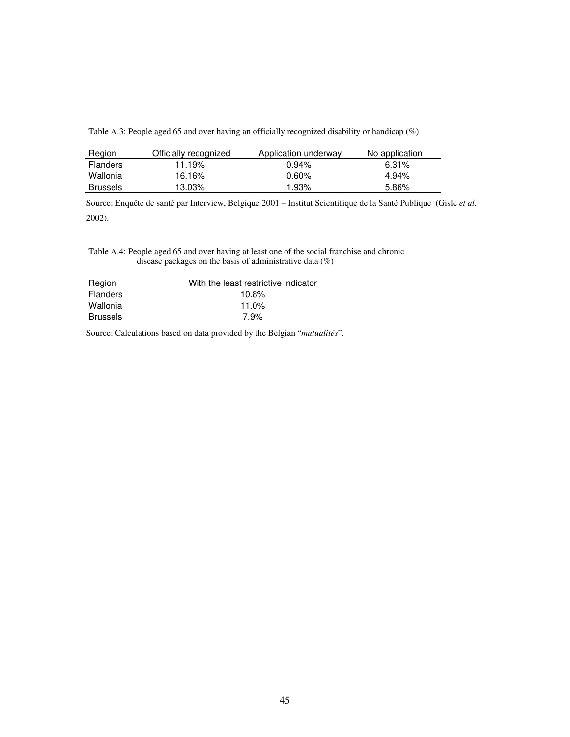Table A.3: People aged 65 and over having an officially recognized disability or handicap (%)

| Region | Officially recognized | Application underway | No application |
|---|---|---|---|
| Flanders | 11.19% | 0.94% | 6.31% |
| Wallonia | 16.16% | 0.60% | 4.94% |
| Brussels | 13.03% | 1.93% | 5.86% |

Source: Enquête de santé par Interview, Belgique 2001 – Institut Scientifique de la Santé Publique (Gisle *et al.* 2002).

Table A.4: People aged 65 and over having at least one of the social franchise and chronic disease packages on the basis of administrative data (%)

| Region | With the least restrictive indicator |
|---|---|
| Flanders | 10.8% |
| Wallonia | 11.0% |
| Brussels | 7.9% |

Source: Calculations based on data provided by the Belgian "*mutualités*".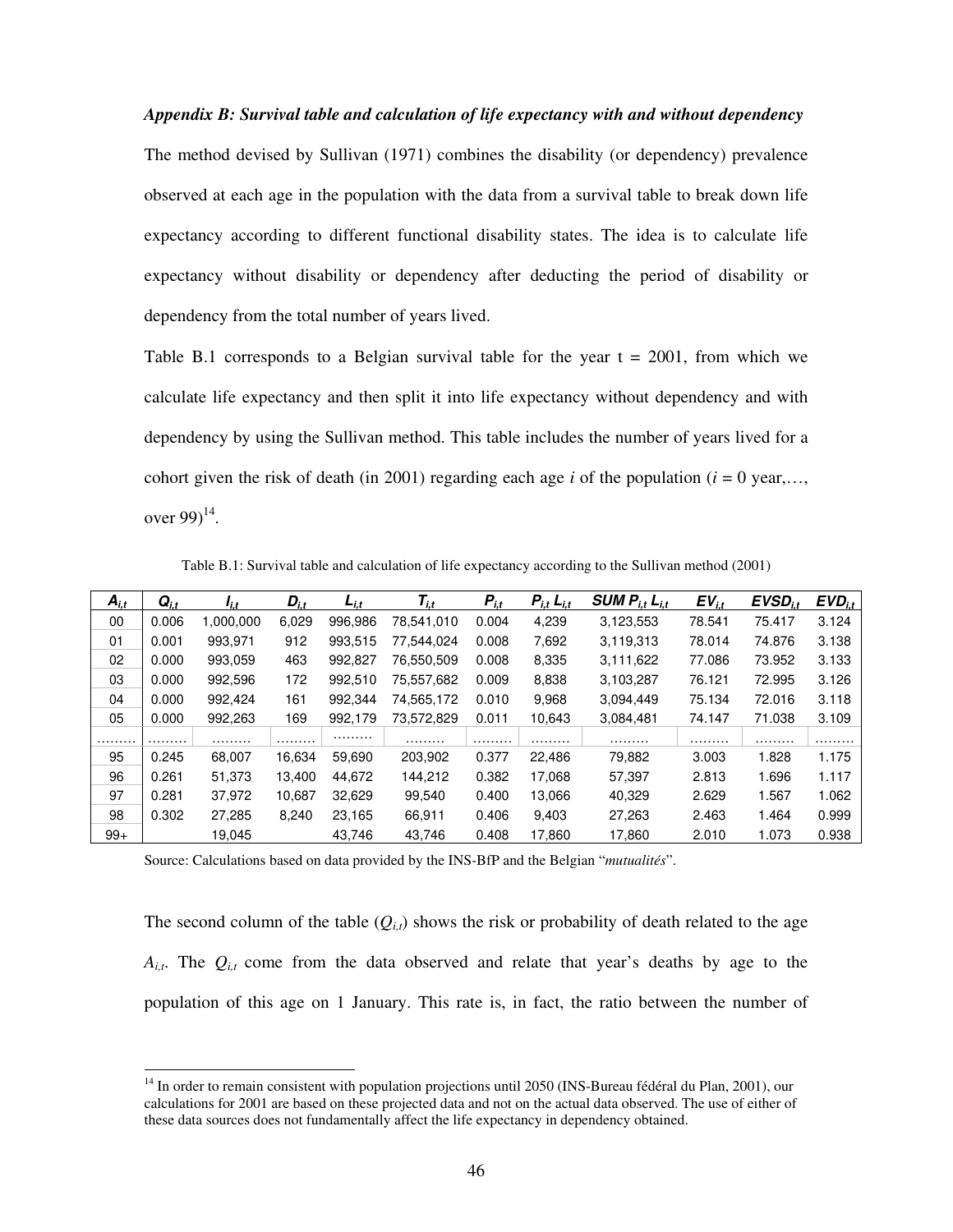***Appendix B: Survival table and calculation of life expectancy with and without dependency***

The method devised by Sullivan (1971) combines the disability (or dependency) prevalence observed at each age in the population with the data from a survival table to break down life expectancy according to different functional disability states. The idea is to calculate life expectancy without disability or dependency after deducting the period of disability or dependency from the total number of years lived.

Table B.1 corresponds to a Belgian survival table for the year t = 2001, from which we calculate life expectancy and then split it into life expectancy without dependency and with dependency by using the Sullivan method. This table includes the number of years lived for a cohort given the risk of death (in 2001) regarding each age *i* of the population (*i* = 0 year,…, over 99)[14].

Table B.1: Survival table and calculation of life expectancy according to the Sullivan method (2001)

| $A_{i,t}$ | $Q_{i,t}$ | $l_{i,t}$ | $D_{i,t}$ | $L_{i,t}$ | $T_{i,t}$ | $P_{i,t}$ | $P_{i,t}\, L_{i,t}$ | $SUM\ P_{i,t}\, L_{i,t}$ | $EV_{i,t}$ | $EVSD_{i,t}$ | $EVD_{i,t}$ |
|---|---|---|---|---|---|---|---|---|---|---|---|
| 00 | 0.006 | 1,000,000 | 6,029 | 996,986 | 78,541,010 | 0.004 | 4,239 | 3,123,553 | 78.541 | 75.417 | 3.124 |
| 01 | 0.001 | 993,971 | 912 | 993,515 | 77,544,024 | 0.008 | 7,692 | 3,119,313 | 78.014 | 74.876 | 3.138 |
| 02 | 0.000 | 993,059 | 463 | 992,827 | 76,550,509 | 0.008 | 8,335 | 3,111,622 | 77.086 | 73.952 | 3.133 |
| 03 | 0.000 | 992,596 | 172 | 992,510 | 75,557,682 | 0.009 | 8,838 | 3,103,287 | 76.121 | 72.995 | 3.126 |
| 04 | 0.000 | 992,424 | 161 | 992,344 | 74,565,172 | 0.010 | 9,968 | 3,094,449 | 75.134 | 72.016 | 3.118 |
| 05 | 0.000 | 992,263 | 169 | 992,179 | 73,572,829 | 0.011 | 10,643 | 3,084,481 | 74.147 | 71.038 | 3.109 |
| ……… | ……… | ……… | ……… | ……… | ……… | ……… | ……… | ……… | ……… | ……… | ……… |
| 95 | 0.245 | 68,007 | 16,634 | 59,690 | 203,902 | 0.377 | 22,486 | 79,882 | 3.003 | 1.828 | 1.175 |
| 96 | 0.261 | 51,373 | 13,400 | 44,672 | 144,212 | 0.382 | 17,068 | 57,397 | 2.813 | 1.696 | 1.117 |
| 97 | 0.281 | 37,972 | 10,687 | 32,629 | 99,540 | 0.400 | 13,066 | 40,329 | 2.629 | 1.567 | 1.062 |
| 98 | 0.302 | 27,285 | 8,240 | 23,165 | 66,911 | 0.406 | 9,403 | 27,263 | 2.463 | 1.464 | 0.999 |
| 99+ | | 19,045 | | 43,746 | 43,746 | 0.408 | 17,860 | 17,860 | 2.010 | 1.073 | 0.938 |

Source: Calculations based on data provided by the INS-BfP and the Belgian "*mutualités*".

The second column of the table ($Q_{i,t}$) shows the risk or probability of death related to the age $A_{i,t}$. The $Q_{i,t}$ come from the data observed and relate that year's deaths by age to the population of this age on 1 January. This rate is, in fact, the ratio between the number of

[14] In order to remain consistent with population projections until 2050 (INS-Bureau fédéral du Plan, 2001), our calculations for 2001 are based on these projected data and not on the actual data observed. The use of either of these data sources does not fundamentally affect the life expectancy in dependency obtained.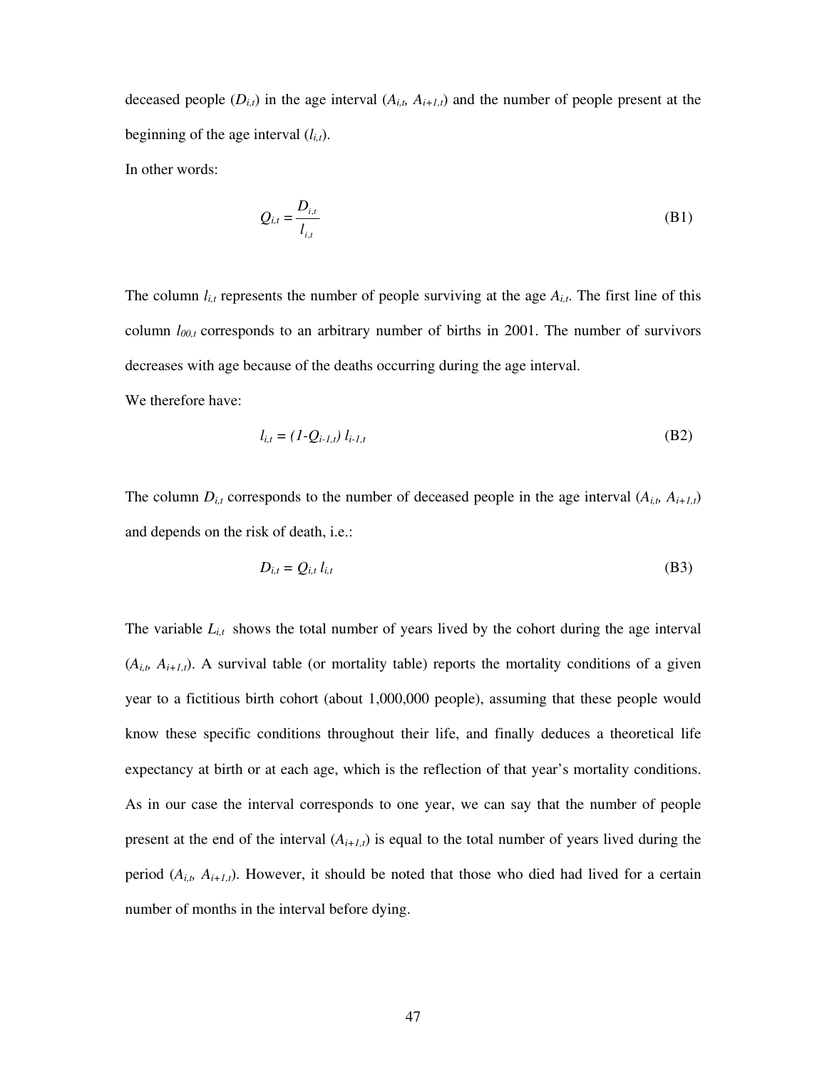deceased people ($D_{i,t}$) in the age interval ($A_{i,t}$, $A_{i+1,t}$) and the number of people present at the beginning of the age interval ($l_{i,t}$).

In other words:

$$Q_{i,t} = \frac{D_{i,t}}{l_{i,t}} \tag{B1}$$

The column $l_{i,t}$ represents the number of people surviving at the age $A_{i,t}$. The first line of this column $l_{00,t}$ corresponds to an arbitrary number of births in 2001. The number of survivors decreases with age because of the deaths occurring during the age interval.

We therefore have:

$$l_{i,t} = (1-Q_{i-1,t})\, l_{i-1,t} \tag{B2}$$

The column $D_{i,t}$ corresponds to the number of deceased people in the age interval ($A_{i,t}$, $A_{i+1,t}$) and depends on the risk of death, i.e.:

$$D_{i,t} = Q_{i,t}\, l_{i,t} \tag{B3}$$

The variable $L_{i,t}$ shows the total number of years lived by the cohort during the age interval ($A_{i,t}$, $A_{i+1,t}$). A survival table (or mortality table) reports the mortality conditions of a given year to a fictitious birth cohort (about 1,000,000 people), assuming that these people would know these specific conditions throughout their life, and finally deduces a theoretical life expectancy at birth or at each age, which is the reflection of that year's mortality conditions. As in our case the interval corresponds to one year, we can say that the number of people present at the end of the interval ($A_{i+1,t}$) is equal to the total number of years lived during the period ($A_{i,t}$, $A_{i+1,t}$). However, it should be noted that those who died had lived for a certain number of months in the interval before dying.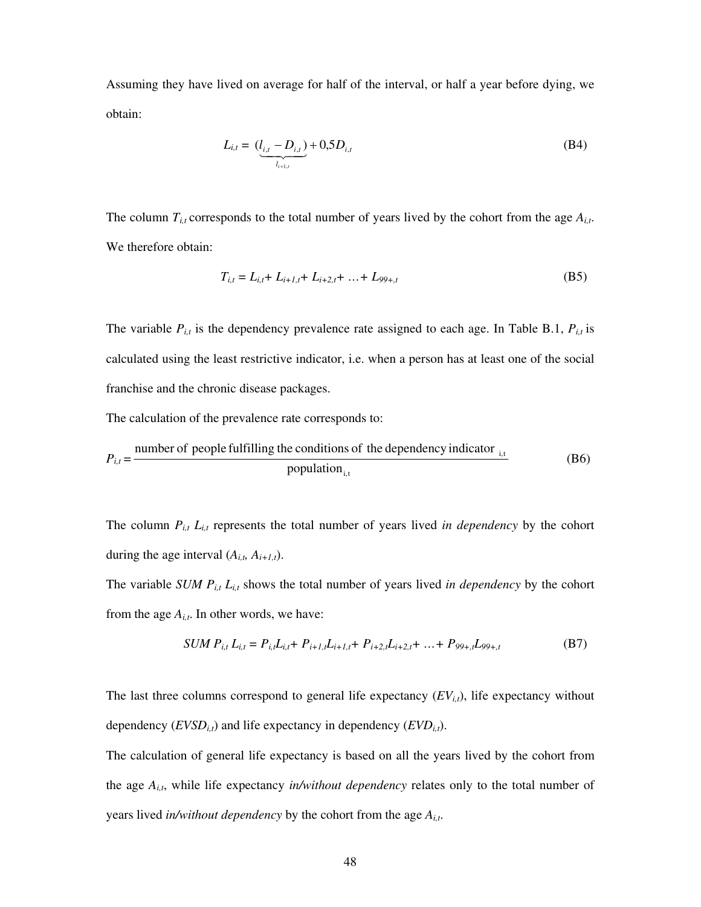Assuming they have lived on average for half of the interval, or half a year before dying, we obtain:

$$L_{i,t} = \underbrace{(l_{i,t} - D_{i,t})}_{l_{i+1,t}} + 0{,}5D_{i,t} \tag{B4}$$

The column $T_{i,t}$ corresponds to the total number of years lived by the cohort from the age $A_{i,t}$. We therefore obtain:

$$T_{i,t} = L_{i,t} + L_{i+1,t} + L_{i+2,t} + \ldots + L_{99+,t} \tag{B5}$$

The variable $P_{i,t}$ is the dependency prevalence rate assigned to each age. In Table B.1, $P_{i,t}$ is calculated using the least restrictive indicator, i.e. when a person has at least one of the social franchise and the chronic disease packages.

The calculation of the prevalence rate corresponds to:

$$P_{i,t} = \frac{\text{number of people fulfilling the conditions of the dependency indicator}_{\text{i,t}}}{\text{population}_{\text{i,t}}} \tag{B6}$$

The column $P_{i,t}\ L_{i,t}$ represents the total number of years lived *in dependency* by the cohort during the age interval ($A_{i,t}$, $A_{i+1,t}$).

The variable *SUM* $P_{i,t}\ L_{i,t}$ shows the total number of years lived *in dependency* by the cohort from the age $A_{i,t}$. In other words, we have:

$$SUM\ P_{i,t}\ L_{i,t} = P_{i,t}L_{i,t} + P_{i+1,t}L_{i+1,t} + P_{i+2,t}L_{i+2,t} + \ldots + P_{99+,t}L_{99+,t} \tag{B7}$$

The last three columns correspond to general life expectancy ($EV_{i,t}$), life expectancy without dependency ($EVSD_{i,t}$) and life expectancy in dependency ($EVD_{i,t}$).

The calculation of general life expectancy is based on all the years lived by the cohort from the age $A_{i,t}$, while life expectancy *in/without dependency* relates only to the total number of years lived *in/without dependency* by the cohort from the age $A_{i,t}$.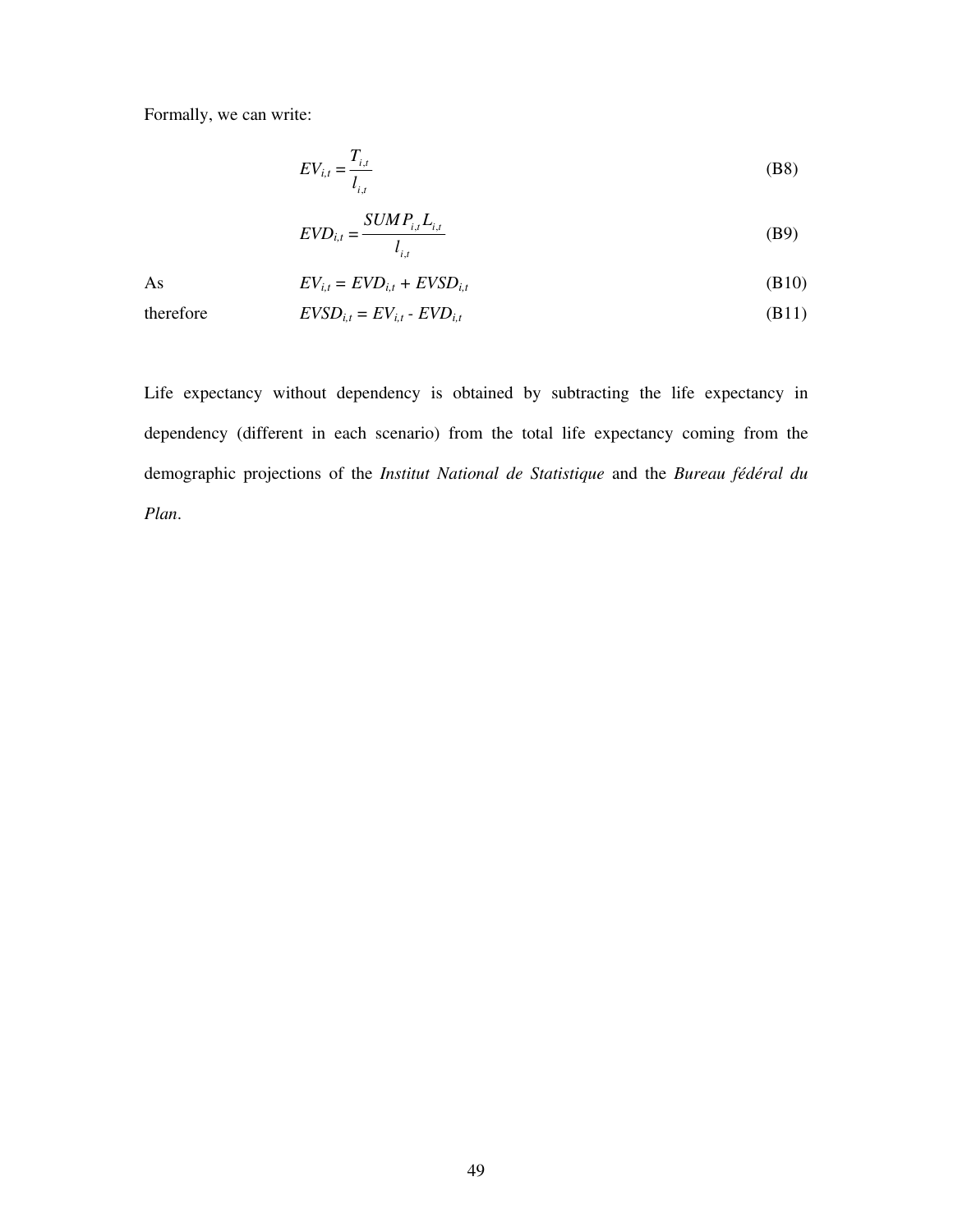Formally, we can write:

$$EV_{i,t} = \frac{T_{i,t}}{l_{i,t}} \tag{B8}$$

$$EVD_{i,t} = \frac{SUM\,P_{i,t}L_{i,t}}{l_{i,t}} \tag{B9}$$

As $$EV_{i,t} = EVD_{i,t} + EVSD_{i,t} \tag{B10}$$

therefore $$EVSD_{i,t} = EV_{i,t} - EVD_{i,t} \tag{B11}$$

Life expectancy without dependency is obtained by subtracting the life expectancy in dependency (different in each scenario) from the total life expectancy coming from the demographic projections of the *Institut National de Statistique* and the *Bureau fédéral du Plan*.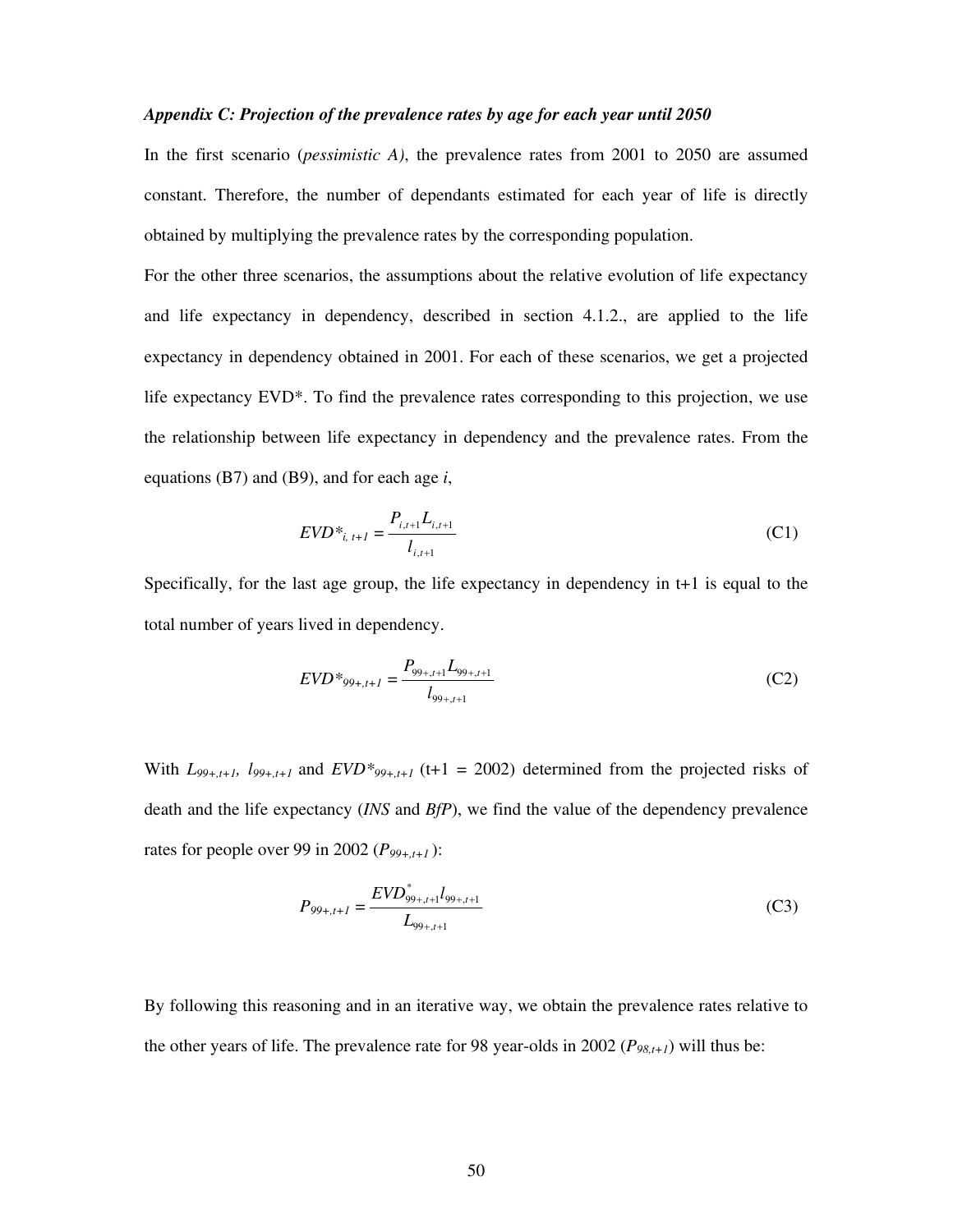***Appendix C: Projection of the prevalence rates by age for each year until 2050***

In the first scenario (*pessimistic A)*, the prevalence rates from 2001 to 2050 are assumed constant. Therefore, the number of dependants estimated for each year of life is directly obtained by multiplying the prevalence rates by the corresponding population.

For the other three scenarios, the assumptions about the relative evolution of life expectancy and life expectancy in dependency, described in section 4.1.2., are applied to the life expectancy in dependency obtained in 2001. For each of these scenarios, we get a projected life expectancy EVD*. To find the prevalence rates corresponding to this projection, we use the relationship between life expectancy in dependency and the prevalence rates. From the equations (B7) and (B9), and for each age *i*,

$$EVD^*_{i,\,t+1} = \frac{P_{i,t+1} L_{i,t+1}}{l_{i,t+1}} \tag{C1}$$

Specifically, for the last age group, the life expectancy in dependency in t+1 is equal to the total number of years lived in dependency.

$$EVD^*_{99+,t+1} = \frac{P_{99+,t+1} L_{99+,t+1}}{l_{99+,t+1}} \tag{C2}$$

With $L_{99+,t+1}$, $l_{99+,t+1}$ and $EVD^*_{99+,t+1}$ (t+1 = 2002) determined from the projected risks of death and the life expectancy (*INS* and *BfP*), we find the value of the dependency prevalence rates for people over 99 in 2002 ($P_{99+,t+1}$ ):

$$P_{99+,t+1} = \frac{EVD^*_{99+,t+1} l_{99+,t+1}}{L_{99+,t+1}} \tag{C3}$$

By following this reasoning and in an iterative way, we obtain the prevalence rates relative to the other years of life. The prevalence rate for 98 year-olds in 2002 ($P_{98,t+1}$) will thus be: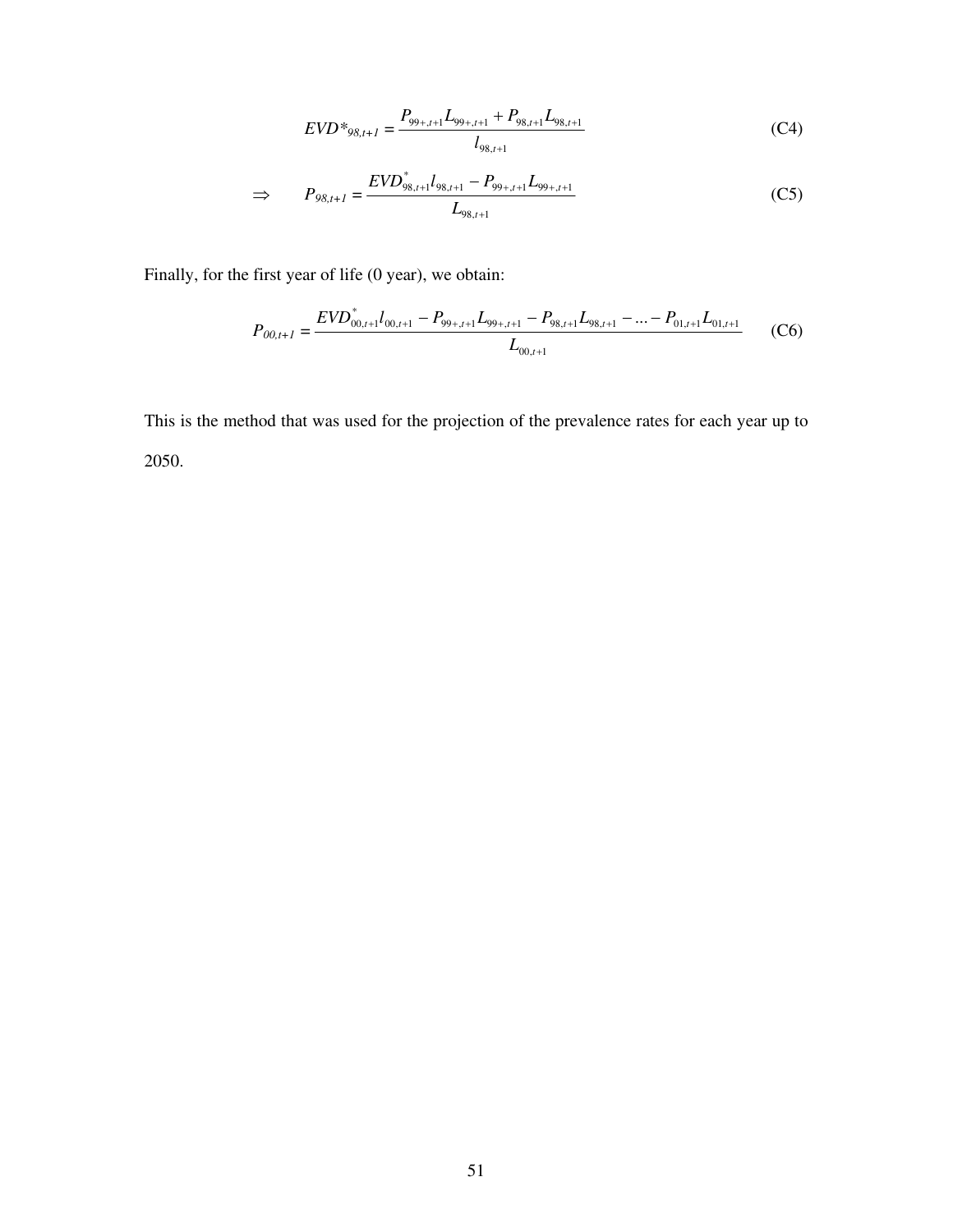$$EVD^*_{98,t+1} = \frac{P_{99+,t+1}L_{99+,t+1} + P_{98,t+1}L_{98,t+1}}{l_{98,t+1}} \tag{C4}$$

$$\Rightarrow \qquad P_{98,t+1} = \frac{EVD^*_{98,t+1}l_{98,t+1} - P_{99+,t+1}L_{99+,t+1}}{L_{98,t+1}} \tag{C5}$$

Finally, for the first year of life (0 year), we obtain:

$$P_{00,t+1} = \frac{EVD^*_{00,t+1}l_{00,t+1} - P_{99+,t+1}L_{99+,t+1} - P_{98,t+1}L_{98,t+1} - \ldots - P_{01,t+1}L_{01,t+1}}{L_{00,t+1}} \tag{C6}$$

This is the method that was used for the projection of the prevalence rates for each year up to 2050.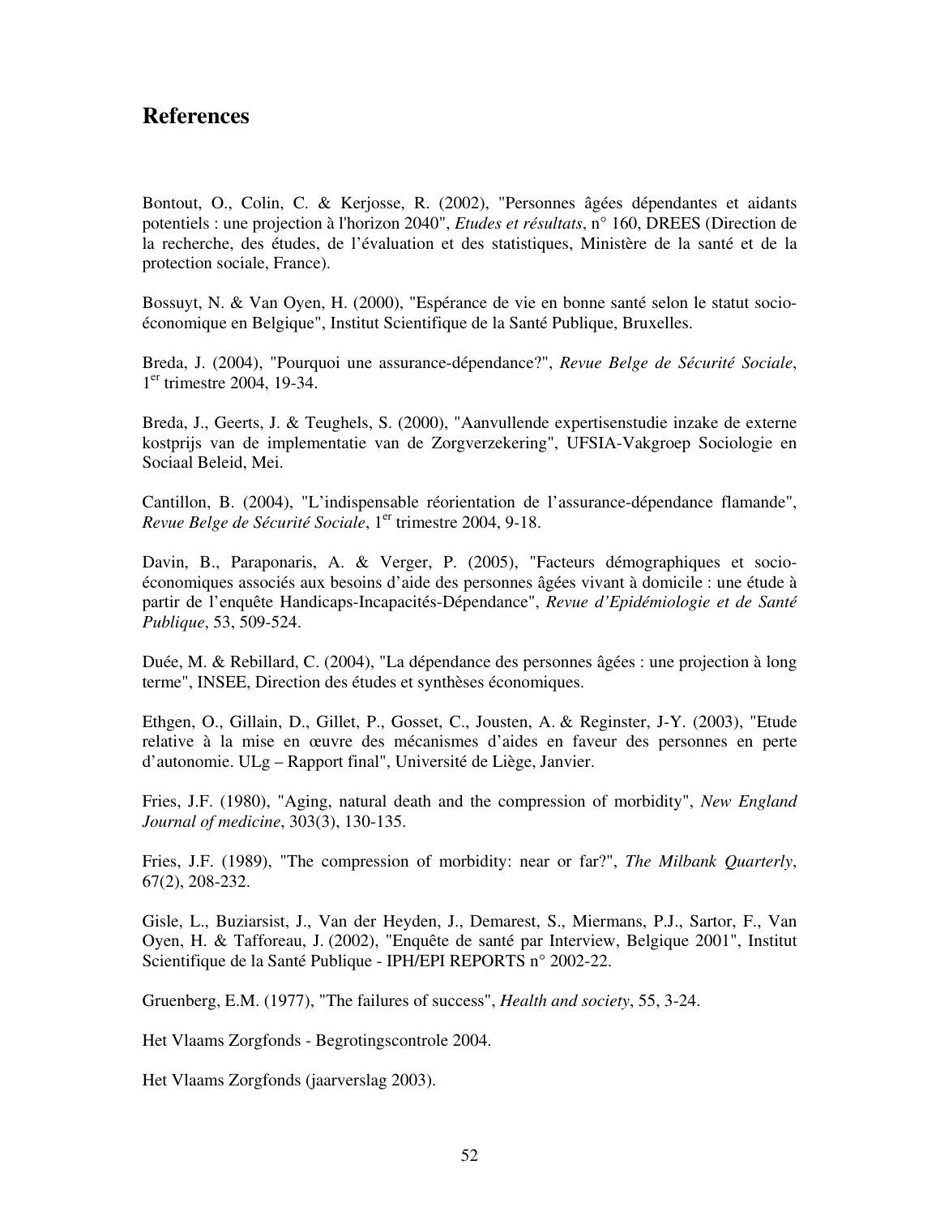## References

Bontout, O., Colin, C. & Kerjosse, R. (2002), "Personnes âgées dépendantes et aidants potentiels : une projection à l'horizon 2040", *Etudes et résultats*, n° 160, DREES (Direction de la recherche, des études, de l'évaluation et des statistiques, Ministère de la santé et de la protection sociale, France).

Bossuyt, N. & Van Oyen, H. (2000), "Espérance de vie en bonne santé selon le statut socio-économique en Belgique", Institut Scientifique de la Santé Publique, Bruxelles.

Breda, J. (2004), "Pourquoi une assurance-dépendance?", *Revue Belge de Sécurité Sociale*, 1er trimestre 2004, 19-34.

Breda, J., Geerts, J. & Teughels, S. (2000), "Aanvullende expertisenstudie inzake de externe kostprijs van de implementatie van de Zorgverzekering", UFSIA-Vakgroep Sociologie en Sociaal Beleid, Mei.

Cantillon, B. (2004), "L'indispensable réorientation de l'assurance-dépendance flamande", *Revue Belge de Sécurité Sociale*, 1er trimestre 2004, 9-18.

Davin, B., Paraponaris, A. & Verger, P. (2005), "Facteurs démographiques et socio-économiques associés aux besoins d'aide des personnes âgées vivant à domicile : une étude à partir de l'enquête Handicaps-Incapacités-Dépendance", *Revue d'Epidémiologie et de Santé Publique*, 53, 509-524.

Duée, M. & Rebillard, C. (2004), "La dépendance des personnes âgées : une projection à long terme", INSEE, Direction des études et synthèses économiques.

Ethgen, O., Gillain, D., Gillet, P., Gosset, C., Jousten, A. & Reginster, J-Y. (2003), "Etude relative à la mise en œuvre des mécanismes d'aides en faveur des personnes en perte d'autonomie. ULg – Rapport final", Université de Liège, Janvier.

Fries, J.F. (1980), "Aging, natural death and the compression of morbidity", *New England Journal of medicine*, 303(3), 130-135.

Fries, J.F. (1989), "The compression of morbidity: near or far?", *The Milbank Quarterly*, 67(2), 208-232.

Gisle, L., Buziarsist, J., Van der Heyden, J., Demarest, S., Miermans, P.J., Sartor, F., Van Oyen, H. & Tafforeau, J. (2002), "Enquête de santé par Interview, Belgique 2001", Institut Scientifique de la Santé Publique - IPH/EPI REPORTS n° 2002-22.

Gruenberg, E.M. (1977), "The failures of success", *Health and society*, 55, 3-24.

Het Vlaams Zorgfonds - Begrotingscontrole 2004.

Het Vlaams Zorgfonds (jaarverslag 2003).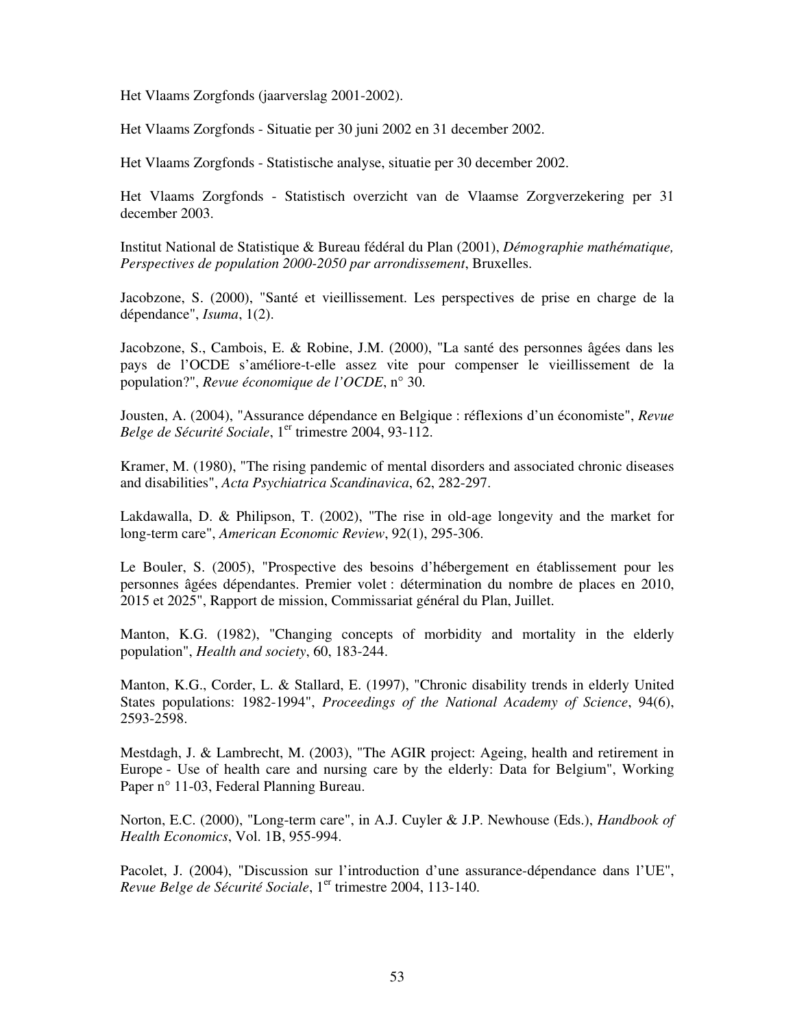Het Vlaams Zorgfonds (jaarverslag 2001-2002).

Het Vlaams Zorgfonds - Situatie per 30 juni 2002 en 31 december 2002.

Het Vlaams Zorgfonds - Statistische analyse, situatie per 30 december 2002.

Het Vlaams Zorgfonds - Statistisch overzicht van de Vlaamse Zorgverzekering per 31 december 2003.

Institut National de Statistique & Bureau fédéral du Plan (2001), *Démographie mathématique, Perspectives de population 2000-2050 par arrondissement*, Bruxelles.

Jacobzone, S. (2000), "Santé et vieillissement. Les perspectives de prise en charge de la dépendance", *Isuma*, 1(2).

Jacobzone, S., Cambois, E. & Robine, J.M. (2000), "La santé des personnes âgées dans les pays de l'OCDE s'améliore-t-elle assez vite pour compenser le vieillissement de la population?", *Revue économique de l'OCDE*, n° 30.

Jousten, A. (2004), "Assurance dépendance en Belgique : réflexions d'un économiste", *Revue Belge de Sécurité Sociale*, 1er trimestre 2004, 93-112.

Kramer, M. (1980), "The rising pandemic of mental disorders and associated chronic diseases and disabilities", *Acta Psychiatrica Scandinavica*, 62, 282-297.

Lakdawalla, D. & Philipson, T. (2002), "The rise in old-age longevity and the market for long-term care", *American Economic Review*, 92(1), 295-306.

Le Bouler, S. (2005), "Prospective des besoins d'hébergement en établissement pour les personnes âgées dépendantes. Premier volet : détermination du nombre de places en 2010, 2015 et 2025", Rapport de mission, Commissariat général du Plan, Juillet.

Manton, K.G. (1982), "Changing concepts of morbidity and mortality in the elderly population", *Health and society*, 60, 183-244.

Manton, K.G., Corder, L. & Stallard, E. (1997), "Chronic disability trends in elderly United States populations: 1982-1994", *Proceedings of the National Academy of Science*, 94(6), 2593-2598.

Mestdagh, J. & Lambrecht, M. (2003), "The AGIR project: Ageing, health and retirement in Europe - Use of health care and nursing care by the elderly: Data for Belgium", Working Paper n° 11-03, Federal Planning Bureau.

Norton, E.C. (2000), "Long-term care", in A.J. Cuyler & J.P. Newhouse (Eds.), *Handbook of Health Economics*, Vol. 1B, 955-994.

Pacolet, J. (2004), "Discussion sur l'introduction d'une assurance-dépendance dans l'UE", *Revue Belge de Sécurité Sociale*, 1er trimestre 2004, 113-140.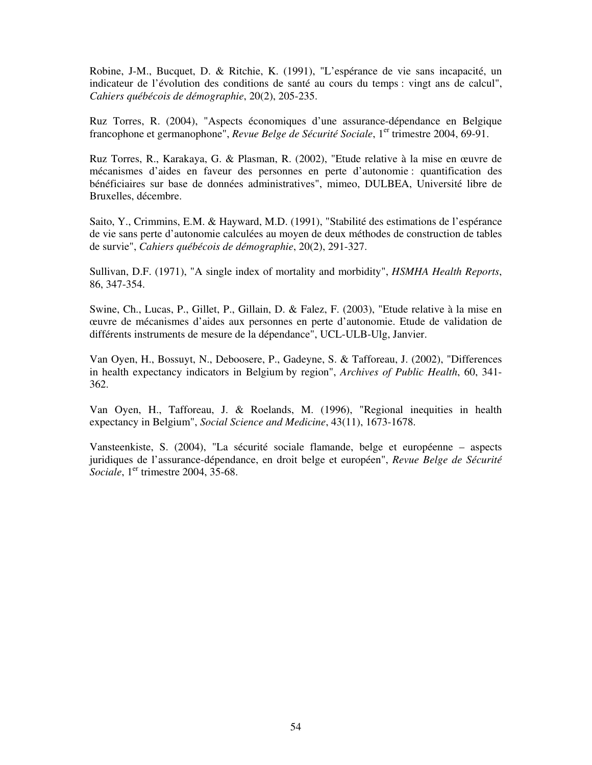Robine, J-M., Bucquet, D. & Ritchie, K. (1991), "L'espérance de vie sans incapacité, un indicateur de l'évolution des conditions de santé au cours du temps : vingt ans de calcul", *Cahiers québécois de démographie*, 20(2), 205-235.

Ruz Torres, R. (2004), "Aspects économiques d'une assurance-dépendance en Belgique francophone et germanophone", *Revue Belge de Sécurité Sociale*, 1er trimestre 2004, 69-91.

Ruz Torres, R., Karakaya, G. & Plasman, R. (2002), "Etude relative à la mise en œuvre de mécanismes d'aides en faveur des personnes en perte d'autonomie : quantification des bénéficiaires sur base de données administratives", mimeo, DULBEA, Université libre de Bruxelles, décembre.

Saito, Y., Crimmins, E.M. & Hayward, M.D. (1991), "Stabilité des estimations de l'espérance de vie sans perte d'autonomie calculées au moyen de deux méthodes de construction de tables de survie", *Cahiers québécois de démographie*, 20(2), 291-327.

Sullivan, D.F. (1971), "A single index of mortality and morbidity", *HSMHA Health Reports*, 86, 347-354.

Swine, Ch., Lucas, P., Gillet, P., Gillain, D. & Falez, F. (2003), "Etude relative à la mise en œuvre de mécanismes d'aides aux personnes en perte d'autonomie. Etude de validation de différents instruments de mesure de la dépendance", UCL-ULB-Ulg, Janvier.

Van Oyen, H., Bossuyt, N., Deboosere, P., Gadeyne, S. & Tafforeau, J. (2002), "Differences in health expectancy indicators in Belgium by region", *Archives of Public Health*, 60, 341-362.

Van Oyen, H., Tafforeau, J. & Roelands, M. (1996), "Regional inequities in health expectancy in Belgium", *Social Science and Medicine*, 43(11), 1673-1678.

Vansteenkiste, S. (2004), "La sécurité sociale flamande, belge et européenne – aspects juridiques de l'assurance-dépendance, en droit belge et européen", *Revue Belge de Sécurité Sociale*, 1er trimestre 2004, 35-68.